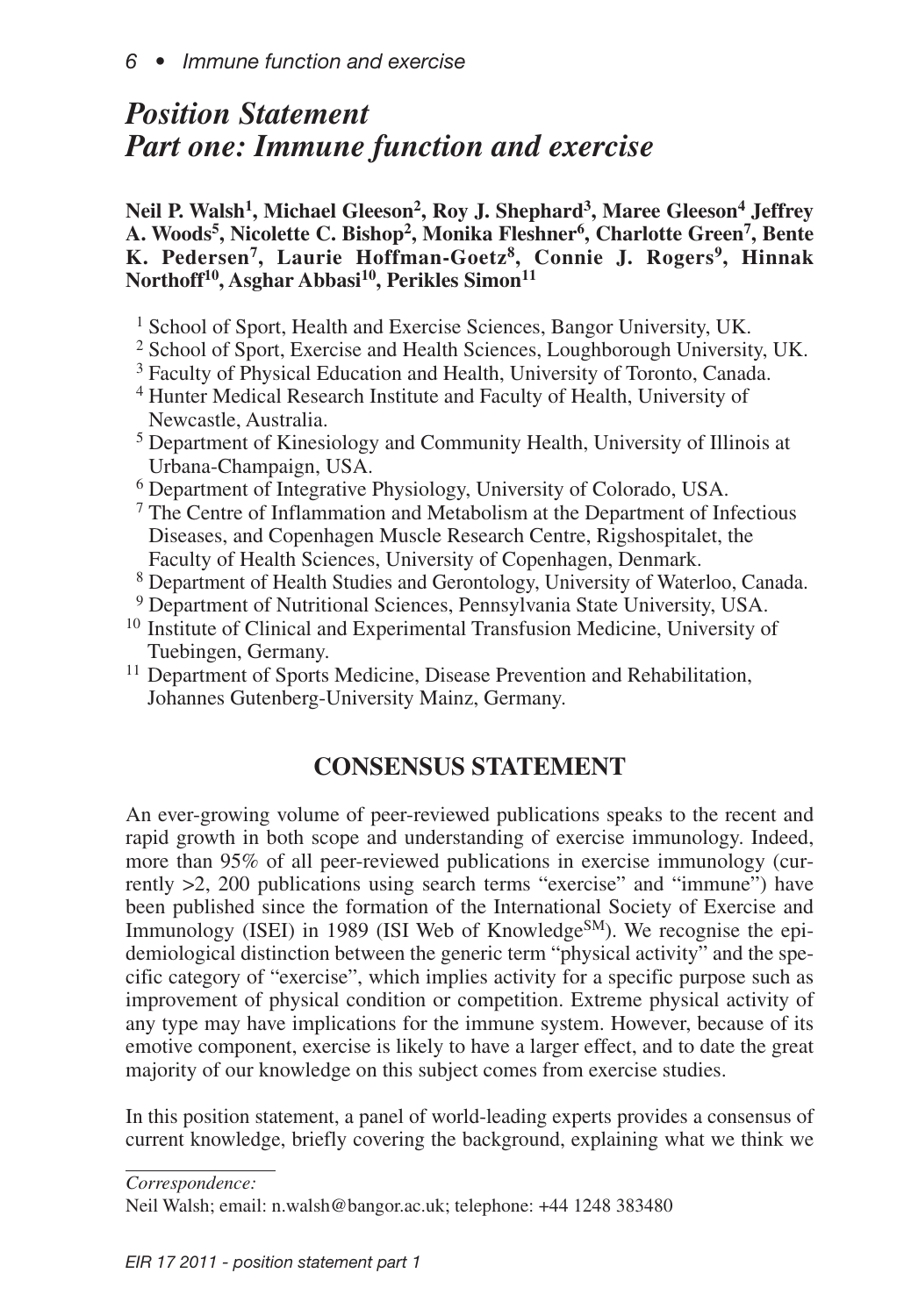# *Position Statement*
# *Part one: Immune function and exercise*

**Neil P. Walsh[1], Michael Gleeson[2], Roy J. Shephard[3], Maree Gleeson[4] Jeffrey A. Woods[5], Nicolette C. Bishop[2], Monika Fleshner[6], Charlotte Green[7], Bente K. Pedersen[7], Laurie Hoffman-Goetz[8], Connie J. Rogers[9], Hinnak Northoff[10], Asghar Abbasi[10], Perikles Simon[11]**

[1] School of Sport, Health and Exercise Sciences, Bangor University, UK.
[2] School of Sport, Exercise and Health Sciences, Loughborough University, UK.
[3] Faculty of Physical Education and Health, University of Toronto, Canada.
[4] Hunter Medical Research Institute and Faculty of Health, University of Newcastle, Australia.
[5] Department of Kinesiology and Community Health, University of Illinois at Urbana-Champaign, USA.
[6] Department of Integrative Physiology, University of Colorado, USA.
[7] The Centre of Inflammation and Metabolism at the Department of Infectious Diseases, and Copenhagen Muscle Research Centre, Rigshospitalet, the Faculty of Health Sciences, University of Copenhagen, Denmark.
[8] Department of Health Studies and Gerontology, University of Waterloo, Canada.
[9] Department of Nutritional Sciences, Pennsylvania State University, USA.
[10] Institute of Clinical and Experimental Transfusion Medicine, University of Tuebingen, Germany.
[11] Department of Sports Medicine, Disease Prevention and Rehabilitation, Johannes Gutenberg-University Mainz, Germany.

## CONSENSUS STATEMENT

An ever-growing volume of peer-reviewed publications speaks to the recent and rapid growth in both scope and understanding of exercise immunology. Indeed, more than 95% of all peer-reviewed publications in exercise immunology (currently >2, 200 publications using search terms "exercise" and "immune") have been published since the formation of the International Society of Exercise and Immunology (ISEI) in 1989 (ISI Web of Knowledge[SM]). We recognise the epidemiological distinction between the generic term "physical activity" and the specific category of "exercise", which implies activity for a specific purpose such as improvement of physical condition or competition. Extreme physical activity of any type may have implications for the immune system. However, because of its emotive component, exercise is likely to have a larger effect, and to date the great majority of our knowledge on this subject comes from exercise studies.

In this position statement, a panel of world-leading experts provides a consensus of current knowledge, briefly covering the background, explaining what we think we

*Correspondence:*
Neil Walsh; email: n.walsh@bangor.ac.uk; telephone: +44 1248 383480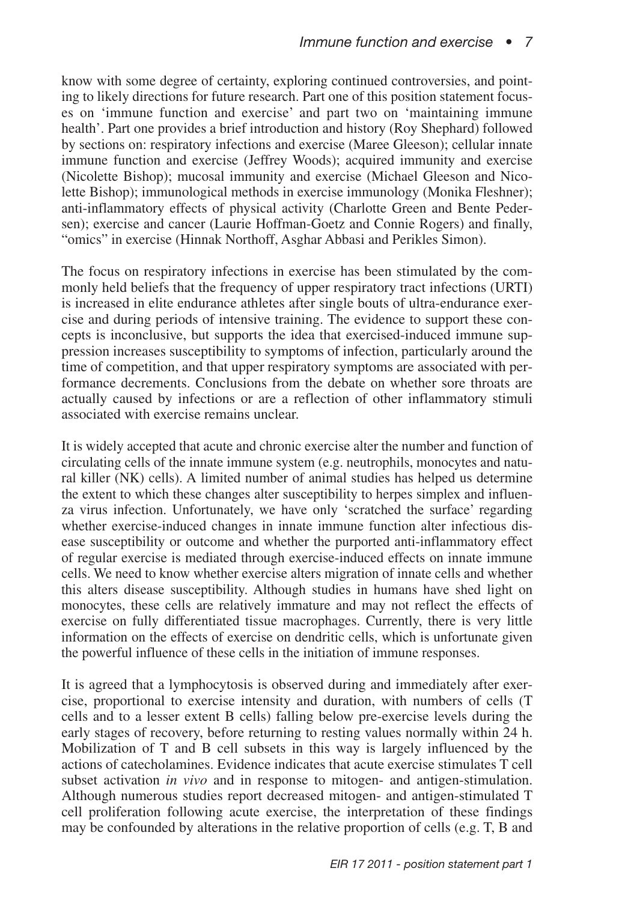know with some degree of certainty, exploring continued controversies, and pointing to likely directions for future research. Part one of this position statement focuses on 'immune function and exercise' and part two on 'maintaining immune health'. Part one provides a brief introduction and history (Roy Shephard) followed by sections on: respiratory infections and exercise (Maree Gleeson); cellular innate immune function and exercise (Jeffrey Woods); acquired immunity and exercise (Nicolette Bishop); mucosal immunity and exercise (Michael Gleeson and Nicolette Bishop); immunological methods in exercise immunology (Monika Fleshner); anti-inflammatory effects of physical activity (Charlotte Green and Bente Pedersen); exercise and cancer (Laurie Hoffman-Goetz and Connie Rogers) and finally, "omics" in exercise (Hinnak Northoff, Asghar Abbasi and Perikles Simon).

The focus on respiratory infections in exercise has been stimulated by the commonly held beliefs that the frequency of upper respiratory tract infections (URTI) is increased in elite endurance athletes after single bouts of ultra-endurance exercise and during periods of intensive training. The evidence to support these concepts is inconclusive, but supports the idea that exercised-induced immune suppression increases susceptibility to symptoms of infection, particularly around the time of competition, and that upper respiratory symptoms are associated with performance decrements. Conclusions from the debate on whether sore throats are actually caused by infections or are a reflection of other inflammatory stimuli associated with exercise remains unclear.

It is widely accepted that acute and chronic exercise alter the number and function of circulating cells of the innate immune system (e.g. neutrophils, monocytes and natural killer (NK) cells). A limited number of animal studies has helped us determine the extent to which these changes alter susceptibility to herpes simplex and influenza virus infection. Unfortunately, we have only 'scratched the surface' regarding whether exercise-induced changes in innate immune function alter infectious disease susceptibility or outcome and whether the purported anti-inflammatory effect of regular exercise is mediated through exercise-induced effects on innate immune cells. We need to know whether exercise alters migration of innate cells and whether this alters disease susceptibility. Although studies in humans have shed light on monocytes, these cells are relatively immature and may not reflect the effects of exercise on fully differentiated tissue macrophages. Currently, there is very little information on the effects of exercise on dendritic cells, which is unfortunate given the powerful influence of these cells in the initiation of immune responses.

It is agreed that a lymphocytosis is observed during and immediately after exercise, proportional to exercise intensity and duration, with numbers of cells (T cells and to a lesser extent B cells) falling below pre-exercise levels during the early stages of recovery, before returning to resting values normally within 24 h. Mobilization of T and B cell subsets in this way is largely influenced by the actions of catecholamines. Evidence indicates that acute exercise stimulates T cell subset activation *in vivo* and in response to mitogen- and antigen-stimulation. Although numerous studies report decreased mitogen- and antigen-stimulated T cell proliferation following acute exercise, the interpretation of these findings may be confounded by alterations in the relative proportion of cells (e.g. T, B and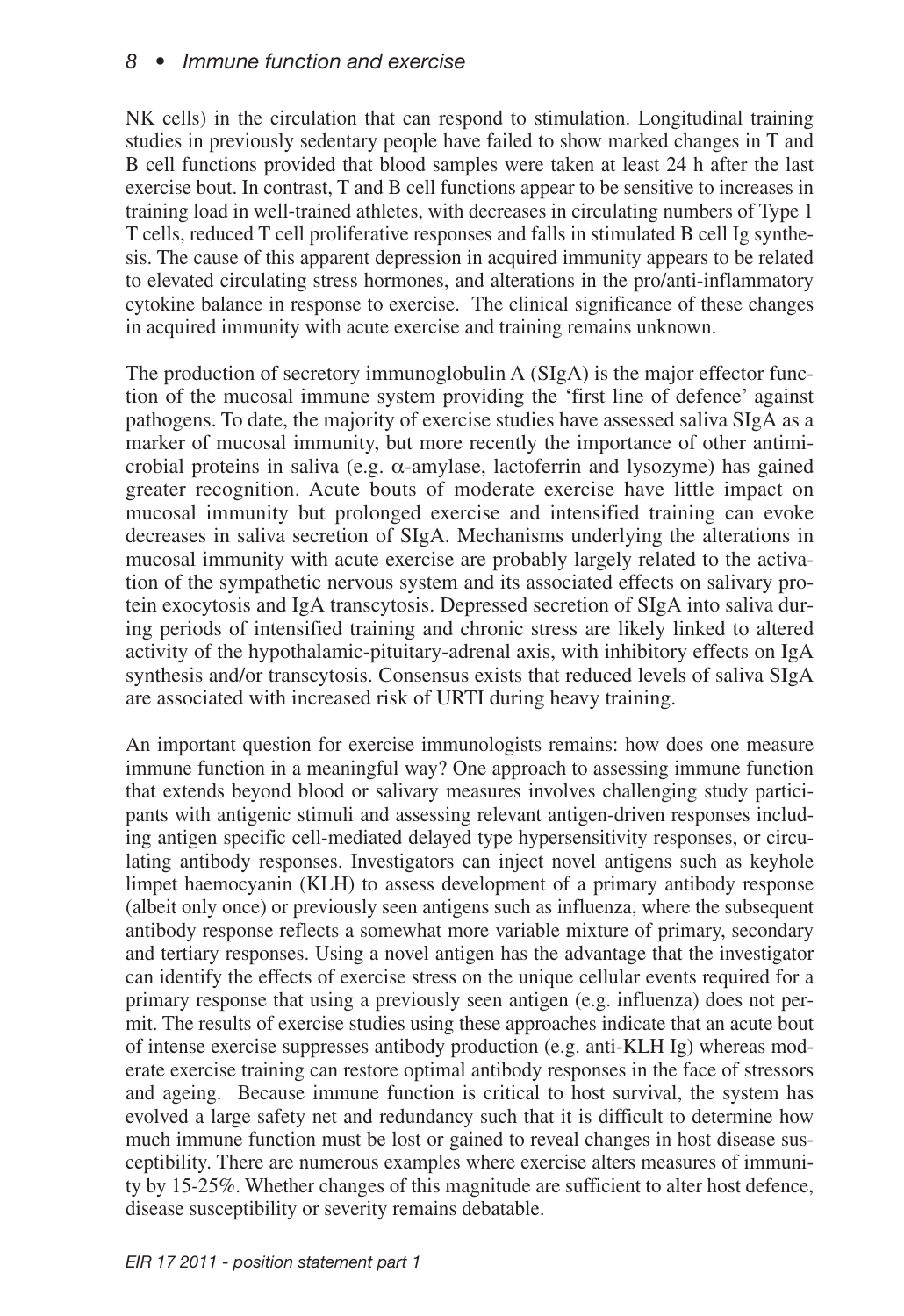NK cells) in the circulation that can respond to stimulation. Longitudinal training studies in previously sedentary people have failed to show marked changes in T and B cell functions provided that blood samples were taken at least 24 h after the last exercise bout. In contrast, T and B cell functions appear to be sensitive to increases in training load in well-trained athletes, with decreases in circulating numbers of Type 1 T cells, reduced T cell proliferative responses and falls in stimulated B cell Ig synthesis. The cause of this apparent depression in acquired immunity appears to be related to elevated circulating stress hormones, and alterations in the pro/anti-inflammatory cytokine balance in response to exercise. The clinical significance of these changes in acquired immunity with acute exercise and training remains unknown.

The production of secretory immunoglobulin A (SIgA) is the major effector function of the mucosal immune system providing the 'first line of defence' against pathogens. To date, the majority of exercise studies have assessed saliva SIgA as a marker of mucosal immunity, but more recently the importance of other antimicrobial proteins in saliva (e.g. $\alpha$-amylase, lactoferrin and lysozyme) has gained greater recognition. Acute bouts of moderate exercise have little impact on mucosal immunity but prolonged exercise and intensified training can evoke decreases in saliva secretion of SIgA. Mechanisms underlying the alterations in mucosal immunity with acute exercise are probably largely related to the activation of the sympathetic nervous system and its associated effects on salivary protein exocytosis and IgA transcytosis. Depressed secretion of SIgA into saliva during periods of intensified training and chronic stress are likely linked to altered activity of the hypothalamic-pituitary-adrenal axis, with inhibitory effects on IgA synthesis and/or transcytosis. Consensus exists that reduced levels of saliva SIgA are associated with increased risk of URTI during heavy training.

An important question for exercise immunologists remains: how does one measure immune function in a meaningful way? One approach to assessing immune function that extends beyond blood or salivary measures involves challenging study participants with antigenic stimuli and assessing relevant antigen-driven responses including antigen specific cell-mediated delayed type hypersensitivity responses, or circulating antibody responses. Investigators can inject novel antigens such as keyhole limpet haemocyanin (KLH) to assess development of a primary antibody response (albeit only once) or previously seen antigens such as influenza, where the subsequent antibody response reflects a somewhat more variable mixture of primary, secondary and tertiary responses. Using a novel antigen has the advantage that the investigator can identify the effects of exercise stress on the unique cellular events required for a primary response that using a previously seen antigen (e.g. influenza) does not permit. The results of exercise studies using these approaches indicate that an acute bout of intense exercise suppresses antibody production (e.g. anti-KLH Ig) whereas moderate exercise training can restore optimal antibody responses in the face of stressors and ageing. Because immune function is critical to host survival, the system has evolved a large safety net and redundancy such that it is difficult to determine how much immune function must be lost or gained to reveal changes in host disease susceptibility. There are numerous examples where exercise alters measures of immunity by 15-25%. Whether changes of this magnitude are sufficient to alter host defence, disease susceptibility or severity remains debatable.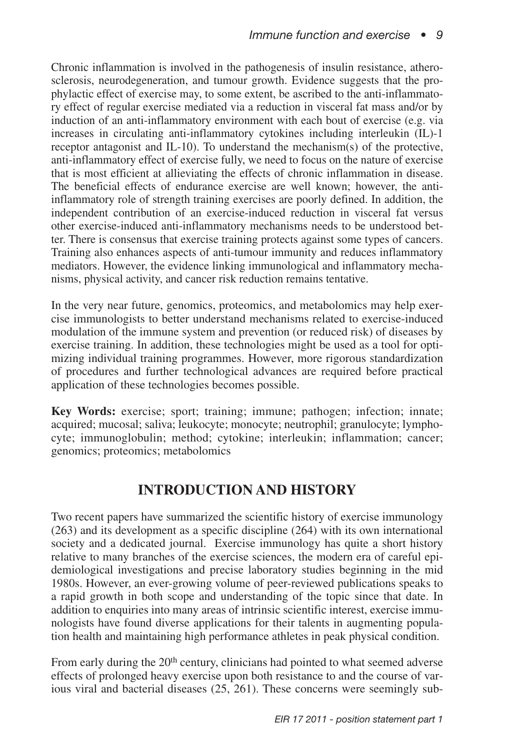Chronic inflammation is involved in the pathogenesis of insulin resistance, atherosclerosis, neurodegeneration, and tumour growth. Evidence suggests that the prophylactic effect of exercise may, to some extent, be ascribed to the anti-inflammatory effect of regular exercise mediated via a reduction in visceral fat mass and/or by induction of an anti-inflammatory environment with each bout of exercise (e.g. via increases in circulating anti-inflammatory cytokines including interleukin (IL)-1 receptor antagonist and IL-10). To understand the mechanism(s) of the protective, anti-inflammatory effect of exercise fully, we need to focus on the nature of exercise that is most efficient at allieviating the effects of chronic inflammation in disease. The beneficial effects of endurance exercise are well known; however, the anti-inflammatory role of strength training exercises are poorly defined. In addition, the independent contribution of an exercise-induced reduction in visceral fat versus other exercise-induced anti-inflammatory mechanisms needs to be understood better. There is consensus that exercise training protects against some types of cancers. Training also enhances aspects of anti-tumour immunity and reduces inflammatory mediators. However, the evidence linking immunological and inflammatory mechanisms, physical activity, and cancer risk reduction remains tentative.

In the very near future, genomics, proteomics, and metabolomics may help exercise immunologists to better understand mechanisms related to exercise-induced modulation of the immune system and prevention (or reduced risk) of diseases by exercise training. In addition, these technologies might be used as a tool for optimizing individual training programmes. However, more rigorous standardization of procedures and further technological advances are required before practical application of these technologies becomes possible.

**Key Words:** exercise; sport; training; immune; pathogen; infection; innate; acquired; mucosal; saliva; leukocyte; monocyte; neutrophil; granulocyte; lymphocyte; immunoglobulin; method; cytokine; interleukin; inflammation; cancer; genomics; proteomics; metabolomics

## INTRODUCTION AND HISTORY

Two recent papers have summarized the scientific history of exercise immunology (263) and its development as a specific discipline (264) with its own international society and a dedicated journal. Exercise immunology has quite a short history relative to many branches of the exercise sciences, the modern era of careful epidemiological investigations and precise laboratory studies beginning in the mid 1980s. However, an ever-growing volume of peer-reviewed publications speaks to a rapid growth in both scope and understanding of the topic since that date. In addition to enquiries into many areas of intrinsic scientific interest, exercise immunologists have found diverse applications for their talents in augmenting population health and maintaining high performance athletes in peak physical condition.

From early during the 20th century, clinicians had pointed to what seemed adverse effects of prolonged heavy exercise upon both resistance to and the course of various viral and bacterial diseases (25, 261). These concerns were seemingly sub-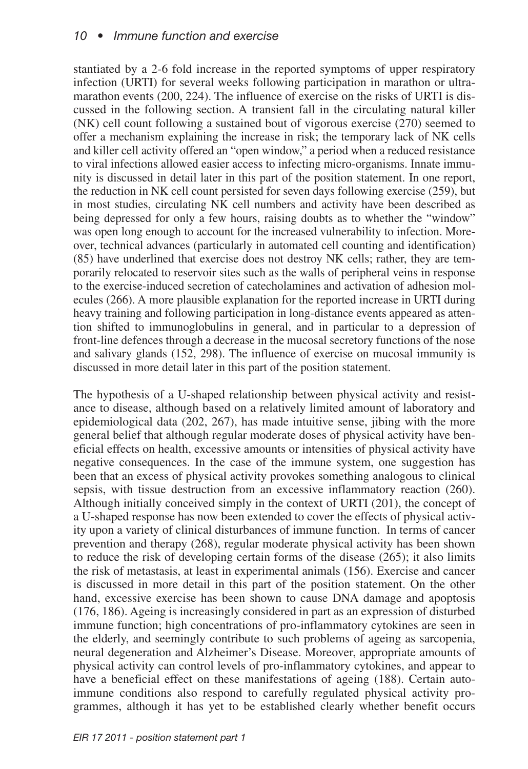stantiated by a 2-6 fold increase in the reported symptoms of upper respiratory infection (URTI) for several weeks following participation in marathon or ultramarathon events (200, 224). The influence of exercise on the risks of URTI is discussed in the following section. A transient fall in the circulating natural killer (NK) cell count following a sustained bout of vigorous exercise (270) seemed to offer a mechanism explaining the increase in risk; the temporary lack of NK cells and killer cell activity offered an "open window," a period when a reduced resistance to viral infections allowed easier access to infecting micro-organisms. Innate immunity is discussed in detail later in this part of the position statement. In one report, the reduction in NK cell count persisted for seven days following exercise (259), but in most studies, circulating NK cell numbers and activity have been described as being depressed for only a few hours, raising doubts as to whether the "window" was open long enough to account for the increased vulnerability to infection. Moreover, technical advances (particularly in automated cell counting and identification) (85) have underlined that exercise does not destroy NK cells; rather, they are temporarily relocated to reservoir sites such as the walls of peripheral veins in response to the exercise-induced secretion of catecholamines and activation of adhesion molecules (266). A more plausible explanation for the reported increase in URTI during heavy training and following participation in long-distance events appeared as attention shifted to immunoglobulins in general, and in particular to a depression of front-line defences through a decrease in the mucosal secretory functions of the nose and salivary glands (152, 298). The influence of exercise on mucosal immunity is discussed in more detail later in this part of the position statement.

The hypothesis of a U-shaped relationship between physical activity and resistance to disease, although based on a relatively limited amount of laboratory and epidemiological data (202, 267), has made intuitive sense, jibing with the more general belief that although regular moderate doses of physical activity have beneficial effects on health, excessive amounts or intensities of physical activity have negative consequences. In the case of the immune system, one suggestion has been that an excess of physical activity provokes something analogous to clinical sepsis, with tissue destruction from an excessive inflammatory reaction (260). Although initially conceived simply in the context of URTI (201), the concept of a U-shaped response has now been extended to cover the effects of physical activity upon a variety of clinical disturbances of immune function. In terms of cancer prevention and therapy (268), regular moderate physical activity has been shown to reduce the risk of developing certain forms of the disease (265); it also limits the risk of metastasis, at least in experimental animals (156). Exercise and cancer is discussed in more detail in this part of the position statement. On the other hand, excessive exercise has been shown to cause DNA damage and apoptosis (176, 186). Ageing is increasingly considered in part as an expression of disturbed immune function; high concentrations of pro-inflammatory cytokines are seen in the elderly, and seemingly contribute to such problems of ageing as sarcopenia, neural degeneration and Alzheimer's Disease. Moreover, appropriate amounts of physical activity can control levels of pro-inflammatory cytokines, and appear to have a beneficial effect on these manifestations of ageing (188). Certain autoimmune conditions also respond to carefully regulated physical activity programmes, although it has yet to be established clearly whether benefit occurs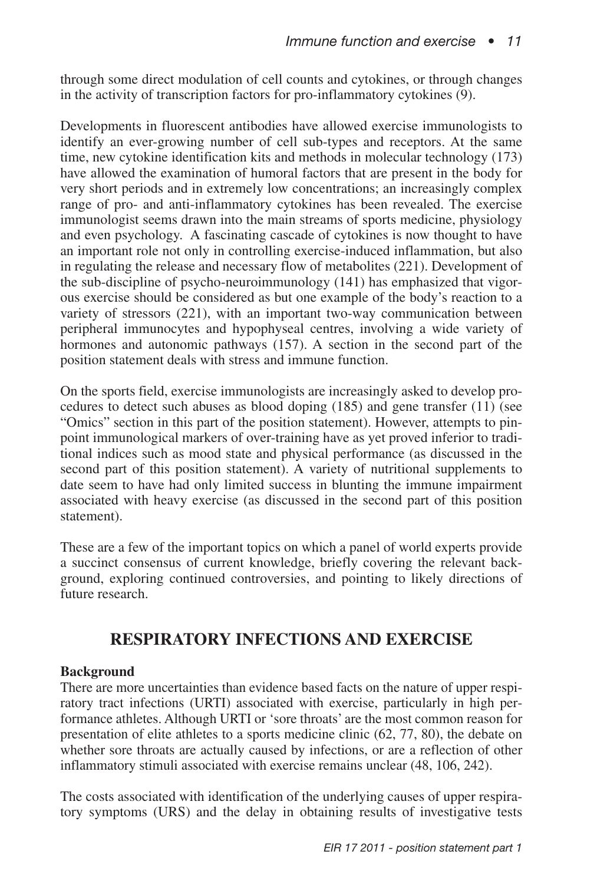through some direct modulation of cell counts and cytokines, or through changes in the activity of transcription factors for pro-inflammatory cytokines (9).

Developments in fluorescent antibodies have allowed exercise immunologists to identify an ever-growing number of cell sub-types and receptors. At the same time, new cytokine identification kits and methods in molecular technology (173) have allowed the examination of humoral factors that are present in the body for very short periods and in extremely low concentrations; an increasingly complex range of pro- and anti-inflammatory cytokines has been revealed. The exercise immunologist seems drawn into the main streams of sports medicine, physiology and even psychology. A fascinating cascade of cytokines is now thought to have an important role not only in controlling exercise-induced inflammation, but also in regulating the release and necessary flow of metabolites (221). Development of the sub-discipline of psycho-neuroimmunology (141) has emphasized that vigorous exercise should be considered as but one example of the body's reaction to a variety of stressors (221), with an important two-way communication between peripheral immunocytes and hypophyseal centres, involving a wide variety of hormones and autonomic pathways (157). A section in the second part of the position statement deals with stress and immune function.

On the sports field, exercise immunologists are increasingly asked to develop procedures to detect such abuses as blood doping (185) and gene transfer (11) (see "Omics" section in this part of the position statement). However, attempts to pinpoint immunological markers of over-training have as yet proved inferior to traditional indices such as mood state and physical performance (as discussed in the second part of this position statement). A variety of nutritional supplements to date seem to have had only limited success in blunting the immune impairment associated with heavy exercise (as discussed in the second part of this position statement).

These are a few of the important topics on which a panel of world experts provide a succinct consensus of current knowledge, briefly covering the relevant background, exploring continued controversies, and pointing to likely directions of future research.

## RESPIRATORY INFECTIONS AND EXERCISE

**Background**

There are more uncertainties than evidence based facts on the nature of upper respiratory tract infections (URTI) associated with exercise, particularly in high performance athletes. Although URTI or 'sore throats' are the most common reason for presentation of elite athletes to a sports medicine clinic (62, 77, 80), the debate on whether sore throats are actually caused by infections, or are a reflection of other inflammatory stimuli associated with exercise remains unclear (48, 106, 242).

The costs associated with identification of the underlying causes of upper respiratory symptoms (URS) and the delay in obtaining results of investigative tests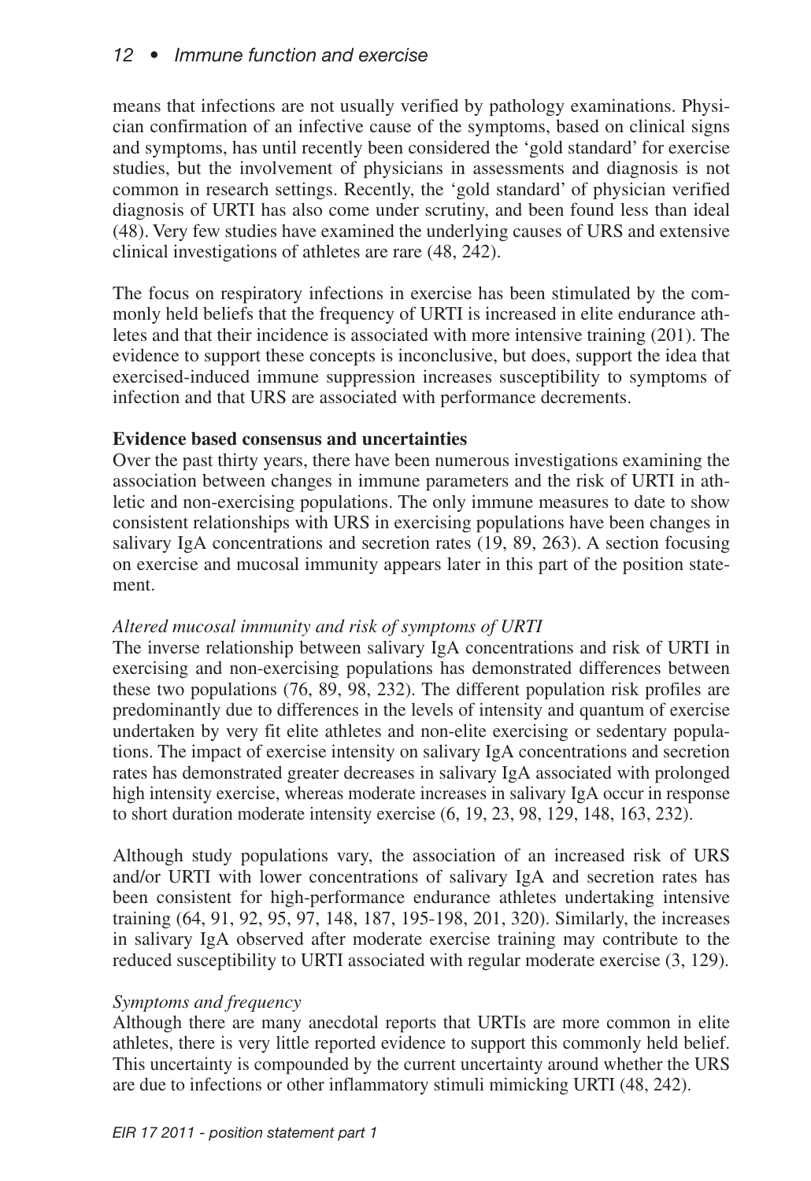means that infections are not usually verified by pathology examinations. Physician confirmation of an infective cause of the symptoms, based on clinical signs and symptoms, has until recently been considered the 'gold standard' for exercise studies, but the involvement of physicians in assessments and diagnosis is not common in research settings. Recently, the 'gold standard' of physician verified diagnosis of URTI has also come under scrutiny, and been found less than ideal (48). Very few studies have examined the underlying causes of URS and extensive clinical investigations of athletes are rare (48, 242).

The focus on respiratory infections in exercise has been stimulated by the commonly held beliefs that the frequency of URTI is increased in elite endurance athletes and that their incidence is associated with more intensive training (201). The evidence to support these concepts is inconclusive, but does, support the idea that exercised-induced immune suppression increases susceptibility to symptoms of infection and that URS are associated with performance decrements.

**Evidence based consensus and uncertainties**

Over the past thirty years, there have been numerous investigations examining the association between changes in immune parameters and the risk of URTI in athletic and non-exercising populations. The only immune measures to date to show consistent relationships with URS in exercising populations have been changes in salivary IgA concentrations and secretion rates (19, 89, 263). A section focusing on exercise and mucosal immunity appears later in this part of the position statement.

*Altered mucosal immunity and risk of symptoms of URTI*

The inverse relationship between salivary IgA concentrations and risk of URTI in exercising and non-exercising populations has demonstrated differences between these two populations (76, 89, 98, 232). The different population risk profiles are predominantly due to differences in the levels of intensity and quantum of exercise undertaken by very fit elite athletes and non-elite exercising or sedentary populations. The impact of exercise intensity on salivary IgA concentrations and secretion rates has demonstrated greater decreases in salivary IgA associated with prolonged high intensity exercise, whereas moderate increases in salivary IgA occur in response to short duration moderate intensity exercise (6, 19, 23, 98, 129, 148, 163, 232).

Although study populations vary, the association of an increased risk of URS and/or URTI with lower concentrations of salivary IgA and secretion rates has been consistent for high-performance endurance athletes undertaking intensive training (64, 91, 92, 95, 97, 148, 187, 195-198, 201, 320). Similarly, the increases in salivary IgA observed after moderate exercise training may contribute to the reduced susceptibility to URTI associated with regular moderate exercise (3, 129).

*Symptoms and frequency*

Although there are many anecdotal reports that URTIs are more common in elite athletes, there is very little reported evidence to support this commonly held belief. This uncertainty is compounded by the current uncertainty around whether the URS are due to infections or other inflammatory stimuli mimicking URTI (48, 242).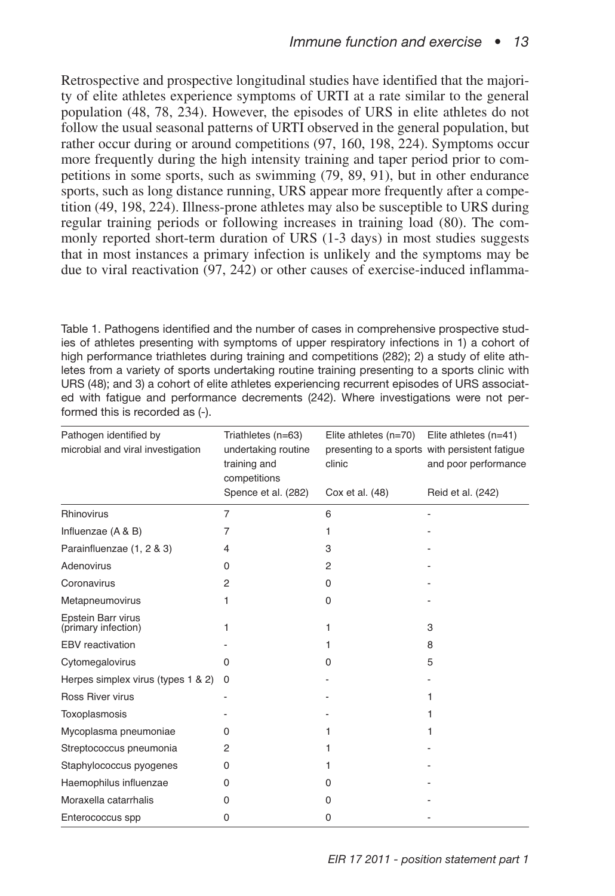Retrospective and prospective longitudinal studies have identified that the majority of elite athletes experience symptoms of URTI at a rate similar to the general population (48, 78, 234). However, the episodes of URS in elite athletes do not follow the usual seasonal patterns of URTI observed in the general population, but rather occur during or around competitions (97, 160, 198, 224). Symptoms occur more frequently during the high intensity training and taper period prior to competitions in some sports, such as swimming (79, 89, 91), but in other endurance sports, such as long distance running, URS appear more frequently after a competition (49, 198, 224). Illness-prone athletes may also be susceptible to URS during regular training periods or following increases in training load (80). The commonly reported short-term duration of URS (1-3 days) in most studies suggests that in most instances a primary infection is unlikely and the symptoms may be due to viral reactivation (97, 242) or other causes of exercise-induced inflamma-

Table 1. Pathogens identified and the number of cases in comprehensive prospective studies of athletes presenting with symptoms of upper respiratory infections in 1) a cohort of high performance triathletes during training and competitions (282); 2) a study of elite athletes from a variety of sports undertaking routine training presenting to a sports clinic with URS (48); and 3) a cohort of elite athletes experiencing recurrent episodes of URS associated with fatigue and performance decrements (242). Where investigations were not performed this is recorded as (-).

| Pathogen identified by microbial and viral investigation | Triathletes (n=63) undertaking routine training and competitions<br>Spence et al. (282) | Elite athletes (n=70) presenting to a sports clinic<br>Cox et al. (48) | Elite athletes (n=41) with persistent fatigue and poor performance<br>Reid et al. (242) |
|---|---|---|---|
| Rhinovirus | 7 | 6 | - |
| Influenzae (A & B) | 7 | 1 | - |
| Parainfluenzae (1, 2 & 3) | 4 | 3 | - |
| Adenovirus | 0 | 2 | - |
| Coronavirus | 2 | 0 | - |
| Metapneumovirus | 1 | 0 | - |
| Epstein Barr virus (primary infection) | 1 | 1 | 3 |
| EBV reactivation | - | 1 | 8 |
| Cytomegalovirus | 0 | 0 | 5 |
| Herpes simplex virus (types 1 & 2) | 0 | - | - |
| Ross River virus | - | - | 1 |
| Toxoplasmosis | - | - | 1 |
| Mycoplasma pneumoniae | 0 | 1 | 1 |
| Streptococcus pneumonia | 2 | 1 | - |
| Staphylococcus pyogenes | 0 | 1 | - |
| Haemophilus influenzae | 0 | 0 | - |
| Moraxella catarrhalis | 0 | 0 | - |
| Enterococcus spp | 0 | 0 | - |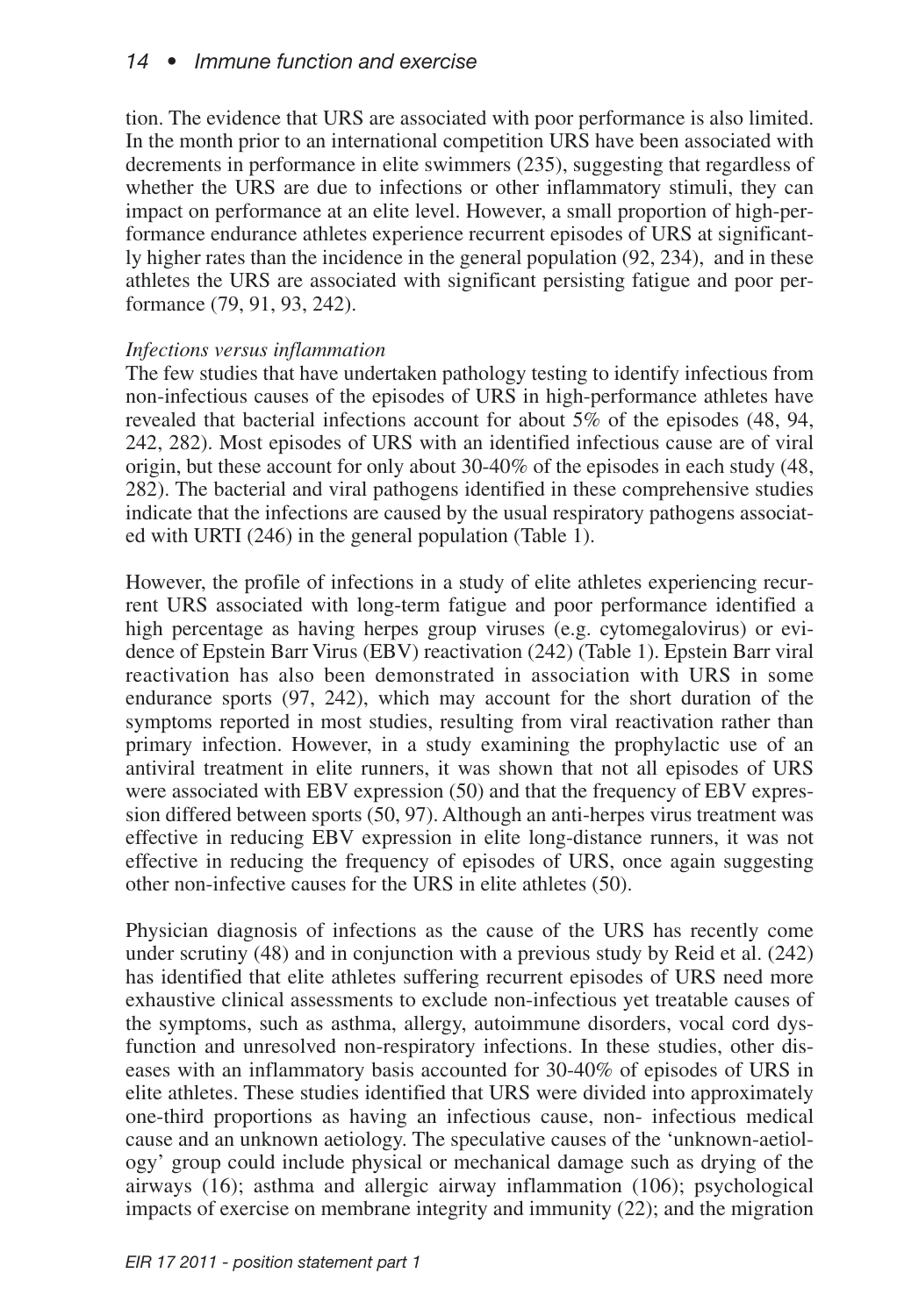tion. The evidence that URS are associated with poor performance is also limited. In the month prior to an international competition URS have been associated with decrements in performance in elite swimmers (235), suggesting that regardless of whether the URS are due to infections or other inflammatory stimuli, they can impact on performance at an elite level. However, a small proportion of high-performance endurance athletes experience recurrent episodes of URS at significantly higher rates than the incidence in the general population (92, 234), and in these athletes the URS are associated with significant persisting fatigue and poor performance (79, 91, 93, 242).

*Infections versus inflammation*

The few studies that have undertaken pathology testing to identify infectious from non-infectious causes of the episodes of URS in high-performance athletes have revealed that bacterial infections account for about 5% of the episodes (48, 94, 242, 282). Most episodes of URS with an identified infectious cause are of viral origin, but these account for only about 30-40% of the episodes in each study (48, 282). The bacterial and viral pathogens identified in these comprehensive studies indicate that the infections are caused by the usual respiratory pathogens associated with URTI (246) in the general population (Table 1).

However, the profile of infections in a study of elite athletes experiencing recurrent URS associated with long-term fatigue and poor performance identified a high percentage as having herpes group viruses (e.g. cytomegalovirus) or evidence of Epstein Barr Virus (EBV) reactivation (242) (Table 1). Epstein Barr viral reactivation has also been demonstrated in association with URS in some endurance sports (97, 242), which may account for the short duration of the symptoms reported in most studies, resulting from viral reactivation rather than primary infection. However, in a study examining the prophylactic use of an antiviral treatment in elite runners, it was shown that not all episodes of URS were associated with EBV expression (50) and that the frequency of EBV expression differed between sports (50, 97). Although an anti-herpes virus treatment was effective in reducing EBV expression in elite long-distance runners, it was not effective in reducing the frequency of episodes of URS, once again suggesting other non-infective causes for the URS in elite athletes (50).

Physician diagnosis of infections as the cause of the URS has recently come under scrutiny (48) and in conjunction with a previous study by Reid et al. (242) has identified that elite athletes suffering recurrent episodes of URS need more exhaustive clinical assessments to exclude non-infectious yet treatable causes of the symptoms, such as asthma, allergy, autoimmune disorders, vocal cord dysfunction and unresolved non-respiratory infections. In these studies, other diseases with an inflammatory basis accounted for 30-40% of episodes of URS in elite athletes. These studies identified that URS were divided into approximately one-third proportions as having an infectious cause, non- infectious medical cause and an unknown aetiology. The speculative causes of the 'unknown-aetiology' group could include physical or mechanical damage such as drying of the airways (16); asthma and allergic airway inflammation (106); psychological impacts of exercise on membrane integrity and immunity (22); and the migration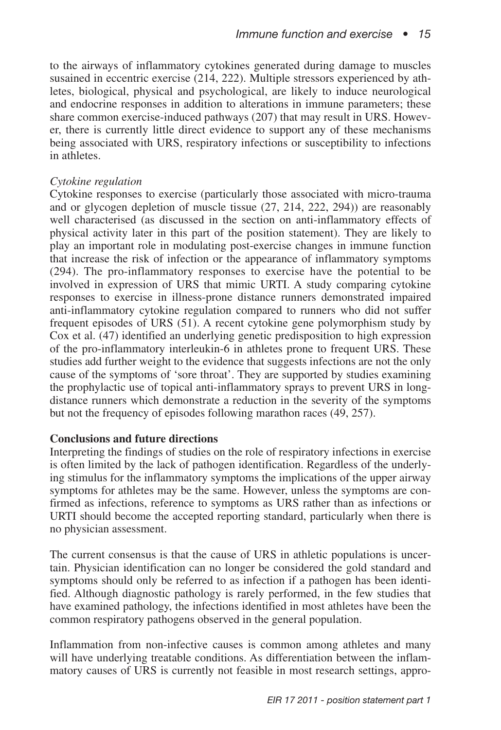to the airways of inflammatory cytokines generated during damage to muscles susained in eccentric exercise (214, 222). Multiple stressors experienced by athletes, biological, physical and psychological, are likely to induce neurological and endocrine responses in addition to alterations in immune parameters; these share common exercise-induced pathways (207) that may result in URS. However, there is currently little direct evidence to support any of these mechanisms being associated with URS, respiratory infections or susceptibility to infections in athletes.

*Cytokine regulation*

Cytokine responses to exercise (particularly those associated with micro-trauma and or glycogen depletion of muscle tissue (27, 214, 222, 294)) are reasonably well characterised (as discussed in the section on anti-inflammatory effects of physical activity later in this part of the position statement). They are likely to play an important role in modulating post-exercise changes in immune function that increase the risk of infection or the appearance of inflammatory symptoms (294). The pro-inflammatory responses to exercise have the potential to be involved in expression of URS that mimic URTI. A study comparing cytokine responses to exercise in illness-prone distance runners demonstrated impaired anti-inflammatory cytokine regulation compared to runners who did not suffer frequent episodes of URS (51). A recent cytokine gene polymorphism study by Cox et al. (47) identified an underlying genetic predisposition to high expression of the pro-inflammatory interleukin-6 in athletes prone to frequent URS. These studies add further weight to the evidence that suggests infections are not the only cause of the symptoms of 'sore throat'. They are supported by studies examining the prophylactic use of topical anti-inflammatory sprays to prevent URS in long-distance runners which demonstrate a reduction in the severity of the symptoms but not the frequency of episodes following marathon races (49, 257).

**Conclusions and future directions**

Interpreting the findings of studies on the role of respiratory infections in exercise is often limited by the lack of pathogen identification. Regardless of the underlying stimulus for the inflammatory symptoms the implications of the upper airway symptoms for athletes may be the same. However, unless the symptoms are confirmed as infections, reference to symptoms as URS rather than as infections or URTI should become the accepted reporting standard, particularly when there is no physician assessment.

The current consensus is that the cause of URS in athletic populations is uncertain. Physician identification can no longer be considered the gold standard and symptoms should only be referred to as infection if a pathogen has been identified. Although diagnostic pathology is rarely performed, in the few studies that have examined pathology, the infections identified in most athletes have been the common respiratory pathogens observed in the general population.

Inflammation from non-infective causes is common among athletes and many will have underlying treatable conditions. As differentiation between the inflammatory causes of URS is currently not feasible in most research settings, appro-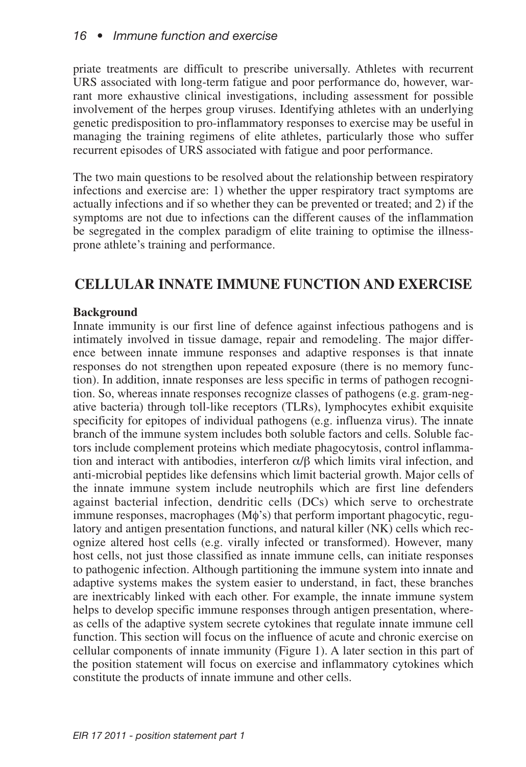priate treatments are difficult to prescribe universally. Athletes with recurrent URS associated with long-term fatigue and poor performance do, however, warrant more exhaustive clinical investigations, including assessment for possible involvement of the herpes group viruses. Identifying athletes with an underlying genetic predisposition to pro-inflammatory responses to exercise may be useful in managing the training regimens of elite athletes, particularly those who suffer recurrent episodes of URS associated with fatigue and poor performance.

The two main questions to be resolved about the relationship between respiratory infections and exercise are: 1) whether the upper respiratory tract symptoms are actually infections and if so whether they can be prevented or treated; and 2) if the symptoms are not due to infections can the different causes of the inflammation be segregated in the complex paradigm of elite training to optimise the illness-prone athlete's training and performance.

## CELLULAR INNATE IMMUNE FUNCTION AND EXERCISE

**Background**

Innate immunity is our first line of defence against infectious pathogens and is intimately involved in tissue damage, repair and remodeling. The major difference between innate immune responses and adaptive responses is that innate responses do not strengthen upon repeated exposure (there is no memory function). In addition, innate responses are less specific in terms of pathogen recognition. So, whereas innate responses recognize classes of pathogens (e.g. gram-negative bacteria) through toll-like receptors (TLRs), lymphocytes exhibit exquisite specificity for epitopes of individual pathogens (e.g. influenza virus). The innate branch of the immune system includes both soluble factors and cells. Soluble factors include complement proteins which mediate phagocytosis, control inflammation and interact with antibodies, interferon $\alpha/\beta$ which limits viral infection, and anti-microbial peptides like defensins which limit bacterial growth. Major cells of the innate immune system include neutrophils which are first line defenders against bacterial infection, dendritic cells (DCs) which serve to orchestrate immune responses, macrophages (M$\phi$'s) that perform important phagocytic, regulatory and antigen presentation functions, and natural killer (NK) cells which recognize altered host cells (e.g. virally infected or transformed). However, many host cells, not just those classified as innate immune cells, can initiate responses to pathogenic infection. Although partitioning the immune system into innate and adaptive systems makes the system easier to understand, in fact, these branches are inextricably linked with each other. For example, the innate immune system helps to develop specific immune responses through antigen presentation, whereas cells of the adaptive system secrete cytokines that regulate innate immune cell function. This section will focus on the influence of acute and chronic exercise on cellular components of innate immunity (Figure 1). A later section in this part of the position statement will focus on exercise and inflammatory cytokines which constitute the products of innate immune and other cells.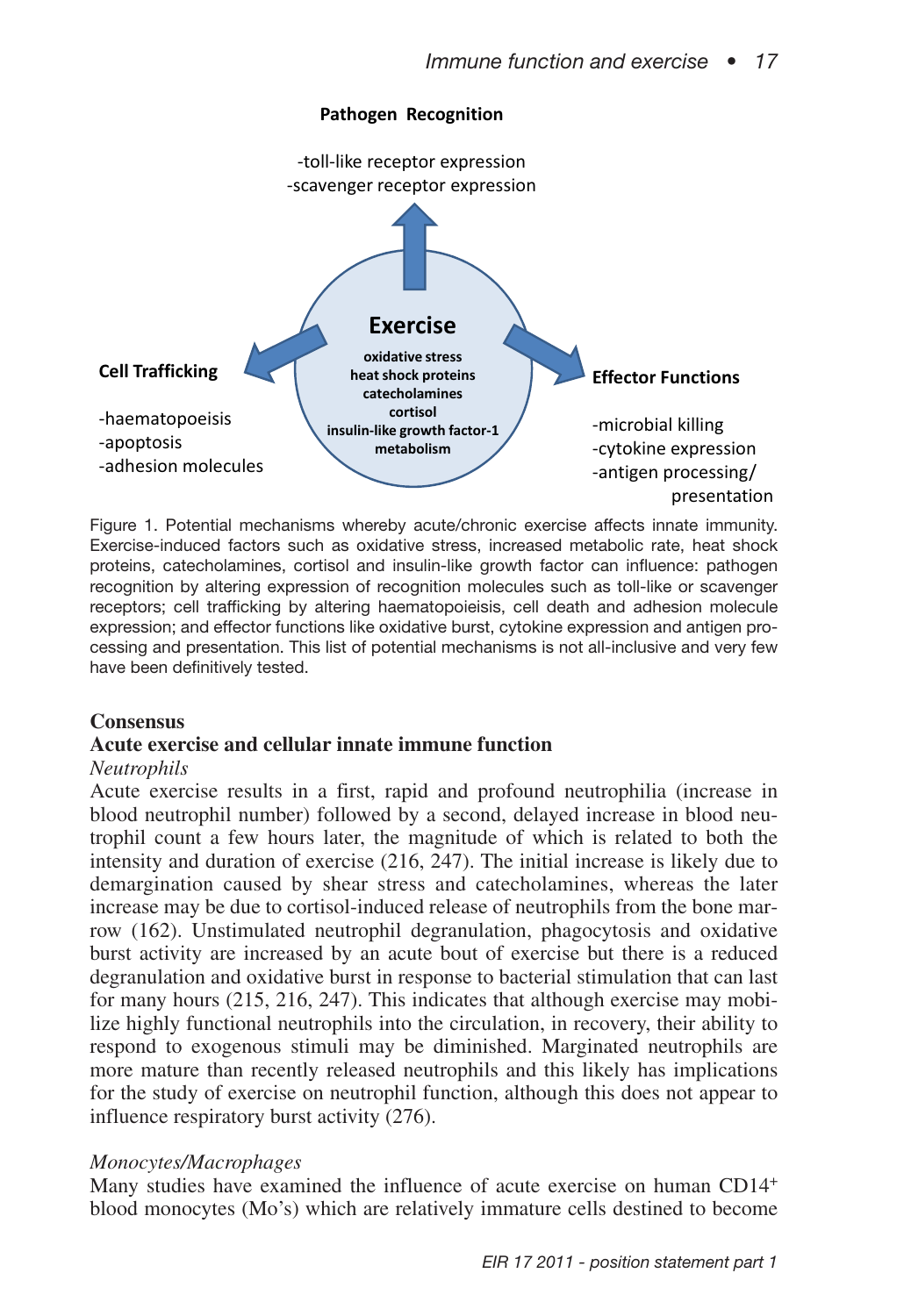**Pathogen Recognition**

-toll-like receptor expression
-scavenger receptor expression

**Exercise**

**oxidative stress**
**heat shock proteins**
**catecholamines**
**cortisol**
**insulin-like growth factor-1**
**metabolism**

**Cell Trafficking**

-haematopoeisis
-apoptosis
-adhesion molecules

**Effector Functions**

-microbial killing
-cytokine expression
-antigen processing/ presentation

Figure 1. Potential mechanisms whereby acute/chronic exercise affects innate immunity. Exercise-induced factors such as oxidative stress, increased metabolic rate, heat shock proteins, catecholamines, cortisol and insulin-like growth factor can influence: pathogen recognition by altering expression of recognition molecules such as toll-like or scavenger receptors; cell trafficking by altering haematopoieisis, cell death and adhesion molecule expression; and effector functions like oxidative burst, cytokine expression and antigen processing and presentation. This list of potential mechanisms is not all-inclusive and very few have been definitively tested.

## Consensus

### Acute exercise and cellular innate immune function

*Neutrophils*

Acute exercise results in a first, rapid and profound neutrophilia (increase in blood neutrophil number) followed by a second, delayed increase in blood neutrophil count a few hours later, the magnitude of which is related to both the intensity and duration of exercise (216, 247). The initial increase is likely due to demargination caused by shear stress and catecholamines, whereas the later increase may be due to cortisol-induced release of neutrophils from the bone marrow (162). Unstimulated neutrophil degranulation, phagocytosis and oxidative burst activity are increased by an acute bout of exercise but there is a reduced degranulation and oxidative burst in response to bacterial stimulation that can last for many hours (215, 216, 247). This indicates that although exercise may mobilize highly functional neutrophils into the circulation, in recovery, their ability to respond to exogenous stimuli may be diminished. Marginated neutrophils are more mature than recently released neutrophils and this likely has implications for the study of exercise on neutrophil function, although this does not appear to influence respiratory burst activity (276).

*Monocytes/Macrophages*

Many studies have examined the influence of acute exercise on human $CD14^+$ blood monocytes (Mo's) which are relatively immature cells destined to become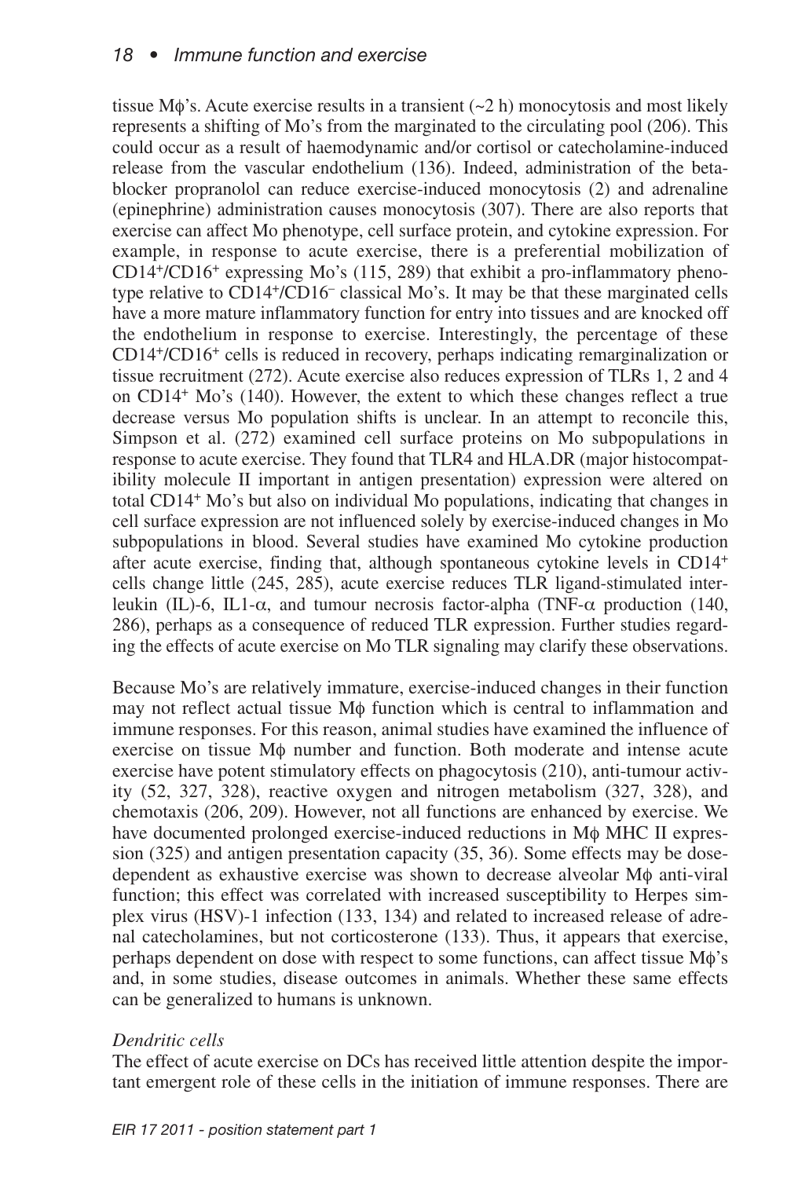tissue Mϕ's. Acute exercise results in a transient (~2 h) monocytosis and most likely represents a shifting of Mo's from the marginated to the circulating pool (206). This could occur as a result of haemodynamic and/or cortisol or catecholamine-induced release from the vascular endothelium (136). Indeed, administration of the beta-blocker propranolol can reduce exercise-induced monocytosis (2) and adrenaline (epinephrine) administration causes monocytosis (307). There are also reports that exercise can affect Mo phenotype, cell surface protein, and cytokine expression. For example, in response to acute exercise, there is a preferential mobilization of $CD14^+/CD16^+$ expressing Mo's (115, 289) that exhibit a pro-inflammatory phenotype relative to $CD14^+/CD16^-$ classical Mo's. It may be that these marginated cells have a more mature inflammatory function for entry into tissues and are knocked off the endothelium in response to exercise. Interestingly, the percentage of these $CD14^+/CD16^+$ cells is reduced in recovery, perhaps indicating remarginalization or tissue recruitment (272). Acute exercise also reduces expression of TLRs 1, 2 and 4 on $CD14^+$ Mo's (140). However, the extent to which these changes reflect a true decrease versus Mo population shifts is unclear. In an attempt to reconcile this, Simpson et al. (272) examined cell surface proteins on Mo subpopulations in response to acute exercise. They found that TLR4 and HLA.DR (major histocompatibility molecule II important in antigen presentation) expression were altered on total $CD14^+$ Mo's but also on individual Mo populations, indicating that changes in cell surface expression are not influenced solely by exercise-induced changes in Mo subpopulations in blood. Several studies have examined Mo cytokine production after acute exercise, finding that, although spontaneous cytokine levels in $CD14^+$ cells change little (245, 285), acute exercise reduces TLR ligand-stimulated interleukin (IL)-6, IL1-α, and tumour necrosis factor-alpha (TNF-α production (140, 286), perhaps as a consequence of reduced TLR expression. Further studies regarding the effects of acute exercise on Mo TLR signaling may clarify these observations.

Because Mo's are relatively immature, exercise-induced changes in their function may not reflect actual tissue Mϕ function which is central to inflammation and immune responses. For this reason, animal studies have examined the influence of exercise on tissue Mϕ number and function. Both moderate and intense acute exercise have potent stimulatory effects on phagocytosis (210), anti-tumour activity (52, 327, 328), reactive oxygen and nitrogen metabolism (327, 328), and chemotaxis (206, 209). However, not all functions are enhanced by exercise. We have documented prolonged exercise-induced reductions in Mϕ MHC II expression (325) and antigen presentation capacity (35, 36). Some effects may be dose-dependent as exhaustive exercise was shown to decrease alveolar Mϕ anti-viral function; this effect was correlated with increased susceptibility to Herpes simplex virus (HSV)-1 infection (133, 134) and related to increased release of adrenal catecholamines, but not corticosterone (133). Thus, it appears that exercise, perhaps dependent on dose with respect to some functions, can affect tissue Mϕ's and, in some studies, disease outcomes in animals. Whether these same effects can be generalized to humans is unknown.

*Dendritic cells*

The effect of acute exercise on DCs has received little attention despite the important emergent role of these cells in the initiation of immune responses. There are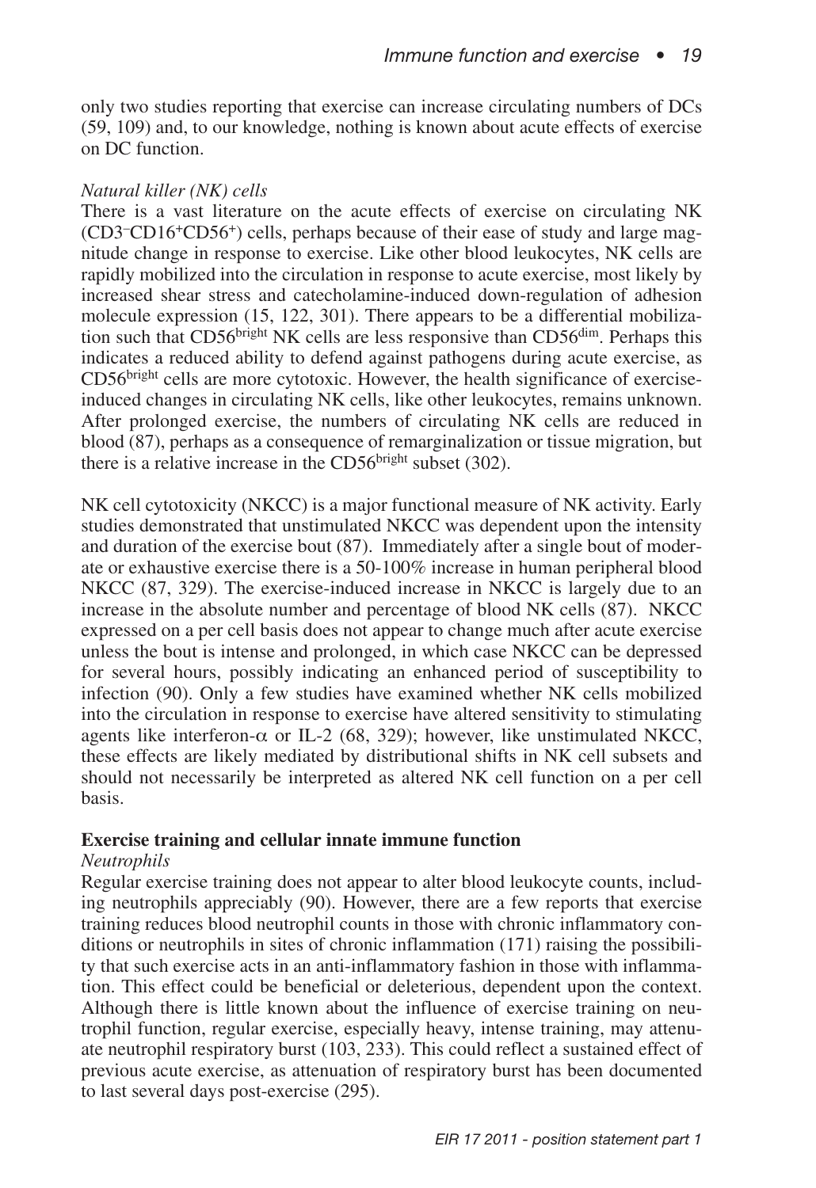only two studies reporting that exercise can increase circulating numbers of DCs (59, 109) and, to our knowledge, nothing is known about acute effects of exercise on DC function.

*Natural killer (NK) cells*

There is a vast literature on the acute effects of exercise on circulating NK ($CD3^{-}CD16^{+}CD56^{+}$) cells, perhaps because of their ease of study and large magnitude change in response to exercise. Like other blood leukocytes, NK cells are rapidly mobilized into the circulation in response to acute exercise, most likely by increased shear stress and catecholamine-induced down-regulation of adhesion molecule expression (15, 122, 301). There appears to be a differential mobilization such that $CD56^{bright}$ NK cells are less responsive than $CD56^{dim}$. Perhaps this indicates a reduced ability to defend against pathogens during acute exercise, as $CD56^{bright}$ cells are more cytotoxic. However, the health significance of exercise-induced changes in circulating NK cells, like other leukocytes, remains unknown. After prolonged exercise, the numbers of circulating NK cells are reduced in blood (87), perhaps as a consequence of remarginalization or tissue migration, but there is a relative increase in the $CD56^{bright}$ subset (302).

NK cell cytotoxicity (NKCC) is a major functional measure of NK activity. Early studies demonstrated that unstimulated NKCC was dependent upon the intensity and duration of the exercise bout (87). Immediately after a single bout of moderate or exhaustive exercise there is a 50-100% increase in human peripheral blood NKCC (87, 329). The exercise-induced increase in NKCC is largely due to an increase in the absolute number and percentage of blood NK cells (87). NKCC expressed on a per cell basis does not appear to change much after acute exercise unless the bout is intense and prolonged, in which case NKCC can be depressed for several hours, possibly indicating an enhanced period of susceptibility to infection (90). Only a few studies have examined whether NK cells mobilized into the circulation in response to exercise have altered sensitivity to stimulating agents like interferon-$\alpha$ or IL-2 (68, 329); however, like unstimulated NKCC, these effects are likely mediated by distributional shifts in NK cell subsets and should not necessarily be interpreted as altered NK cell function on a per cell basis.

**Exercise training and cellular innate immune function**

*Neutrophils*

Regular exercise training does not appear to alter blood leukocyte counts, including neutrophils appreciably (90). However, there are a few reports that exercise training reduces blood neutrophil counts in those with chronic inflammatory conditions or neutrophils in sites of chronic inflammation (171) raising the possibility that such exercise acts in an anti-inflammatory fashion in those with inflammation. This effect could be beneficial or deleterious, dependent upon the context. Although there is little known about the influence of exercise training on neutrophil function, regular exercise, especially heavy, intense training, may attenuate neutrophil respiratory burst (103, 233). This could reflect a sustained effect of previous acute exercise, as attenuation of respiratory burst has been documented to last several days post-exercise (295).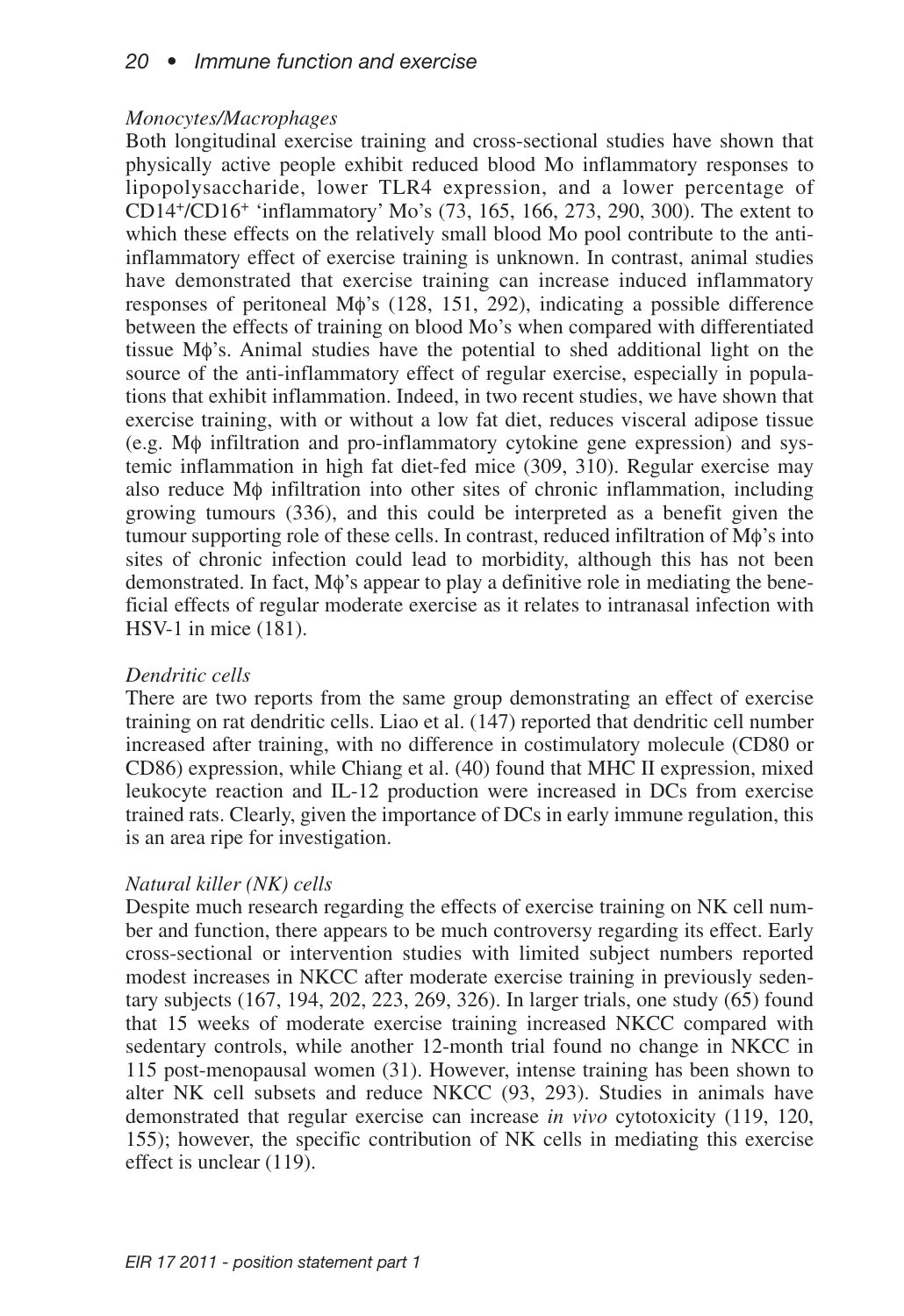*Monocytes/Macrophages*

Both longitudinal exercise training and cross-sectional studies have shown that physically active people exhibit reduced blood Mo inflammatory responses to lipopolysaccharide, lower TLR4 expression, and a lower percentage of $CD14^+/CD16^+$ 'inflammatory' Mo's (73, 165, 166, 273, 290, 300). The extent to which these effects on the relatively small blood Mo pool contribute to the anti-inflammatory effect of exercise training is unknown. In contrast, animal studies have demonstrated that exercise training can increase induced inflammatory responses of peritoneal Mϕ's (128, 151, 292), indicating a possible difference between the effects of training on blood Mo's when compared with differentiated tissue Mϕ's. Animal studies have the potential to shed additional light on the source of the anti-inflammatory effect of regular exercise, especially in populations that exhibit inflammation. Indeed, in two recent studies, we have shown that exercise training, with or without a low fat diet, reduces visceral adipose tissue (e.g. Mϕ infiltration and pro-inflammatory cytokine gene expression) and systemic inflammation in high fat diet-fed mice (309, 310). Regular exercise may also reduce Mϕ infiltration into other sites of chronic inflammation, including growing tumours (336), and this could be interpreted as a benefit given the tumour supporting role of these cells. In contrast, reduced infiltration of Mϕ's into sites of chronic infection could lead to morbidity, although this has not been demonstrated. In fact, Mϕ's appear to play a definitive role in mediating the beneficial effects of regular moderate exercise as it relates to intranasal infection with HSV-1 in mice (181).

*Dendritic cells*

There are two reports from the same group demonstrating an effect of exercise training on rat dendritic cells. Liao et al. (147) reported that dendritic cell number increased after training, with no difference in costimulatory molecule (CD80 or CD86) expression, while Chiang et al. (40) found that MHC II expression, mixed leukocyte reaction and IL-12 production were increased in DCs from exercise trained rats. Clearly, given the importance of DCs in early immune regulation, this is an area ripe for investigation.

*Natural killer (NK) cells*

Despite much research regarding the effects of exercise training on NK cell number and function, there appears to be much controversy regarding its effect. Early cross-sectional or intervention studies with limited subject numbers reported modest increases in NKCC after moderate exercise training in previously sedentary subjects (167, 194, 202, 223, 269, 326). In larger trials, one study (65) found that 15 weeks of moderate exercise training increased NKCC compared with sedentary controls, while another 12-month trial found no change in NKCC in 115 post-menopausal women (31). However, intense training has been shown to alter NK cell subsets and reduce NKCC (93, 293). Studies in animals have demonstrated that regular exercise can increase *in vivo* cytotoxicity (119, 120, 155); however, the specific contribution of NK cells in mediating this exercise effect is unclear (119).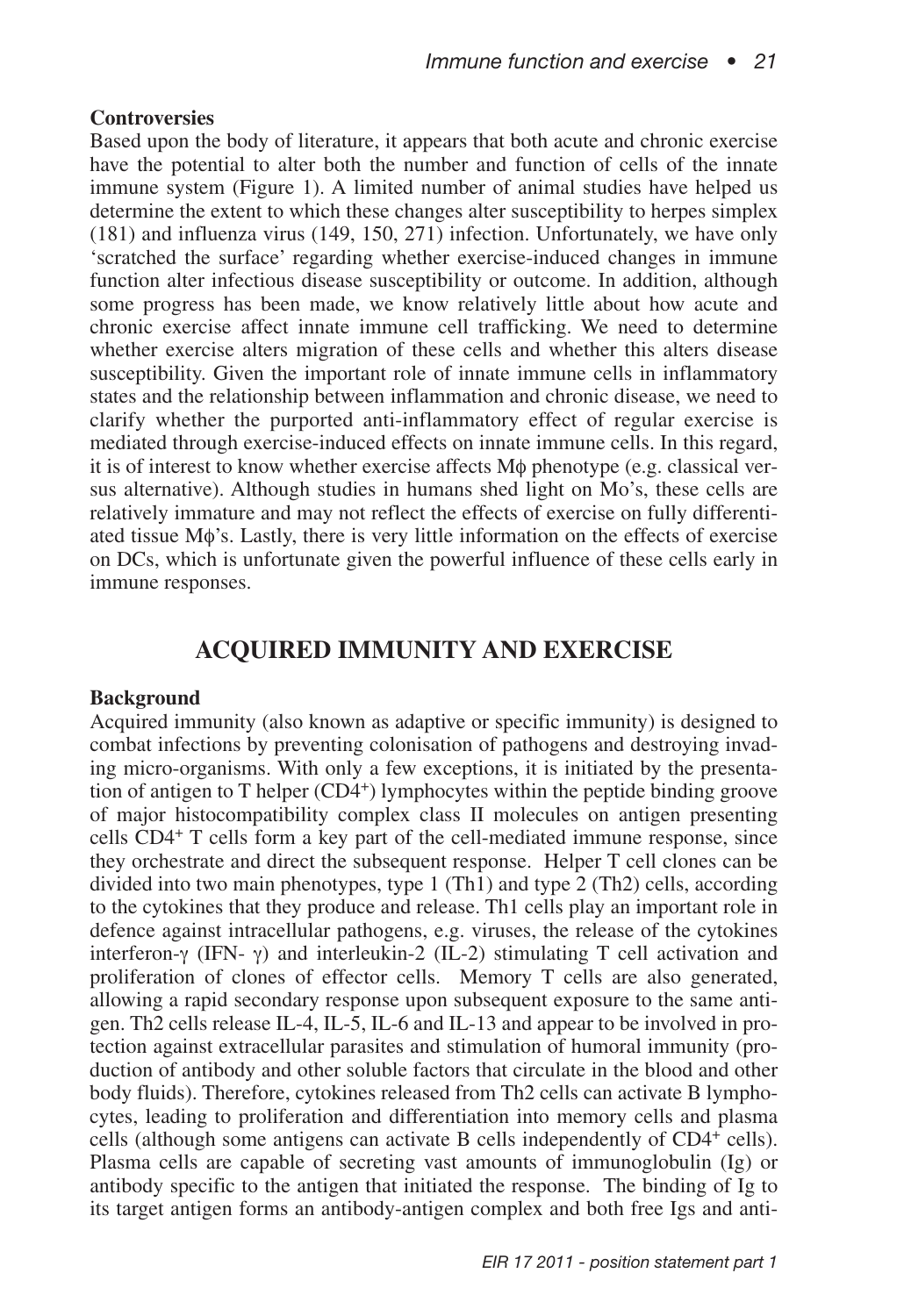**Controversies**

Based upon the body of literature, it appears that both acute and chronic exercise have the potential to alter both the number and function of cells of the innate immune system (Figure 1). A limited number of animal studies have helped us determine the extent to which these changes alter susceptibility to herpes simplex (181) and influenza virus (149, 150, 271) infection. Unfortunately, we have only 'scratched the surface' regarding whether exercise-induced changes in immune function alter infectious disease susceptibility or outcome. In addition, although some progress has been made, we know relatively little about how acute and chronic exercise affect innate immune cell trafficking. We need to determine whether exercise alters migration of these cells and whether this alters disease susceptibility. Given the important role of innate immune cells in inflammatory states and the relationship between inflammation and chronic disease, we need to clarify whether the purported anti-inflammatory effect of regular exercise is mediated through exercise-induced effects on innate immune cells. In this regard, it is of interest to know whether exercise affects Mϕ phenotype (e.g. classical versus alternative). Although studies in humans shed light on Mo's, these cells are relatively immature and may not reflect the effects of exercise on fully differentiated tissue Mϕ's. Lastly, there is very little information on the effects of exercise on DCs, which is unfortunate given the powerful influence of these cells early in immune responses.

## ACQUIRED IMMUNITY AND EXERCISE

**Background**

Acquired immunity (also known as adaptive or specific immunity) is designed to combat infections by preventing colonisation of pathogens and destroying invading micro-organisms. With only a few exceptions, it is initiated by the presentation of antigen to T helper ($CD4^+$) lymphocytes within the peptide binding groove of major histocompatibility complex class II molecules on antigen presenting cells $CD4^+$ T cells form a key part of the cell-mediated immune response, since they orchestrate and direct the subsequent response. Helper T cell clones can be divided into two main phenotypes, type 1 (Th1) and type 2 (Th2) cells, according to the cytokines that they produce and release. Th1 cells play an important role in defence against intracellular pathogens, e.g. viruses, the release of the cytokines interferon-γ (IFN- γ) and interleukin-2 (IL-2) stimulating T cell activation and proliferation of clones of effector cells. Memory T cells are also generated, allowing a rapid secondary response upon subsequent exposure to the same antigen. Th2 cells release IL-4, IL-5, IL-6 and IL-13 and appear to be involved in protection against extracellular parasites and stimulation of humoral immunity (production of antibody and other soluble factors that circulate in the blood and other body fluids). Therefore, cytokines released from Th2 cells can activate B lymphocytes, leading to proliferation and differentiation into memory cells and plasma cells (although some antigens can activate B cells independently of $CD4^+$ cells). Plasma cells are capable of secreting vast amounts of immunoglobulin (Ig) or antibody specific to the antigen that initiated the response. The binding of Ig to its target antigen forms an antibody-antigen complex and both free Igs and anti-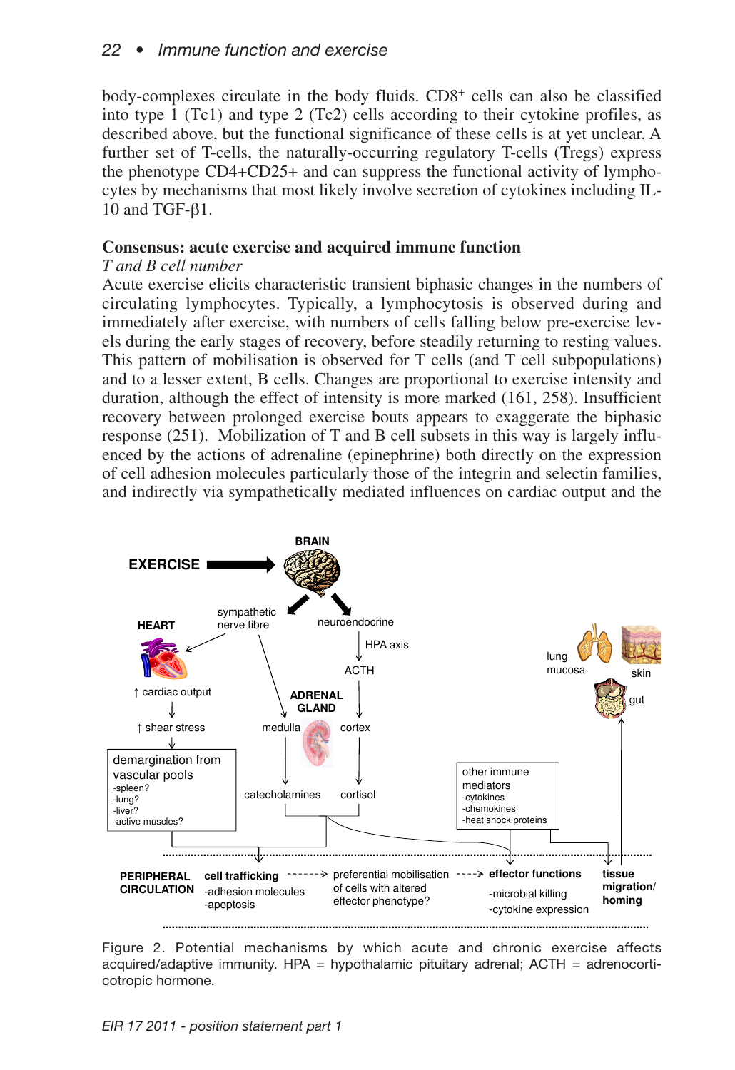body-complexes circulate in the body fluids. $CD8^+$ cells can also be classified into type 1 (Tc1) and type 2 (Tc2) cells according to their cytokine profiles, as described above, but the functional significance of these cells is at yet unclear. A further set of T-cells, the naturally-occurring regulatory T-cells (Tregs) express the phenotype CD4+CD25+ and can suppress the functional activity of lymphocytes by mechanisms that most likely involve secretion of cytokines including IL-10 and TGF-β1.

## Consensus: acute exercise and acquired immune function

*T and B cell number*

Acute exercise elicits characteristic transient biphasic changes in the numbers of circulating lymphocytes. Typically, a lymphocytosis is observed during and immediately after exercise, with numbers of cells falling below pre-exercise levels during the early stages of recovery, before steadily returning to resting values. This pattern of mobilisation is observed for T cells (and T cell subpopulations) and to a lesser extent, B cells. Changes are proportional to exercise intensity and duration, although the effect of intensity is more marked (161, 258). Insufficient recovery between prolonged exercise bouts appears to exaggerate the biphasic response (251). Mobilization of T and B cell subsets in this way is largely influenced by the actions of adrenaline (epinephrine) both directly on the expression of cell adhesion molecules particularly those of the integrin and selectin families, and indirectly via sympathetically mediated influences on cardiac output and the

Figure 2. Potential mechanisms by which acute and chronic exercise affects acquired/adaptive immunity. HPA = hypothalamic pituitary adrenal; ACTH = adrenocorticotropic hormone.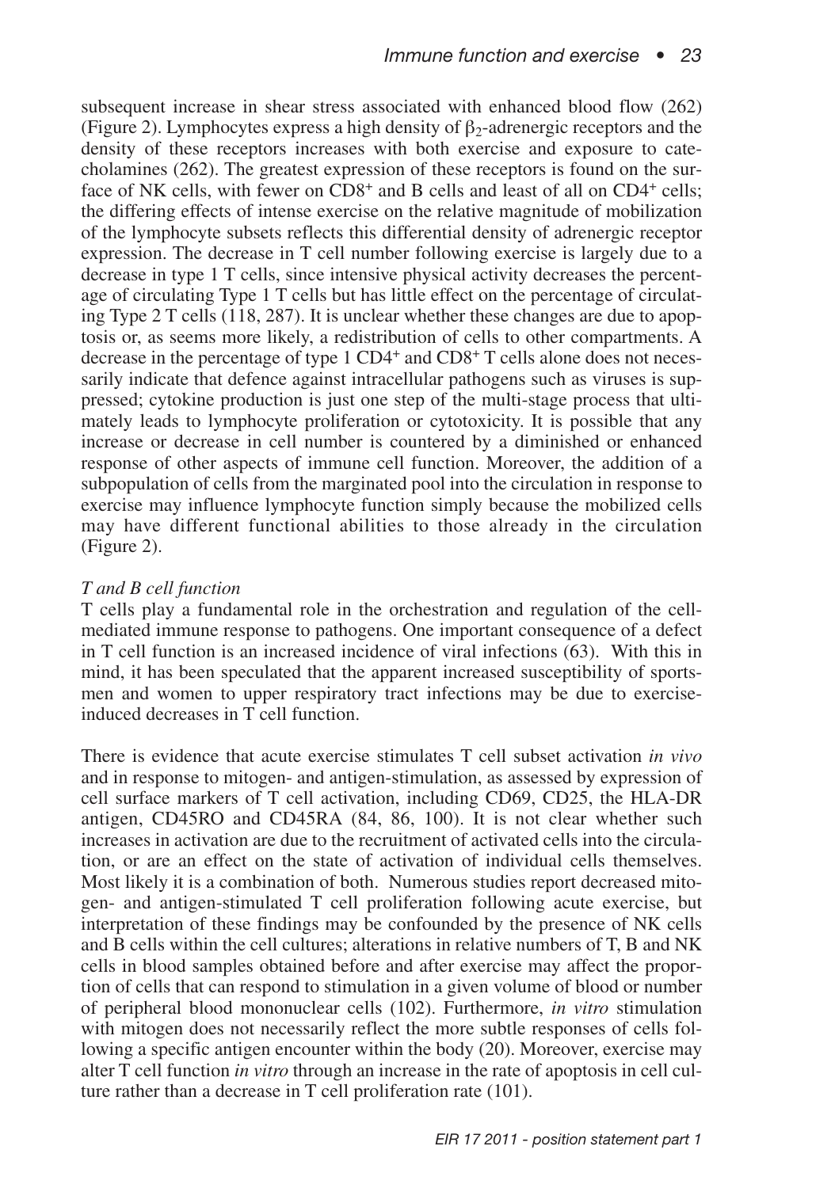subsequent increase in shear stress associated with enhanced blood flow (262) (Figure 2). Lymphocytes express a high density of $\beta_2$-adrenergic receptors and the density of these receptors increases with both exercise and exposure to catecholamines (262). The greatest expression of these receptors is found on the surface of NK cells, with fewer on $CD8^+$ and B cells and least of all on $CD4^+$ cells; the differing effects of intense exercise on the relative magnitude of mobilization of the lymphocyte subsets reflects this differential density of adrenergic receptor expression. The decrease in T cell number following exercise is largely due to a decrease in type 1 T cells, since intensive physical activity decreases the percentage of circulating Type 1 T cells but has little effect on the percentage of circulating Type 2 T cells (118, 287). It is unclear whether these changes are due to apoptosis or, as seems more likely, a redistribution of cells to other compartments. A decrease in the percentage of type 1 $CD4^+$ and $CD8^+$ T cells alone does not necessarily indicate that defence against intracellular pathogens such as viruses is suppressed; cytokine production is just one step of the multi-stage process that ultimately leads to lymphocyte proliferation or cytotoxicity. It is possible that any increase or decrease in cell number is countered by a diminished or enhanced response of other aspects of immune cell function. Moreover, the addition of a subpopulation of cells from the marginated pool into the circulation in response to exercise may influence lymphocyte function simply because the mobilized cells may have different functional abilities to those already in the circulation (Figure 2).

*T and B cell function*

T cells play a fundamental role in the orchestration and regulation of the cell-mediated immune response to pathogens. One important consequence of a defect in T cell function is an increased incidence of viral infections (63). With this in mind, it has been speculated that the apparent increased susceptibility of sportsmen and women to upper respiratory tract infections may be due to exercise-induced decreases in T cell function.

There is evidence that acute exercise stimulates T cell subset activation *in vivo* and in response to mitogen- and antigen-stimulation, as assessed by expression of cell surface markers of T cell activation, including CD69, CD25, the HLA-DR antigen, CD45RO and CD45RA (84, 86, 100). It is not clear whether such increases in activation are due to the recruitment of activated cells into the circulation, or are an effect on the state of activation of individual cells themselves. Most likely it is a combination of both. Numerous studies report decreased mitogen- and antigen-stimulated T cell proliferation following acute exercise, but interpretation of these findings may be confounded by the presence of NK cells and B cells within the cell cultures; alterations in relative numbers of T, B and NK cells in blood samples obtained before and after exercise may affect the proportion of cells that can respond to stimulation in a given volume of blood or number of peripheral blood mononuclear cells (102). Furthermore, *in vitro* stimulation with mitogen does not necessarily reflect the more subtle responses of cells following a specific antigen encounter within the body (20). Moreover, exercise may alter T cell function *in vitro* through an increase in the rate of apoptosis in cell culture rather than a decrease in T cell proliferation rate (101).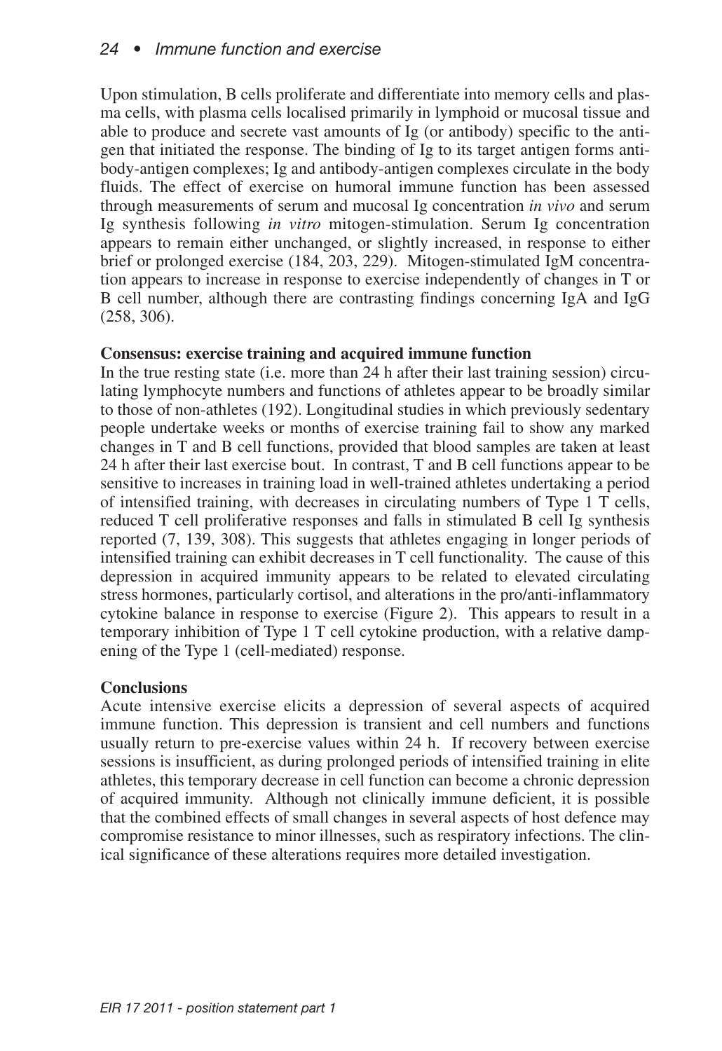Upon stimulation, B cells proliferate and differentiate into memory cells and plasma cells, with plasma cells localised primarily in lymphoid or mucosal tissue and able to produce and secrete vast amounts of Ig (or antibody) specific to the antigen that initiated the response. The binding of Ig to its target antigen forms antibody-antigen complexes; Ig and antibody-antigen complexes circulate in the body fluids. The effect of exercise on humoral immune function has been assessed through measurements of serum and mucosal Ig concentration *in vivo* and serum Ig synthesis following *in vitro* mitogen-stimulation. Serum Ig concentration appears to remain either unchanged, or slightly increased, in response to either brief or prolonged exercise (184, 203, 229). Mitogen-stimulated IgM concentration appears to increase in response to exercise independently of changes in T or B cell number, although there are contrasting findings concerning IgA and IgG (258, 306).

### Consensus: exercise training and acquired immune function

In the true resting state (i.e. more than 24 h after their last training session) circulating lymphocyte numbers and functions of athletes appear to be broadly similar to those of non-athletes (192). Longitudinal studies in which previously sedentary people undertake weeks or months of exercise training fail to show any marked changes in T and B cell functions, provided that blood samples are taken at least 24 h after their last exercise bout. In contrast, T and B cell functions appear to be sensitive to increases in training load in well-trained athletes undertaking a period of intensified training, with decreases in circulating numbers of Type 1 T cells, reduced T cell proliferative responses and falls in stimulated B cell Ig synthesis reported (7, 139, 308). This suggests that athletes engaging in longer periods of intensified training can exhibit decreases in T cell functionality. The cause of this depression in acquired immunity appears to be related to elevated circulating stress hormones, particularly cortisol, and alterations in the pro/anti-inflammatory cytokine balance in response to exercise (Figure 2). This appears to result in a temporary inhibition of Type 1 T cell cytokine production, with a relative dampening of the Type 1 (cell-mediated) response.

### Conclusions

Acute intensive exercise elicits a depression of several aspects of acquired immune function. This depression is transient and cell numbers and functions usually return to pre-exercise values within 24 h. If recovery between exercise sessions is insufficient, as during prolonged periods of intensified training in elite athletes, this temporary decrease in cell function can become a chronic depression of acquired immunity. Although not clinically immune deficient, it is possible that the combined effects of small changes in several aspects of host defence may compromise resistance to minor illnesses, such as respiratory infections. The clinical significance of these alterations requires more detailed investigation.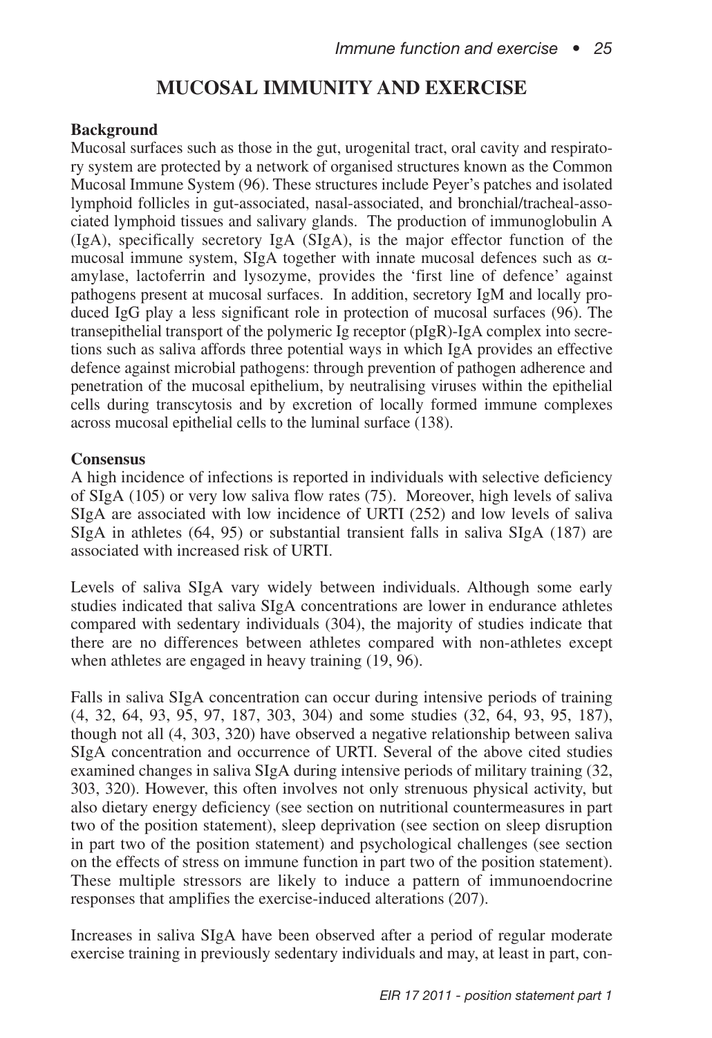## MUCOSAL IMMUNITY AND EXERCISE

**Background**

Mucosal surfaces such as those in the gut, urogenital tract, oral cavity and respiratory system are protected by a network of organised structures known as the Common Mucosal Immune System (96). These structures include Peyer's patches and isolated lymphoid follicles in gut-associated, nasal-associated, and bronchial/tracheal-associated lymphoid tissues and salivary glands. The production of immunoglobulin A (IgA), specifically secretory IgA (SIgA), is the major effector function of the mucosal immune system, SIgA together with innate mucosal defences such as $\alpha$-amylase, lactoferrin and lysozyme, provides the 'first line of defence' against pathogens present at mucosal surfaces. In addition, secretory IgM and locally produced IgG play a less significant role in protection of mucosal surfaces (96). The transepithelial transport of the polymeric Ig receptor (pIgR)-IgA complex into secretions such as saliva affords three potential ways in which IgA provides an effective defence against microbial pathogens: through prevention of pathogen adherence and penetration of the mucosal epithelium, by neutralising viruses within the epithelial cells during transcytosis and by excretion of locally formed immune complexes across mucosal epithelial cells to the luminal surface (138).

**Consensus**

A high incidence of infections is reported in individuals with selective deficiency of SIgA (105) or very low saliva flow rates (75). Moreover, high levels of saliva SIgA are associated with low incidence of URTI (252) and low levels of saliva SIgA in athletes (64, 95) or substantial transient falls in saliva SIgA (187) are associated with increased risk of URTI.

Levels of saliva SIgA vary widely between individuals. Although some early studies indicated that saliva SIgA concentrations are lower in endurance athletes compared with sedentary individuals (304), the majority of studies indicate that there are no differences between athletes compared with non-athletes except when athletes are engaged in heavy training (19, 96).

Falls in saliva SIgA concentration can occur during intensive periods of training (4, 32, 64, 93, 95, 97, 187, 303, 304) and some studies (32, 64, 93, 95, 187), though not all (4, 303, 320) have observed a negative relationship between saliva SIgA concentration and occurrence of URTI. Several of the above cited studies examined changes in saliva SIgA during intensive periods of military training (32, 303, 320). However, this often involves not only strenuous physical activity, but also dietary energy deficiency (see section on nutritional countermeasures in part two of the position statement), sleep deprivation (see section on sleep disruption in part two of the position statement) and psychological challenges (see section on the effects of stress on immune function in part two of the position statement). These multiple stressors are likely to induce a pattern of immunoendocrine responses that amplifies the exercise-induced alterations (207).

Increases in saliva SIgA have been observed after a period of regular moderate exercise training in previously sedentary individuals and may, at least in part, con-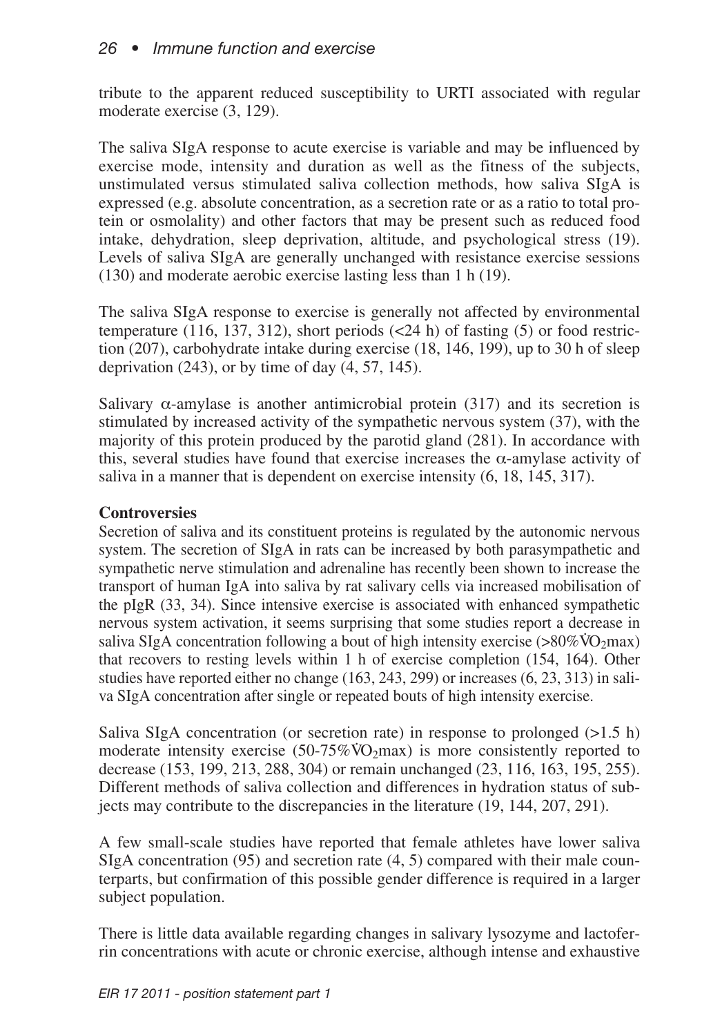tribute to the apparent reduced susceptibility to URTI associated with regular moderate exercise (3, 129).

The saliva SIgA response to acute exercise is variable and may be influenced by exercise mode, intensity and duration as well as the fitness of the subjects, unstimulated versus stimulated saliva collection methods, how saliva SIgA is expressed (e.g. absolute concentration, as a secretion rate or as a ratio to total protein or osmolality) and other factors that may be present such as reduced food intake, dehydration, sleep deprivation, altitude, and psychological stress (19). Levels of saliva SIgA are generally unchanged with resistance exercise sessions (130) and moderate aerobic exercise lasting less than 1 h (19).

The saliva SIgA response to exercise is generally not affected by environmental temperature (116, 137, 312), short periods (<24 h) of fasting (5) or food restriction (207), carbohydrate intake during exercise (18, 146, 199), up to 30 h of sleep deprivation (243), or by time of day (4, 57, 145).

Salivary $\alpha$-amylase is another antimicrobial protein (317) and its secretion is stimulated by increased activity of the sympathetic nervous system (37), with the majority of this protein produced by the parotid gland (281). In accordance with this, several studies have found that exercise increases the $\alpha$-amylase activity of saliva in a manner that is dependent on exercise intensity (6, 18, 145, 317).

**Controversies**

Secretion of saliva and its constituent proteins is regulated by the autonomic nervous system. The secretion of SIgA in rats can be increased by both parasympathetic and sympathetic nerve stimulation and adrenaline has recently been shown to increase the transport of human IgA into saliva by rat salivary cells via increased mobilisation of the pIgR (33, 34). Since intensive exercise is associated with enhanced sympathetic nervous system activation, it seems surprising that some studies report a decrease in saliva SIgA concentration following a bout of high intensity exercise (>80%$\dot{V}O_2$max) that recovers to resting levels within 1 h of exercise completion (154, 164). Other studies have reported either no change (163, 243, 299) or increases (6, 23, 313) in saliva SIgA concentration after single or repeated bouts of high intensity exercise.

Saliva SIgA concentration (or secretion rate) in response to prolonged (>1.5 h) moderate intensity exercise (50-75%$\dot{V}O_2$max) is more consistently reported to decrease (153, 199, 213, 288, 304) or remain unchanged (23, 116, 163, 195, 255). Different methods of saliva collection and differences in hydration status of subjects may contribute to the discrepancies in the literature (19, 144, 207, 291).

A few small-scale studies have reported that female athletes have lower saliva SIgA concentration (95) and secretion rate (4, 5) compared with their male counterparts, but confirmation of this possible gender difference is required in a larger subject population.

There is little data available regarding changes in salivary lysozyme and lactoferrin concentrations with acute or chronic exercise, although intense and exhaustive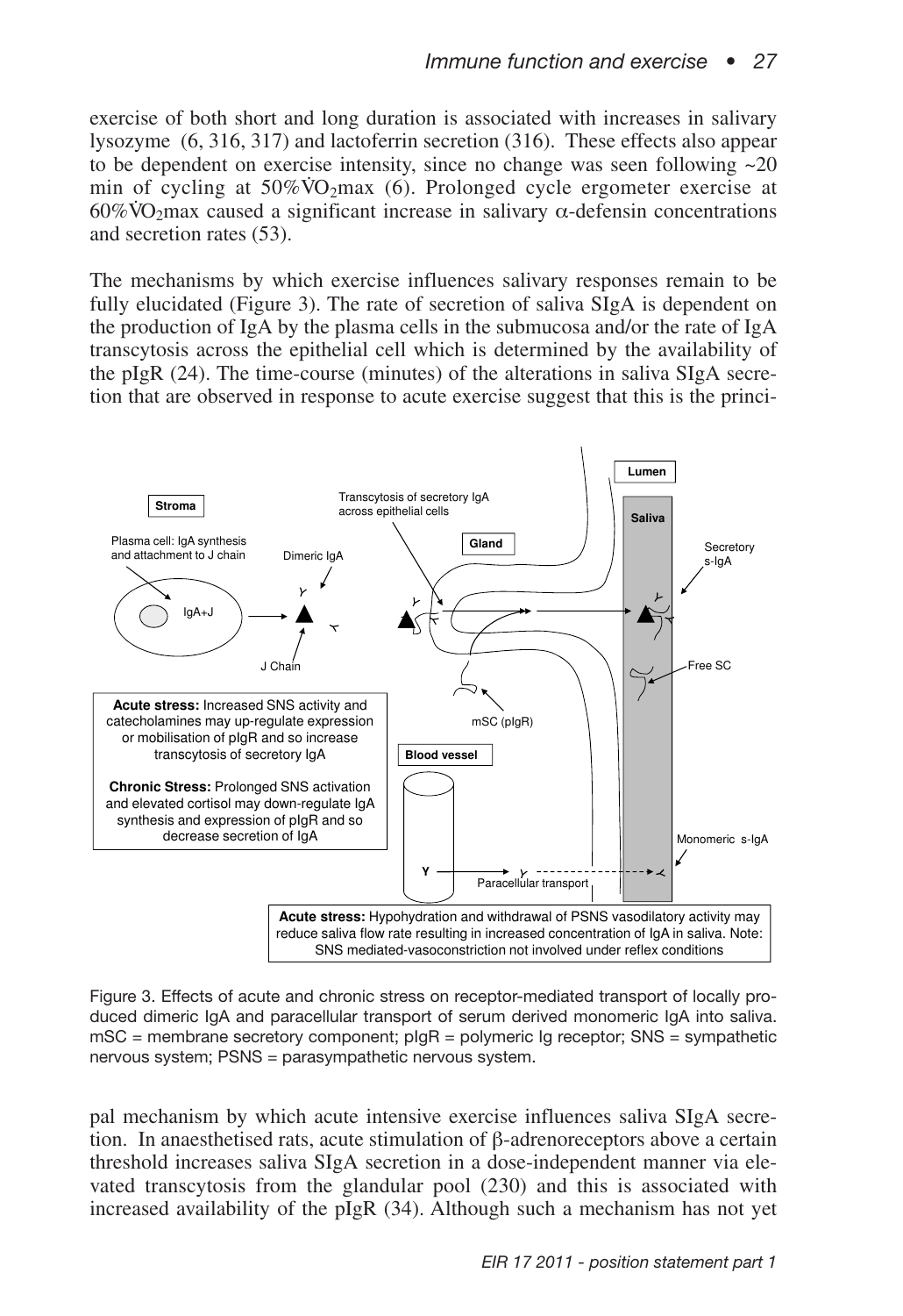exercise of both short and long duration is associated with increases in salivary lysozyme (6, 316, 317) and lactoferrin secretion (316). These effects also appear to be dependent on exercise intensity, since no change was seen following ~20 min of cycling at 50%$\dot{V}O_2$max (6). Prolonged cycle ergometer exercise at 60%$\dot{V}O_2$max caused a significant increase in salivary α-defensin concentrations and secretion rates (53).

The mechanisms by which exercise influences salivary responses remain to be fully elucidated (Figure 3). The rate of secretion of saliva SIgA is dependent on the production of IgA by the plasma cells in the submucosa and/or the rate of IgA transcytosis across the epithelial cell which is determined by the availability of the pIgR (24). The time-course (minutes) of the alterations in saliva SIgA secretion that are observed in response to acute exercise suggest that this is the principal mechanism by which acute intensive exercise influences saliva SIgA secretion. In anaesthetised rats, acute stimulation of β-adrenoreceptors above a certain threshold increases saliva SIgA secretion in a dose-independent manner via elevated transcytosis from the glandular pool (230) and this is associated with increased availability of the pIgR (34). Although such a mechanism has not yet

Figure 3. Effects of acute and chronic stress on receptor-mediated transport of locally produced dimeric IgA and paracellular transport of serum derived monomeric IgA into saliva. mSC = membrane secretory component; pIgR = polymeric Ig receptor; SNS = sympathetic nervous system; PSNS = parasympathetic nervous system.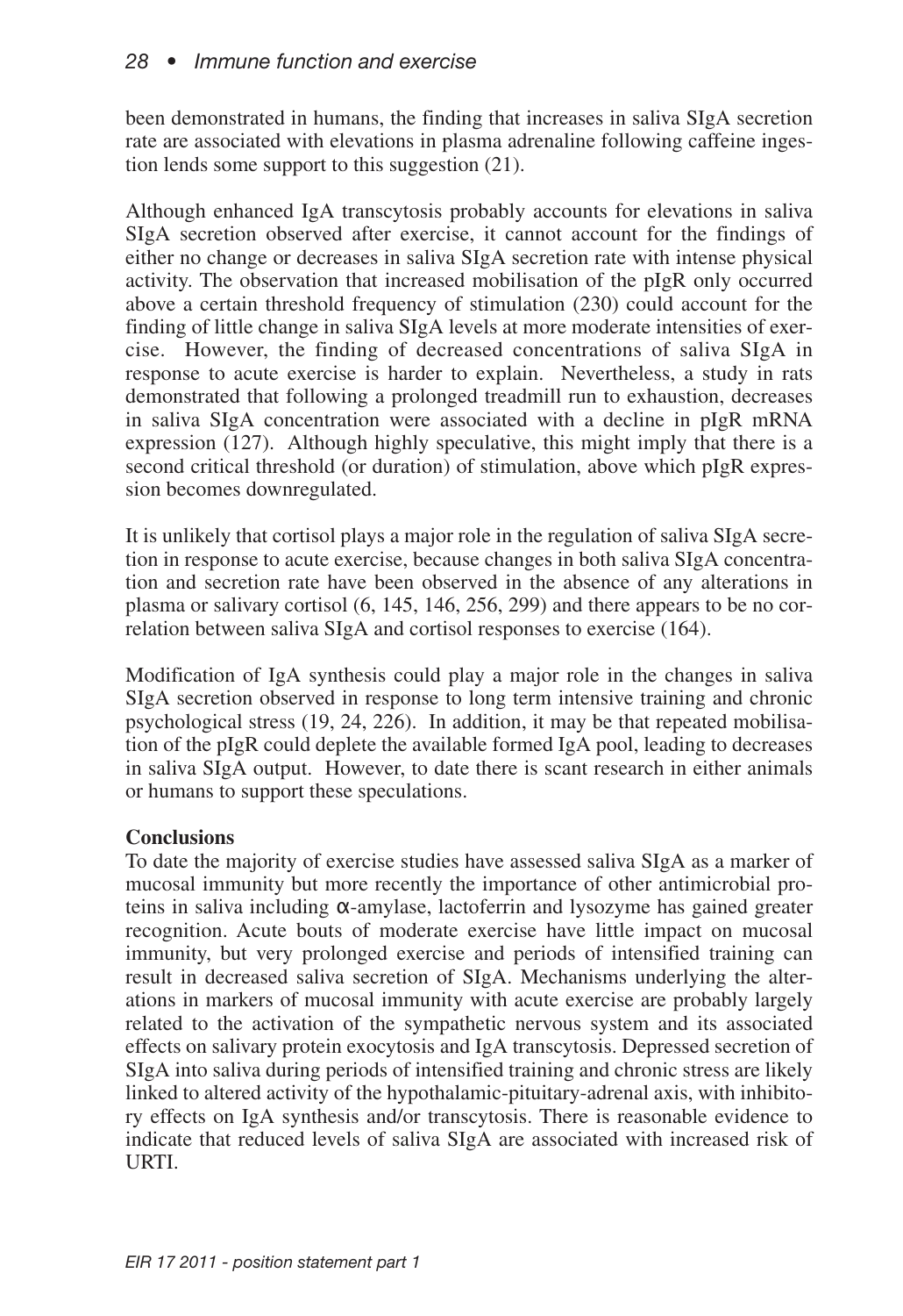been demonstrated in humans, the finding that increases in saliva SIgA secretion rate are associated with elevations in plasma adrenaline following caffeine ingestion lends some support to this suggestion (21).

Although enhanced IgA transcytosis probably accounts for elevations in saliva SIgA secretion observed after exercise, it cannot account for the findings of either no change or decreases in saliva SIgA secretion rate with intense physical activity. The observation that increased mobilisation of the pIgR only occurred above a certain threshold frequency of stimulation (230) could account for the finding of little change in saliva SIgA levels at more moderate intensities of exercise. However, the finding of decreased concentrations of saliva SIgA in response to acute exercise is harder to explain. Nevertheless, a study in rats demonstrated that following a prolonged treadmill run to exhaustion, decreases in saliva SIgA concentration were associated with a decline in pIgR mRNA expression (127). Although highly speculative, this might imply that there is a second critical threshold (or duration) of stimulation, above which pIgR expression becomes downregulated.

It is unlikely that cortisol plays a major role in the regulation of saliva SIgA secretion in response to acute exercise, because changes in both saliva SIgA concentration and secretion rate have been observed in the absence of any alterations in plasma or salivary cortisol (6, 145, 146, 256, 299) and there appears to be no correlation between saliva SIgA and cortisol responses to exercise (164).

Modification of IgA synthesis could play a major role in the changes in saliva SIgA secretion observed in response to long term intensive training and chronic psychological stress (19, 24, 226). In addition, it may be that repeated mobilisation of the pIgR could deplete the available formed IgA pool, leading to decreases in saliva SIgA output. However, to date there is scant research in either animals or humans to support these speculations.

**Conclusions**

To date the majority of exercise studies have assessed saliva SIgA as a marker of mucosal immunity but more recently the importance of other antimicrobial proteins in saliva including α-amylase, lactoferrin and lysozyme has gained greater recognition. Acute bouts of moderate exercise have little impact on mucosal immunity, but very prolonged exercise and periods of intensified training can result in decreased saliva secretion of SIgA. Mechanisms underlying the alterations in markers of mucosal immunity with acute exercise are probably largely related to the activation of the sympathetic nervous system and its associated effects on salivary protein exocytosis and IgA transcytosis. Depressed secretion of SIgA into saliva during periods of intensified training and chronic stress are likely linked to altered activity of the hypothalamic-pituitary-adrenal axis, with inhibitory effects on IgA synthesis and/or transcytosis. There is reasonable evidence to indicate that reduced levels of saliva SIgA are associated with increased risk of URTI.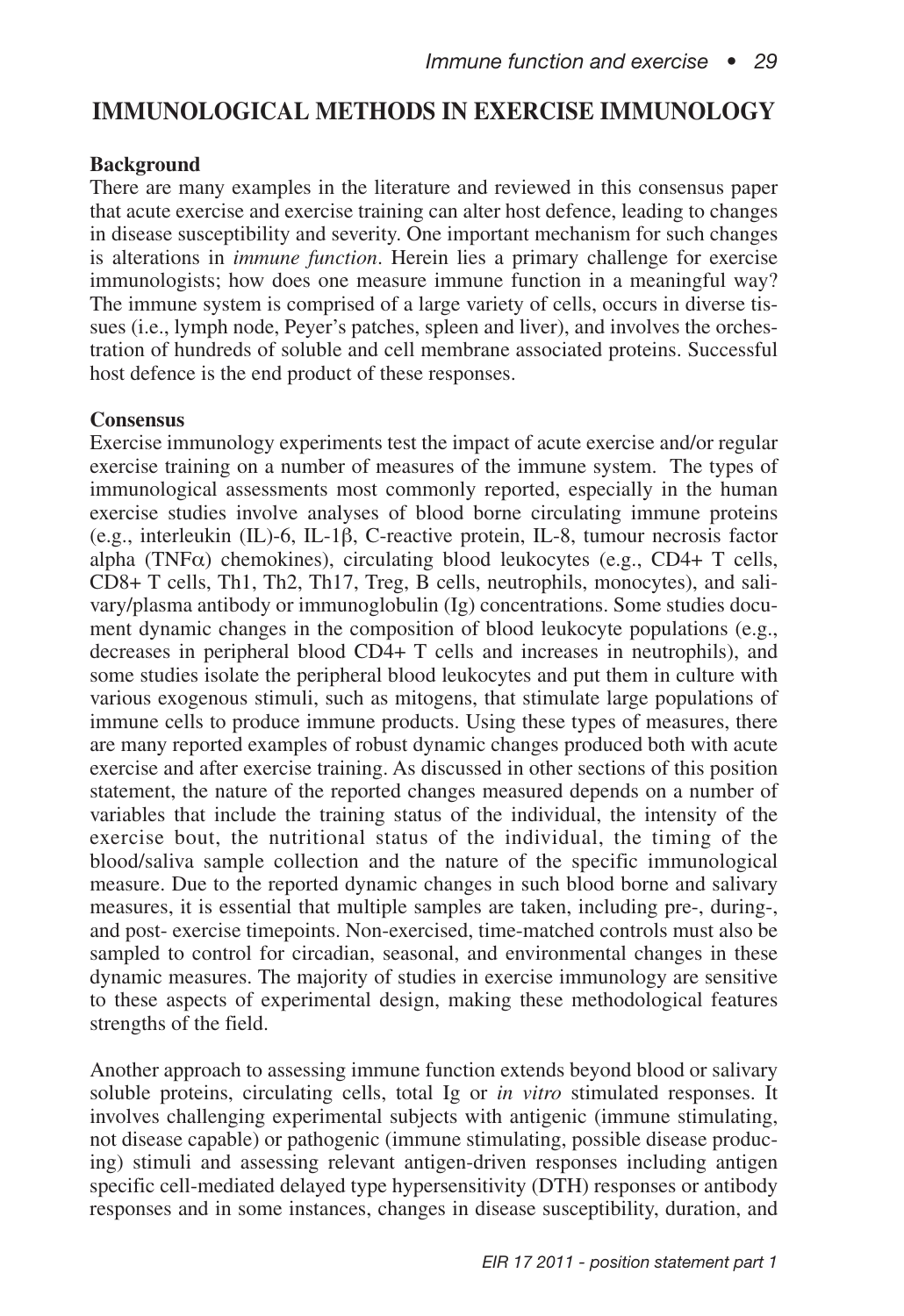## IMMUNOLOGICAL METHODS IN EXERCISE IMMUNOLOGY

### Background

There are many examples in the literature and reviewed in this consensus paper that acute exercise and exercise training can alter host defence, leading to changes in disease susceptibility and severity. One important mechanism for such changes is alterations in *immune function*. Herein lies a primary challenge for exercise immunologists; how does one measure immune function in a meaningful way? The immune system is comprised of a large variety of cells, occurs in diverse tissues (i.e., lymph node, Peyer's patches, spleen and liver), and involves the orchestration of hundreds of soluble and cell membrane associated proteins. Successful host defence is the end product of these responses.

### Consensus

Exercise immunology experiments test the impact of acute exercise and/or regular exercise training on a number of measures of the immune system. The types of immunological assessments most commonly reported, especially in the human exercise studies involve analyses of blood borne circulating immune proteins (e.g., interleukin (IL)-6, IL-1β, C-reactive protein, IL-8, tumour necrosis factor alpha (TNFα) chemokines), circulating blood leukocytes (e.g., CD4+ T cells, CD8+ T cells, Th1, Th2, Th17, Treg, B cells, neutrophils, monocytes), and salivary/plasma antibody or immunoglobulin (Ig) concentrations. Some studies document dynamic changes in the composition of blood leukocyte populations (e.g., decreases in peripheral blood CD4+ T cells and increases in neutrophils), and some studies isolate the peripheral blood leukocytes and put them in culture with various exogenous stimuli, such as mitogens, that stimulate large populations of immune cells to produce immune products. Using these types of measures, there are many reported examples of robust dynamic changes produced both with acute exercise and after exercise training. As discussed in other sections of this position statement, the nature of the reported changes measured depends on a number of variables that include the training status of the individual, the intensity of the exercise bout, the nutritional status of the individual, the timing of the blood/saliva sample collection and the nature of the specific immunological measure. Due to the reported dynamic changes in such blood borne and salivary measures, it is essential that multiple samples are taken, including pre-, during-, and post- exercise timepoints. Non-exercised, time-matched controls must also be sampled to control for circadian, seasonal, and environmental changes in these dynamic measures. The majority of studies in exercise immunology are sensitive to these aspects of experimental design, making these methodological features strengths of the field.

Another approach to assessing immune function extends beyond blood or salivary soluble proteins, circulating cells, total Ig or *in vitro* stimulated responses. It involves challenging experimental subjects with antigenic (immune stimulating, not disease capable) or pathogenic (immune stimulating, possible disease producing) stimuli and assessing relevant antigen-driven responses including antigen specific cell-mediated delayed type hypersensitivity (DTH) responses or antibody responses and in some instances, changes in disease susceptibility, duration, and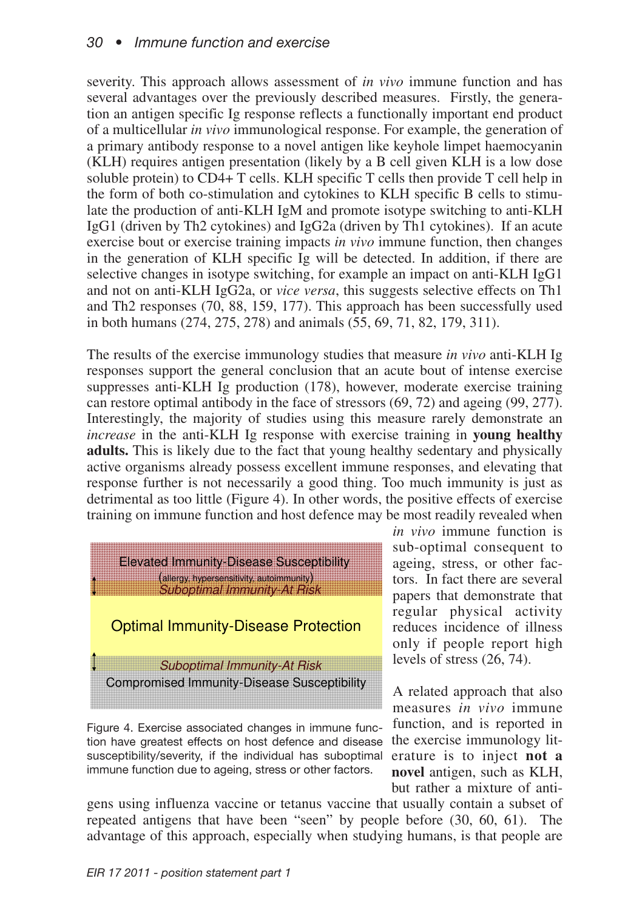severity. This approach allows assessment of *in vivo* immune function and has several advantages over the previously described measures. Firstly, the generation an antigen specific Ig response reflects a functionally important end product of a multicellular *in vivo* immunological response. For example, the generation of a primary antibody response to a novel antigen like keyhole limpet haemocyanin (KLH) requires antigen presentation (likely by a B cell given KLH is a low dose soluble protein) to CD4+ T cells. KLH specific T cells then provide T cell help in the form of both co-stimulation and cytokines to KLH specific B cells to stimulate the production of anti-KLH IgM and promote isotype switching to anti-KLH IgG1 (driven by Th2 cytokines) and IgG2a (driven by Th1 cytokines). If an acute exercise bout or exercise training impacts *in vivo* immune function, then changes in the generation of KLH specific Ig will be detected. In addition, if there are selective changes in isotype switching, for example an impact on anti-KLH IgG1 and not on anti-KLH IgG2a, or *vice versa*, this suggests selective effects on Th1 and Th2 responses (70, 88, 159, 177). This approach has been successfully used in both humans (274, 275, 278) and animals (55, 69, 71, 82, 179, 311).

The results of the exercise immunology studies that measure *in vivo* anti-KLH Ig responses support the general conclusion that an acute bout of intense exercise suppresses anti-KLH Ig production (178), however, moderate exercise training can restore optimal antibody in the face of stressors (69, 72) and ageing (99, 277). Interestingly, the majority of studies using this measure rarely demonstrate an *increase* in the anti-KLH Ig response with exercise training in **young healthy adults.** This is likely due to the fact that young healthy sedentary and physically active organisms already possess excellent immune responses, and elevating that response further is not necessarily a good thing. Too much immunity is just as detrimental as too little (Figure 4). In other words, the positive effects of exercise training on immune function and host defence may be most readily revealed when *in vivo* immune function is sub-optimal consequent to ageing, stress, or other factors. In fact there are several papers that demonstrate that regular physical activity reduces incidence of illness only if people report high levels of stress (26, 74).

Elevated Immunity-Disease Susceptibility
(allergy, hypersensitivity, autoimmunity)
*Suboptimal Immunity-At Risk*

Optimal Immunity-Disease Protection

*Suboptimal Immunity-At Risk*
Compromised Immunity-Disease Susceptibility

Figure 4. Exercise associated changes in immune function have greatest effects on host defence and disease susceptibility/severity, if the individual has suboptimal immune function due to ageing, stress or other factors.

A related approach that also measures *in vivo* immune function, and is reported in the exercise immunology literature is to inject **not a novel** antigen, such as KLH, but rather a mixture of antigens using influenza vaccine or tetanus vaccine that usually contain a subset of repeated antigens that have been "seen" by people before (30, 60, 61). The advantage of this approach, especially when studying humans, is that people are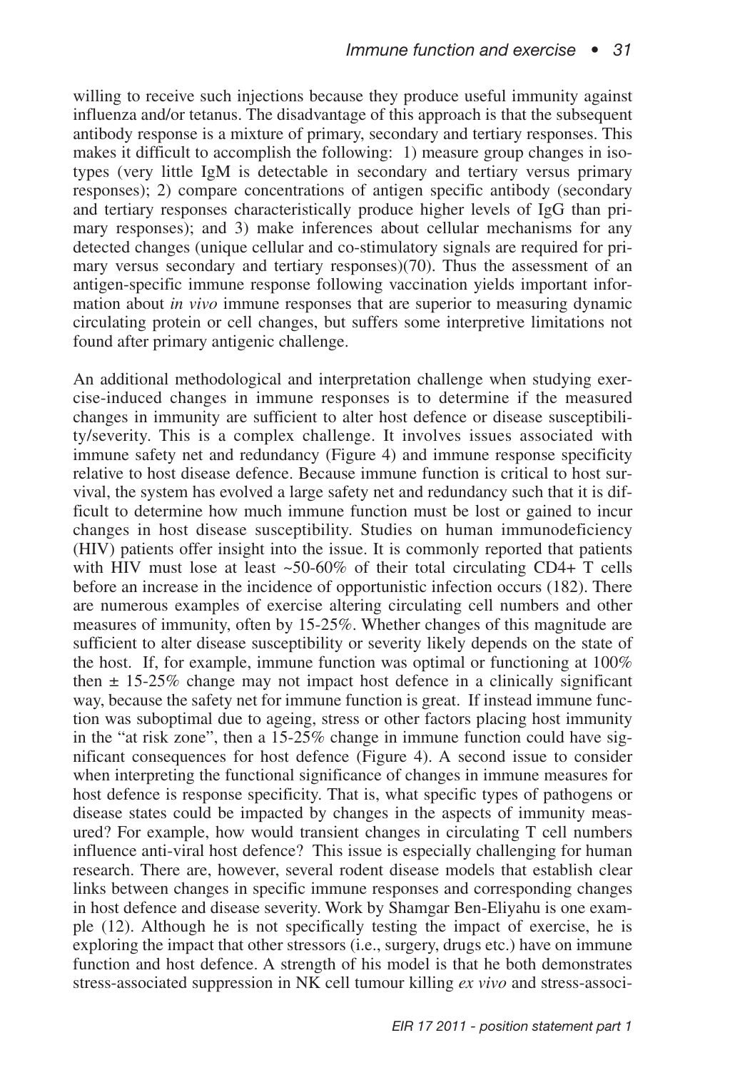willing to receive such injections because they produce useful immunity against influenza and/or tetanus. The disadvantage of this approach is that the subsequent antibody response is a mixture of primary, secondary and tertiary responses. This makes it difficult to accomplish the following: 1) measure group changes in isotypes (very little IgM is detectable in secondary and tertiary versus primary responses); 2) compare concentrations of antigen specific antibody (secondary and tertiary responses characteristically produce higher levels of IgG than primary responses); and 3) make inferences about cellular mechanisms for any detected changes (unique cellular and co-stimulatory signals are required for primary versus secondary and tertiary responses)(70). Thus the assessment of an antigen-specific immune response following vaccination yields important information about *in vivo* immune responses that are superior to measuring dynamic circulating protein or cell changes, but suffers some interpretive limitations not found after primary antigenic challenge.

An additional methodological and interpretation challenge when studying exercise-induced changes in immune responses is to determine if the measured changes in immunity are sufficient to alter host defence or disease susceptibility/severity. This is a complex challenge. It involves issues associated with immune safety net and redundancy (Figure 4) and immune response specificity relative to host disease defence. Because immune function is critical to host survival, the system has evolved a large safety net and redundancy such that it is difficult to determine how much immune function must be lost or gained to incur changes in host disease susceptibility. Studies on human immunodeficiency (HIV) patients offer insight into the issue. It is commonly reported that patients with HIV must lose at least ~50-60% of their total circulating CD4+ T cells before an increase in the incidence of opportunistic infection occurs (182). There are numerous examples of exercise altering circulating cell numbers and other measures of immunity, often by 15-25%. Whether changes of this magnitude are sufficient to alter disease susceptibility or severity likely depends on the state of the host. If, for example, immune function was optimal or functioning at 100% then ± 15-25% change may not impact host defence in a clinically significant way, because the safety net for immune function is great. If instead immune function was suboptimal due to ageing, stress or other factors placing host immunity in the "at risk zone", then a 15-25% change in immune function could have significant consequences for host defence (Figure 4). A second issue to consider when interpreting the functional significance of changes in immune measures for host defence is response specificity. That is, what specific types of pathogens or disease states could be impacted by changes in the aspects of immunity measured? For example, how would transient changes in circulating T cell numbers influence anti-viral host defence? This issue is especially challenging for human research. There are, however, several rodent disease models that establish clear links between changes in specific immune responses and corresponding changes in host defence and disease severity. Work by Shamgar Ben-Eliyahu is one example (12). Although he is not specifically testing the impact of exercise, he is exploring the impact that other stressors (i.e., surgery, drugs etc.) have on immune function and host defence. A strength of his model is that he both demonstrates stress-associated suppression in NK cell tumour killing *ex vivo* and stress-associ-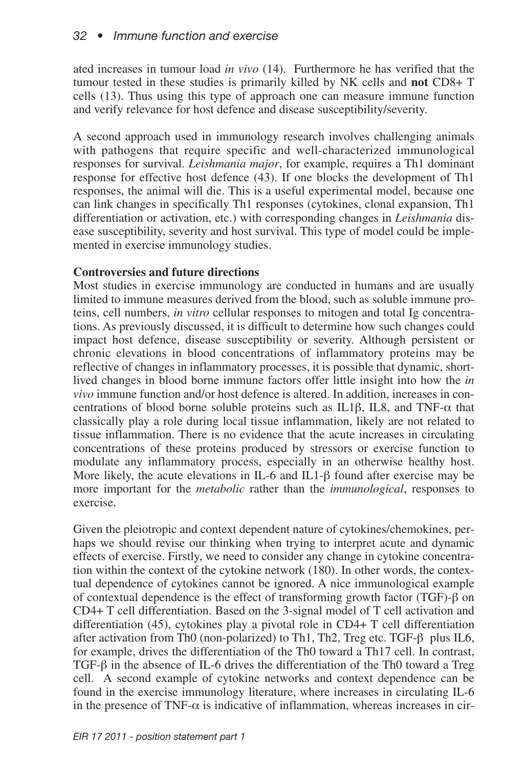ated increases in tumour load *in vivo* (14). Furthermore he has verified that the tumour tested in these studies is primarily killed by NK cells and **not** CD8+ T cells (13). Thus using this type of approach one can measure immune function and verify relevance for host defence and disease susceptibility/severity.

A second approach used in immunology research involves challenging animals with pathogens that require specific and well-characterized immunological responses for survival. *Leishmania major*, for example, requires a Th1 dominant response for effective host defence (43). If one blocks the development of Th1 responses, the animal will die. This is a useful experimental model, because one can link changes in specifically Th1 responses (cytokines, clonal expansion, Th1 differentiation or activation, etc.) with corresponding changes in *Leishmania* disease susceptibility, severity and host survival. This type of model could be implemented in exercise immunology studies.

**Controversies and future directions**

Most studies in exercise immunology are conducted in humans and are usually limited to immune measures derived from the blood, such as soluble immune proteins, cell numbers, *in vitro* cellular responses to mitogen and total Ig concentrations. As previously discussed, it is difficult to determine how such changes could impact host defence, disease susceptibility or severity. Although persistent or chronic elevations in blood concentrations of inflammatory proteins may be reflective of changes in inflammatory processes, it is possible that dynamic, short-lived changes in blood borne immune factors offer little insight into how the *in vivo* immune function and/or host defence is altered. In addition, increases in concentrations of blood borne soluble proteins such as IL1β, IL8, and TNF-α that classically play a role during local tissue inflammation, likely are not related to tissue inflammation. There is no evidence that the acute increases in circulating concentrations of these proteins produced by stressors or exercise function to modulate any inflammatory process, especially in an otherwise healthy host. More likely, the acute elevations in IL-6 and IL1-β found after exercise may be more important for the *metabolic* rather than the *immunological*, responses to exercise.

Given the pleiotropic and context dependent nature of cytokines/chemokines, perhaps we should revise our thinking when trying to interpret acute and dynamic effects of exercise. Firstly, we need to consider any change in cytokine concentration within the context of the cytokine network (180). In other words, the contextual dependence of cytokines cannot be ignored. A nice immunological example of contextual dependence is the effect of transforming growth factor (TGF)-β on CD4+ T cell differentiation. Based on the 3-signal model of T cell activation and differentiation (45), cytokines play a pivotal role in CD4+ T cell differentiation after activation from Th0 (non-polarized) to Th1, Th2, Treg etc. TGF-β plus IL6, for example, drives the differentiation of the Th0 toward a Th17 cell. In contrast, TGF-β in the absence of IL-6 drives the differentiation of the Th0 toward a Treg cell. A second example of cytokine networks and context dependence can be found in the exercise immunology literature, where increases in circulating IL-6 in the presence of TNF-α is indicative of inflammation, whereas increases in cir-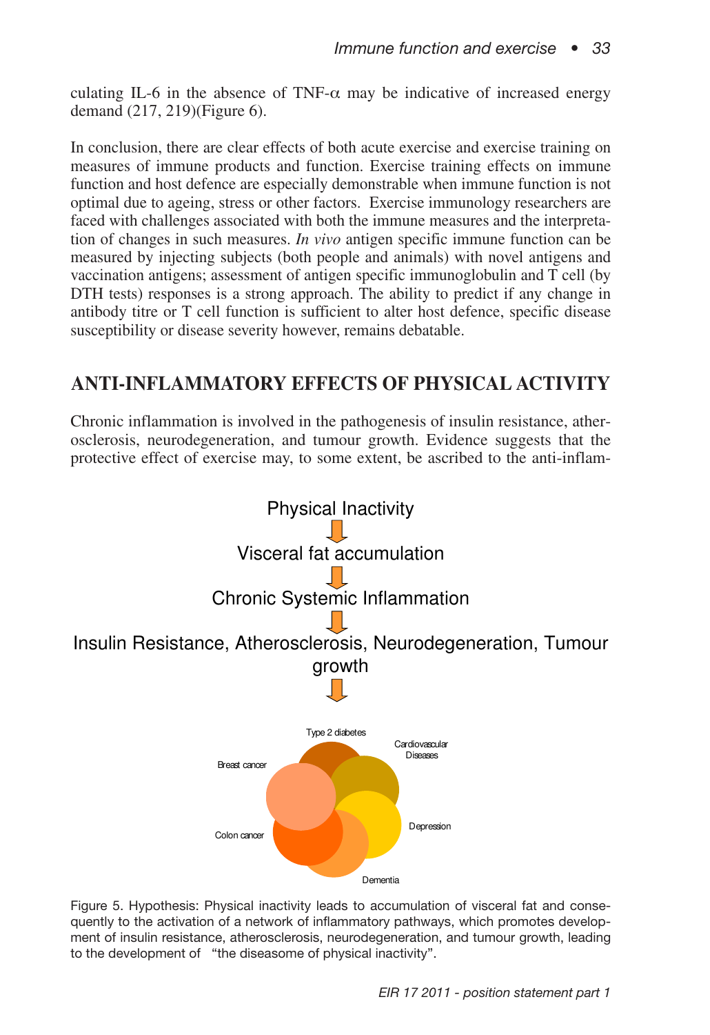culating IL-6 in the absence of TNF-α may be indicative of increased energy demand (217, 219)(Figure 6).

In conclusion, there are clear effects of both acute exercise and exercise training on measures of immune products and function. Exercise training effects on immune function and host defence are especially demonstrable when immune function is not optimal due to ageing, stress or other factors. Exercise immunology researchers are faced with challenges associated with both the immune measures and the interpretation of changes in such measures. *In vivo* antigen specific immune function can be measured by injecting subjects (both people and animals) with novel antigens and vaccination antigens; assessment of antigen specific immunoglobulin and T cell (by DTH tests) responses is a strong approach. The ability to predict if any change in antibody titre or T cell function is sufficient to alter host defence, specific disease susceptibility or disease severity however, remains debatable.

## ANTI-INFLAMMATORY EFFECTS OF PHYSICAL ACTIVITY

Chronic inflammation is involved in the pathogenesis of insulin resistance, atherosclerosis, neurodegeneration, and tumour growth. Evidence suggests that the protective effect of exercise may, to some extent, be ascribed to the anti-inflam-

Physical Inactivity

↓

Visceral fat accumulation

↓

Chronic Systemic Inflammation

↓

Insulin Resistance, Atherosclerosis, Neurodegeneration, Tumour growth

↓

Type 2 diabetes, Cardiovascular Diseases, Depression, Dementia, Colon cancer, Breast cancer

Figure 5. Hypothesis: Physical inactivity leads to accumulation of visceral fat and consequently to the activation of a network of inflammatory pathways, which promotes development of insulin resistance, atherosclerosis, neurodegeneration, and tumour growth, leading to the development of "the diseasome of physical inactivity".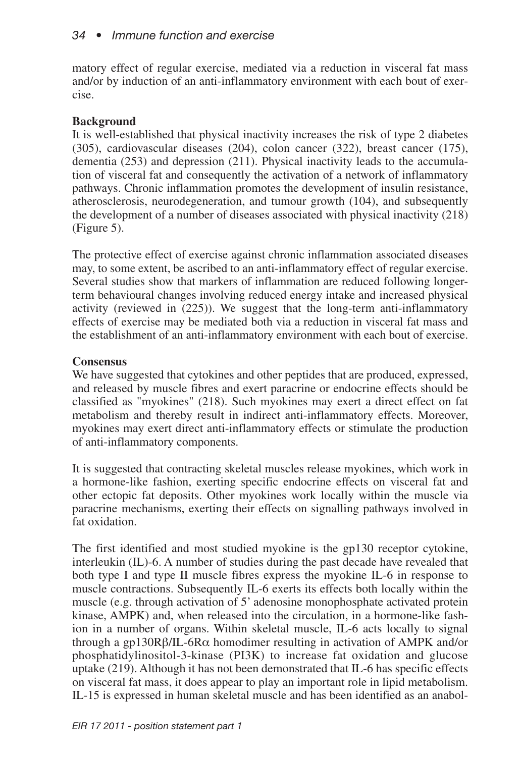matory effect of regular exercise, mediated via a reduction in visceral fat mass and/or by induction of an anti-inflammatory environment with each bout of exercise.

**Background**

It is well-established that physical inactivity increases the risk of type 2 diabetes (305), cardiovascular diseases (204), colon cancer (322), breast cancer (175), dementia (253) and depression (211). Physical inactivity leads to the accumulation of visceral fat and consequently the activation of a network of inflammatory pathways. Chronic inflammation promotes the development of insulin resistance, atherosclerosis, neurodegeneration, and tumour growth (104), and subsequently the development of a number of diseases associated with physical inactivity (218) (Figure 5).

The protective effect of exercise against chronic inflammation associated diseases may, to some extent, be ascribed to an anti-inflammatory effect of regular exercise. Several studies show that markers of inflammation are reduced following longer-term behavioural changes involving reduced energy intake and increased physical activity (reviewed in (225)). We suggest that the long-term anti-inflammatory effects of exercise may be mediated both via a reduction in visceral fat mass and the establishment of an anti-inflammatory environment with each bout of exercise.

**Consensus**

We have suggested that cytokines and other peptides that are produced, expressed, and released by muscle fibres and exert paracrine or endocrine effects should be classified as "myokines" (218). Such myokines may exert a direct effect on fat metabolism and thereby result in indirect anti-inflammatory effects. Moreover, myokines may exert direct anti-inflammatory effects or stimulate the production of anti-inflammatory components.

It is suggested that contracting skeletal muscles release myokines, which work in a hormone-like fashion, exerting specific endocrine effects on visceral fat and other ectopic fat deposits. Other myokines work locally within the muscle via paracrine mechanisms, exerting their effects on signalling pathways involved in fat oxidation.

The first identified and most studied myokine is the gp130 receptor cytokine, interleukin (IL)-6. A number of studies during the past decade have revealed that both type I and type II muscle fibres express the myokine IL-6 in response to muscle contractions. Subsequently IL-6 exerts its effects both locally within the muscle (e.g. through activation of 5' adenosine monophosphate activated protein kinase, AMPK) and, when released into the circulation, in a hormone-like fashion in a number of organs. Within skeletal muscle, IL-6 acts locally to signal through a gp130Rβ/IL-6Rα homodimer resulting in activation of AMPK and/or phosphatidylinositol-3-kinase (PI3K) to increase fat oxidation and glucose uptake (219). Although it has not been demonstrated that IL-6 has specific effects on visceral fat mass, it does appear to play an important role in lipid metabolism. IL-15 is expressed in human skeletal muscle and has been identified as an anabol-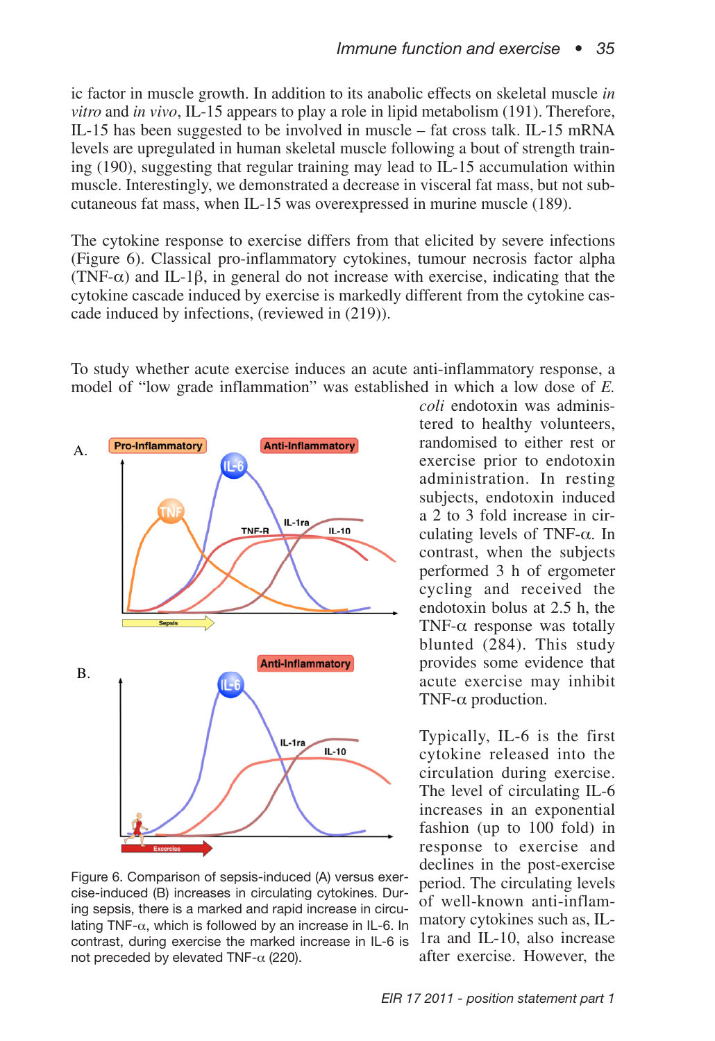ic factor in muscle growth. In addition to its anabolic effects on skeletal muscle *in vitro* and *in vivo*, IL-15 appears to play a role in lipid metabolism (191). Therefore, IL-15 has been suggested to be involved in muscle – fat cross talk. IL-15 mRNA levels are upregulated in human skeletal muscle following a bout of strength training (190), suggesting that regular training may lead to IL-15 accumulation within muscle. Interestingly, we demonstrated a decrease in visceral fat mass, but not subcutaneous fat mass, when IL-15 was overexpressed in murine muscle (189).

The cytokine response to exercise differs from that elicited by severe infections (Figure 6). Classical pro-inflammatory cytokines, tumour necrosis factor alpha (TNF-α) and IL-1β, in general do not increase with exercise, indicating that the cytokine cascade induced by exercise is markedly different from the cytokine cascade induced by infections, (reviewed in (219)).

To study whether acute exercise induces an acute anti-inflammatory response, a model of "low grade inflammation" was established in which a low dose of *E. coli* endotoxin was administered to healthy volunteers, randomised to either rest or exercise prior to endotoxin administration. In resting subjects, endotoxin induced a 2 to 3 fold increase in circulating levels of TNF-α. In contrast, when the subjects performed 3 h of ergometer cycling and received the endotoxin bolus at 2.5 h, the TNF-α response was totally blunted (284). This study provides some evidence that acute exercise may inhibit TNF-α production.

Figure 6. Comparison of sepsis-induced (A) versus exercise-induced (B) increases in circulating cytokines. During sepsis, there is a marked and rapid increase in circulating TNF-α, which is followed by an increase in IL-6. In contrast, during exercise the marked increase in IL-6 is not preceded by elevated TNF-α (220).

Typically, IL-6 is the first cytokine released into the circulation during exercise. The level of circulating IL-6 increases in an exponential fashion (up to 100 fold) in response to exercise and declines in the post-exercise period. The circulating levels of well-known anti-inflammatory cytokines such as, IL-1ra and IL-10, also increase after exercise. However, the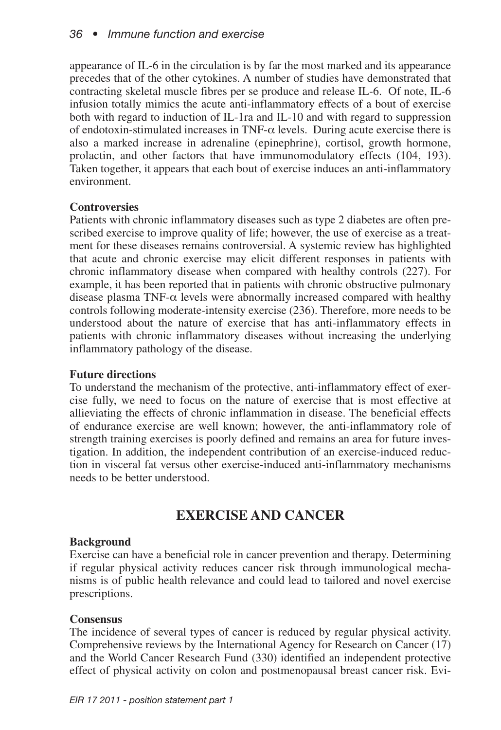appearance of IL-6 in the circulation is by far the most marked and its appearance precedes that of the other cytokines. A number of studies have demonstrated that contracting skeletal muscle fibres per se produce and release IL-6. Of note, IL-6 infusion totally mimics the acute anti-inflammatory effects of a bout of exercise both with regard to induction of IL-1ra and IL-10 and with regard to suppression of endotoxin-stimulated increases in TNF-$\alpha$ levels. During acute exercise there is also a marked increase in adrenaline (epinephrine), cortisol, growth hormone, prolactin, and other factors that have immunomodulatory effects (104, 193). Taken together, it appears that each bout of exercise induces an anti-inflammatory environment.

**Controversies**

Patients with chronic inflammatory diseases such as type 2 diabetes are often prescribed exercise to improve quality of life; however, the use of exercise as a treatment for these diseases remains controversial. A systemic review has highlighted that acute and chronic exercise may elicit different responses in patients with chronic inflammatory disease when compared with healthy controls (227). For example, it has been reported that in patients with chronic obstructive pulmonary disease plasma TNF-$\alpha$ levels were abnormally increased compared with healthy controls following moderate-intensity exercise (236). Therefore, more needs to be understood about the nature of exercise that has anti-inflammatory effects in patients with chronic inflammatory diseases without increasing the underlying inflammatory pathology of the disease.

**Future directions**

To understand the mechanism of the protective, anti-inflammatory effect of exercise fully, we need to focus on the nature of exercise that is most effective at allieviating the effects of chronic inflammation in disease. The beneficial effects of endurance exercise are well known; however, the anti-inflammatory role of strength training exercises is poorly defined and remains an area for future investigation. In addition, the independent contribution of an exercise-induced reduction in visceral fat versus other exercise-induced anti-inflammatory mechanisms needs to be better understood.

## EXERCISE AND CANCER

**Background**

Exercise can have a beneficial role in cancer prevention and therapy. Determining if regular physical activity reduces cancer risk through immunological mechanisms is of public health relevance and could lead to tailored and novel exercise prescriptions.

**Consensus**

The incidence of several types of cancer is reduced by regular physical activity. Comprehensive reviews by the International Agency for Research on Cancer (17) and the World Cancer Research Fund (330) identified an independent protective effect of physical activity on colon and postmenopausal breast cancer risk. Evi-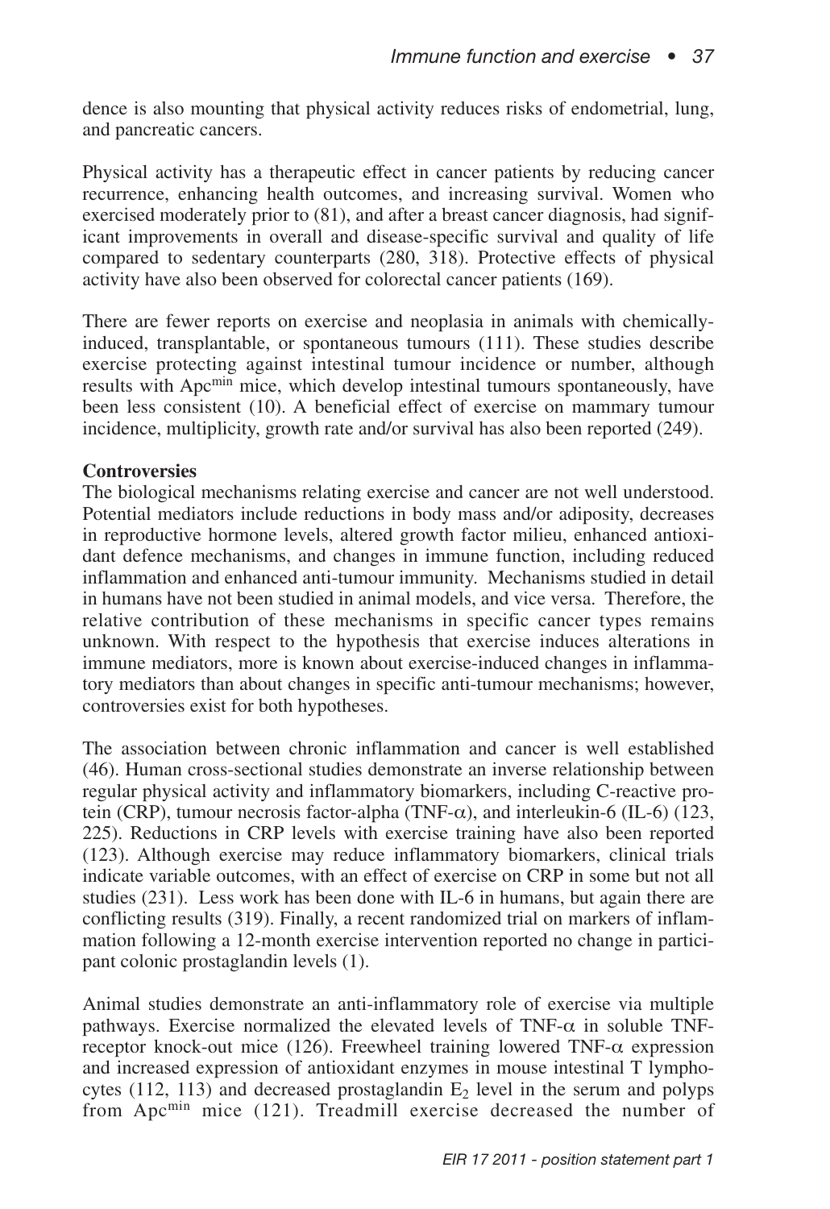dence is also mounting that physical activity reduces risks of endometrial, lung, and pancreatic cancers.

Physical activity has a therapeutic effect in cancer patients by reducing cancer recurrence, enhancing health outcomes, and increasing survival. Women who exercised moderately prior to (81), and after a breast cancer diagnosis, had significant improvements in overall and disease-specific survival and quality of life compared to sedentary counterparts (280, 318). Protective effects of physical activity have also been observed for colorectal cancer patients (169).

There are fewer reports on exercise and neoplasia in animals with chemically-induced, transplantable, or spontaneous tumours (111). These studies describe exercise protecting against intestinal tumour incidence or number, although results with Apc$^{min}$ mice, which develop intestinal tumours spontaneously, have been less consistent (10). A beneficial effect of exercise on mammary tumour incidence, multiplicity, growth rate and/or survival has also been reported (249).

**Controversies**

The biological mechanisms relating exercise and cancer are not well understood. Potential mediators include reductions in body mass and/or adiposity, decreases in reproductive hormone levels, altered growth factor milieu, enhanced antioxidant defence mechanisms, and changes in immune function, including reduced inflammation and enhanced anti-tumour immunity. Mechanisms studied in detail in humans have not been studied in animal models, and vice versa. Therefore, the relative contribution of these mechanisms in specific cancer types remains unknown. With respect to the hypothesis that exercise induces alterations in immune mediators, more is known about exercise-induced changes in inflammatory mediators than about changes in specific anti-tumour mechanisms; however, controversies exist for both hypotheses.

The association between chronic inflammation and cancer is well established (46). Human cross-sectional studies demonstrate an inverse relationship between regular physical activity and inflammatory biomarkers, including C-reactive protein (CRP), tumour necrosis factor-alpha (TNF-$\alpha$), and interleukin-6 (IL-6) (123, 225). Reductions in CRP levels with exercise training have also been reported (123). Although exercise may reduce inflammatory biomarkers, clinical trials indicate variable outcomes, with an effect of exercise on CRP in some but not all studies (231). Less work has been done with IL-6 in humans, but again there are conflicting results (319). Finally, a recent randomized trial on markers of inflammation following a 12-month exercise intervention reported no change in participant colonic prostaglandin levels (1).

Animal studies demonstrate an anti-inflammatory role of exercise via multiple pathways. Exercise normalized the elevated levels of TNF-$\alpha$ in soluble TNF-receptor knock-out mice (126). Freewheel training lowered TNF-$\alpha$ expression and increased expression of antioxidant enzymes in mouse intestinal T lymphocytes (112, 113) and decreased prostaglandin $E_2$ level in the serum and polyps from Apc$^{min}$ mice (121). Treadmill exercise decreased the number of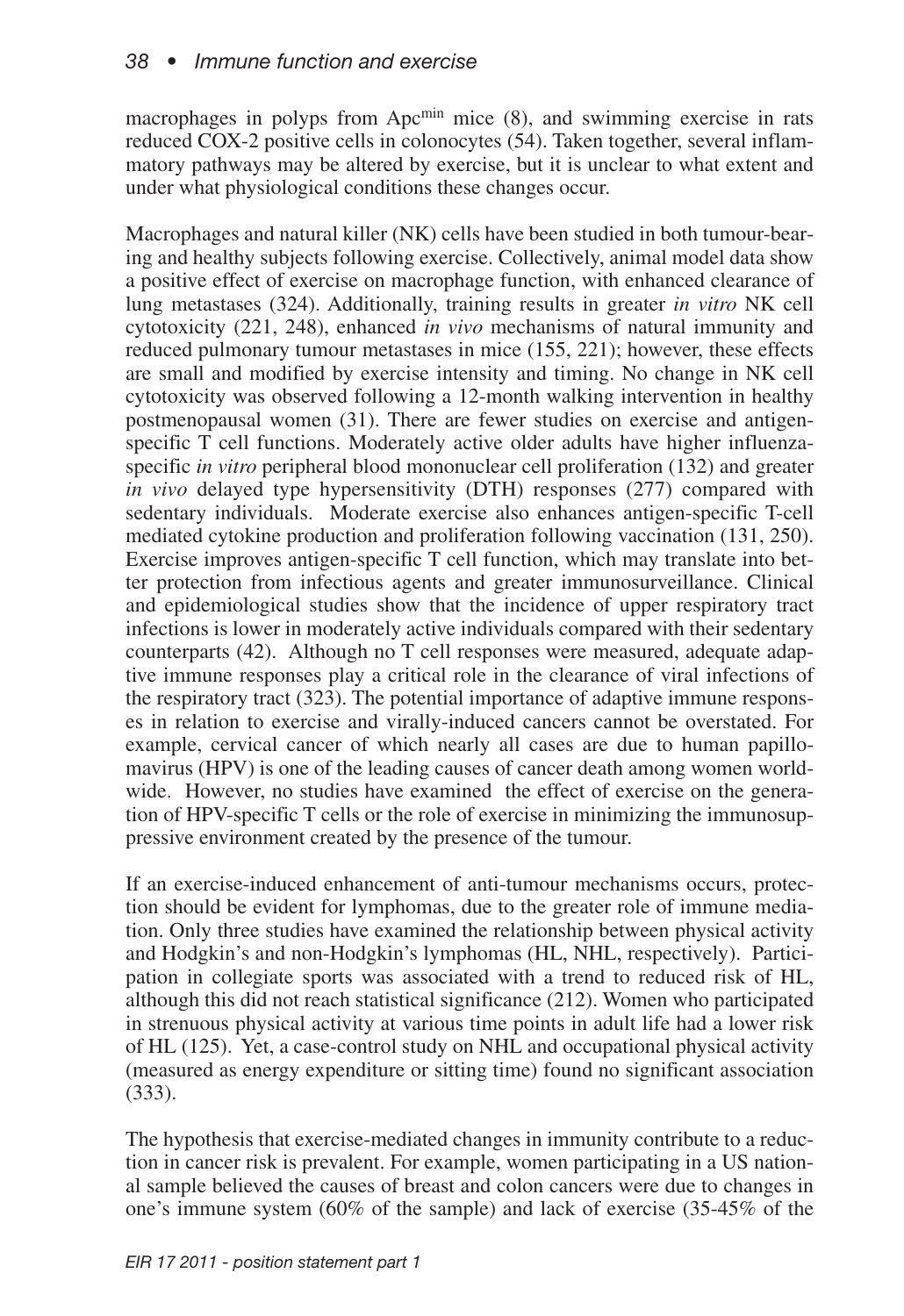macrophages in polyps from Apc$^{min}$ mice (8), and swimming exercise in rats reduced COX-2 positive cells in colonocytes (54). Taken together, several inflammatory pathways may be altered by exercise, but it is unclear to what extent and under what physiological conditions these changes occur.

Macrophages and natural killer (NK) cells have been studied in both tumour-bearing and healthy subjects following exercise. Collectively, animal model data show a positive effect of exercise on macrophage function, with enhanced clearance of lung metastases (324). Additionally, training results in greater *in vitro* NK cell cytotoxicity (221, 248), enhanced *in vivo* mechanisms of natural immunity and reduced pulmonary tumour metastases in mice (155, 221); however, these effects are small and modified by exercise intensity and timing. No change in NK cell cytotoxicity was observed following a 12-month walking intervention in healthy postmenopausal women (31). There are fewer studies on exercise and antigen-specific T cell functions. Moderately active older adults have higher influenza-specific *in vitro* peripheral blood mononuclear cell proliferation (132) and greater *in vivo* delayed type hypersensitivity (DTH) responses (277) compared with sedentary individuals. Moderate exercise also enhances antigen-specific T-cell mediated cytokine production and proliferation following vaccination (131, 250). Exercise improves antigen-specific T cell function, which may translate into better protection from infectious agents and greater immunosurveillance. Clinical and epidemiological studies show that the incidence of upper respiratory tract infections is lower in moderately active individuals compared with their sedentary counterparts (42). Although no T cell responses were measured, adequate adaptive immune responses play a critical role in the clearance of viral infections of the respiratory tract (323). The potential importance of adaptive immune responses in relation to exercise and virally-induced cancers cannot be overstated. For example, cervical cancer of which nearly all cases are due to human papillomavirus (HPV) is one of the leading causes of cancer death among women worldwide. However, no studies have examined the effect of exercise on the generation of HPV-specific T cells or the role of exercise in minimizing the immunosuppressive environment created by the presence of the tumour.

If an exercise-induced enhancement of anti-tumour mechanisms occurs, protection should be evident for lymphomas, due to the greater role of immune mediation. Only three studies have examined the relationship between physical activity and Hodgkin's and non-Hodgkin's lymphomas (HL, NHL, respectively). Participation in collegiate sports was associated with a trend to reduced risk of HL, although this did not reach statistical significance (212). Women who participated in strenuous physical activity at various time points in adult life had a lower risk of HL (125). Yet, a case-control study on NHL and occupational physical activity (measured as energy expenditure or sitting time) found no significant association (333).

The hypothesis that exercise-mediated changes in immunity contribute to a reduction in cancer risk is prevalent. For example, women participating in a US national sample believed the causes of breast and colon cancers were due to changes in one's immune system (60% of the sample) and lack of exercise (35-45% of the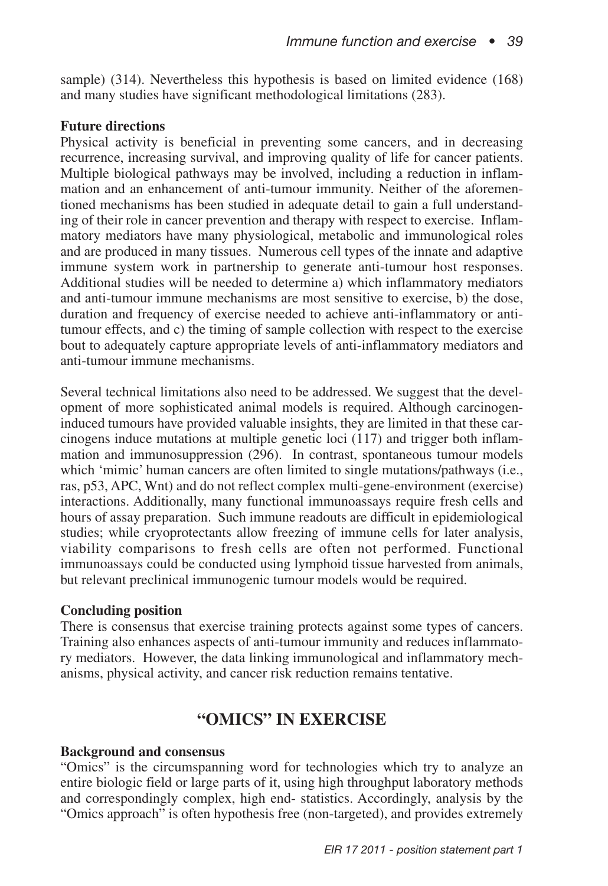sample) (314). Nevertheless this hypothesis is based on limited evidence (168) and many studies have significant methodological limitations (283).

**Future directions**

Physical activity is beneficial in preventing some cancers, and in decreasing recurrence, increasing survival, and improving quality of life for cancer patients. Multiple biological pathways may be involved, including a reduction in inflammation and an enhancement of anti-tumour immunity. Neither of the aforementioned mechanisms has been studied in adequate detail to gain a full understanding of their role in cancer prevention and therapy with respect to exercise. Inflammatory mediators have many physiological, metabolic and immunological roles and are produced in many tissues. Numerous cell types of the innate and adaptive immune system work in partnership to generate anti-tumour host responses. Additional studies will be needed to determine a) which inflammatory mediators and anti-tumour immune mechanisms are most sensitive to exercise, b) the dose, duration and frequency of exercise needed to achieve anti-inflammatory or anti-tumour effects, and c) the timing of sample collection with respect to the exercise bout to adequately capture appropriate levels of anti-inflammatory mediators and anti-tumour immune mechanisms.

Several technical limitations also need to be addressed. We suggest that the development of more sophisticated animal models is required. Although carcinogen-induced tumours have provided valuable insights, they are limited in that these carcinogens induce mutations at multiple genetic loci (117) and trigger both inflammation and immunosuppression (296). In contrast, spontaneous tumour models which 'mimic' human cancers are often limited to single mutations/pathways (i.e., ras, p53, APC, Wnt) and do not reflect complex multi-gene-environment (exercise) interactions. Additionally, many functional immunoassays require fresh cells and hours of assay preparation. Such immune readouts are difficult in epidemiological studies; while cryoprotectants allow freezing of immune cells for later analysis, viability comparisons to fresh cells are often not performed. Functional immunoassays could be conducted using lymphoid tissue harvested from animals, but relevant preclinical immunogenic tumour models would be required.

**Concluding position**

There is consensus that exercise training protects against some types of cancers. Training also enhances aspects of anti-tumour immunity and reduces inflammatory mediators. However, the data linking immunological and inflammatory mechanisms, physical activity, and cancer risk reduction remains tentative.

## "OMICS" IN EXERCISE

**Background and consensus**

"Omics" is the circumspanning word for technologies which try to analyze an entire biologic field or large parts of it, using high throughput laboratory methods and correspondingly complex, high end- statistics. Accordingly, analysis by the "Omics approach" is often hypothesis free (non-targeted), and provides extremely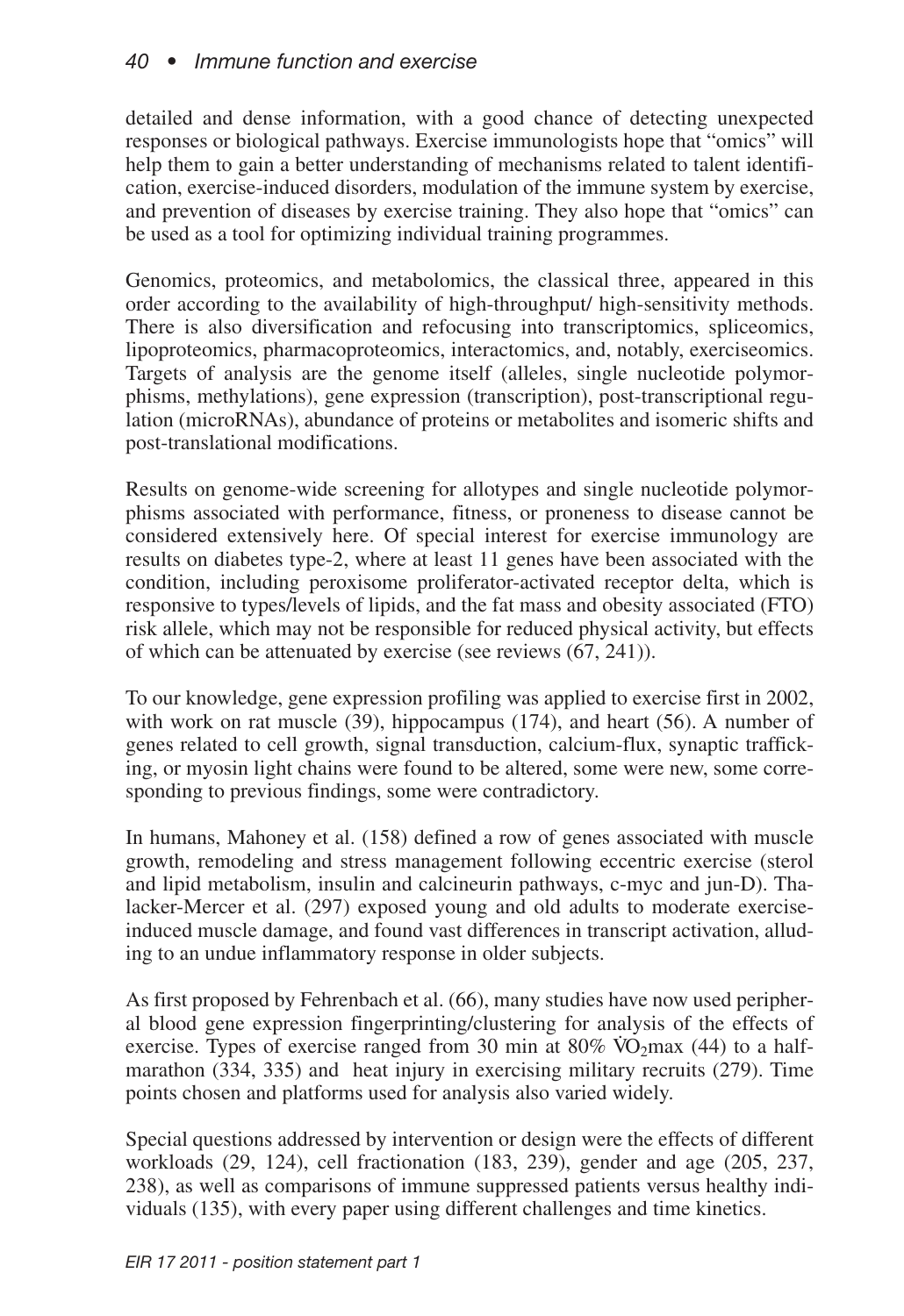detailed and dense information, with a good chance of detecting unexpected responses or biological pathways. Exercise immunologists hope that "omics" will help them to gain a better understanding of mechanisms related to talent identification, exercise-induced disorders, modulation of the immune system by exercise, and prevention of diseases by exercise training. They also hope that "omics" can be used as a tool for optimizing individual training programmes.

Genomics, proteomics, and metabolomics, the classical three, appeared in this order according to the availability of high-throughput/ high-sensitivity methods. There is also diversification and refocusing into transcriptomics, spliceomics, lipoproteomics, pharmacoproteomics, interactomics, and, notably, exerciseomics. Targets of analysis are the genome itself (alleles, single nucleotide polymorphisms, methylations), gene expression (transcription), post-transcriptional regulation (microRNAs), abundance of proteins or metabolites and isomeric shifts and post-translational modifications.

Results on genome-wide screening for allotypes and single nucleotide polymorphisms associated with performance, fitness, or proneness to disease cannot be considered extensively here. Of special interest for exercise immunology are results on diabetes type-2, where at least 11 genes have been associated with the condition, including peroxisome proliferator-activated receptor delta, which is responsive to types/levels of lipids, and the fat mass and obesity associated (FTO) risk allele, which may not be responsible for reduced physical activity, but effects of which can be attenuated by exercise (see reviews (67, 241)).

To our knowledge, gene expression profiling was applied to exercise first in 2002, with work on rat muscle (39), hippocampus (174), and heart (56). A number of genes related to cell growth, signal transduction, calcium-flux, synaptic trafficking, or myosin light chains were found to be altered, some were new, some corresponding to previous findings, some were contradictory.

In humans, Mahoney et al. (158) defined a row of genes associated with muscle growth, remodeling and stress management following eccentric exercise (sterol and lipid metabolism, insulin and calcineurin pathways, c-myc and jun-D). Thalacker-Mercer et al. (297) exposed young and old adults to moderate exercise-induced muscle damage, and found vast differences in transcript activation, alluding to an undue inflammatory response in older subjects.

As first proposed by Fehrenbach et al. (66), many studies have now used peripheral blood gene expression fingerprinting/clustering for analysis of the effects of exercise. Types of exercise ranged from 30 min at 80% $\dot{V}O_2$max (44) to a half-marathon (334, 335) and heat injury in exercising military recruits (279). Time points chosen and platforms used for analysis also varied widely.

Special questions addressed by intervention or design were the effects of different workloads (29, 124), cell fractionation (183, 239), gender and age (205, 237, 238), as well as comparisons of immune suppressed patients versus healthy individuals (135), with every paper using different challenges and time kinetics.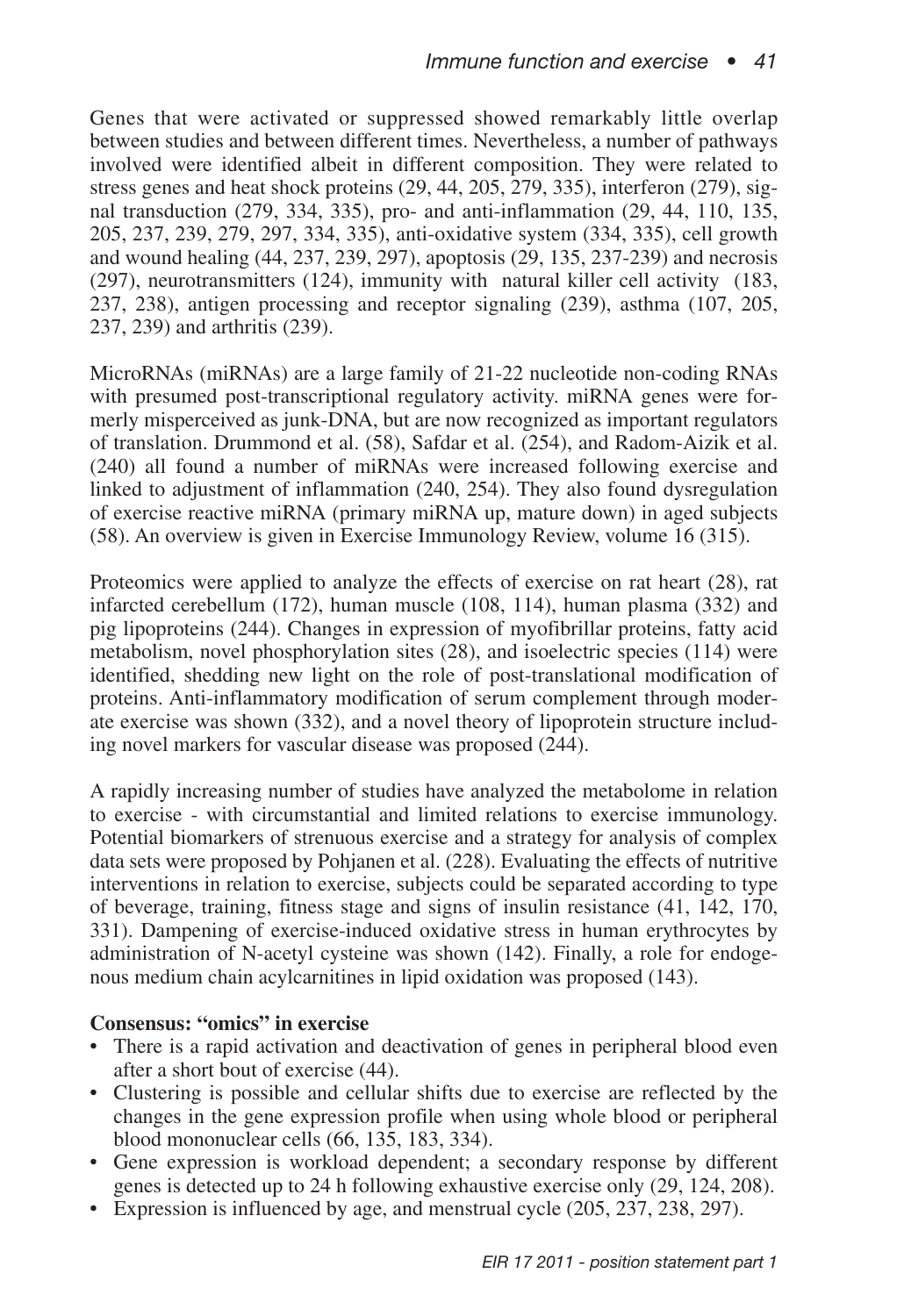Genes that were activated or suppressed showed remarkably little overlap between studies and between different times. Nevertheless, a number of pathways involved were identified albeit in different composition. They were related to stress genes and heat shock proteins (29, 44, 205, 279, 335), interferon (279), signal transduction (279, 334, 335), pro- and anti-inflammation (29, 44, 110, 135, 205, 237, 239, 279, 297, 334, 335), anti-oxidative system (334, 335), cell growth and wound healing (44, 237, 239, 297), apoptosis (29, 135, 237-239) and necrosis (297), neurotransmitters (124), immunity with natural killer cell activity (183, 237, 238), antigen processing and receptor signaling (239), asthma (107, 205, 237, 239) and arthritis (239).

MicroRNAs (miRNAs) are a large family of 21-22 nucleotide non-coding RNAs with presumed post-transcriptional regulatory activity. miRNA genes were formerly misperceived as junk-DNA, but are now recognized as important regulators of translation. Drummond et al. (58), Safdar et al. (254), and Radom-Aizik et al. (240) all found a number of miRNAs were increased following exercise and linked to adjustment of inflammation (240, 254). They also found dysregulation of exercise reactive miRNA (primary miRNA up, mature down) in aged subjects (58). An overview is given in Exercise Immunology Review, volume 16 (315).

Proteomics were applied to analyze the effects of exercise on rat heart (28), rat infarcted cerebellum (172), human muscle (108, 114), human plasma (332) and pig lipoproteins (244). Changes in expression of myofibrillar proteins, fatty acid metabolism, novel phosphorylation sites (28), and isoelectric species (114) were identified, shedding new light on the role of post-translational modification of proteins. Anti-inflammatory modification of serum complement through moderate exercise was shown (332), and a novel theory of lipoprotein structure including novel markers for vascular disease was proposed (244).

A rapidly increasing number of studies have analyzed the metabolome in relation to exercise - with circumstantial and limited relations to exercise immunology. Potential biomarkers of strenuous exercise and a strategy for analysis of complex data sets were proposed by Pohjanen et al. (228). Evaluating the effects of nutritive interventions in relation to exercise, subjects could be separated according to type of beverage, training, fitness stage and signs of insulin resistance (41, 142, 170, 331). Dampening of exercise-induced oxidative stress in human erythrocytes by administration of N-acetyl cysteine was shown (142). Finally, a role for endogenous medium chain acylcarnitines in lipid oxidation was proposed (143).

**Consensus: "omics" in exercise**

- There is a rapid activation and deactivation of genes in peripheral blood even after a short bout of exercise (44).
- Clustering is possible and cellular shifts due to exercise are reflected by the changes in the gene expression profile when using whole blood or peripheral blood mononuclear cells (66, 135, 183, 334).
- Gene expression is workload dependent; a secondary response by different genes is detected up to 24 h following exhaustive exercise only (29, 124, 208).
- Expression is influenced by age, and menstrual cycle (205, 237, 238, 297).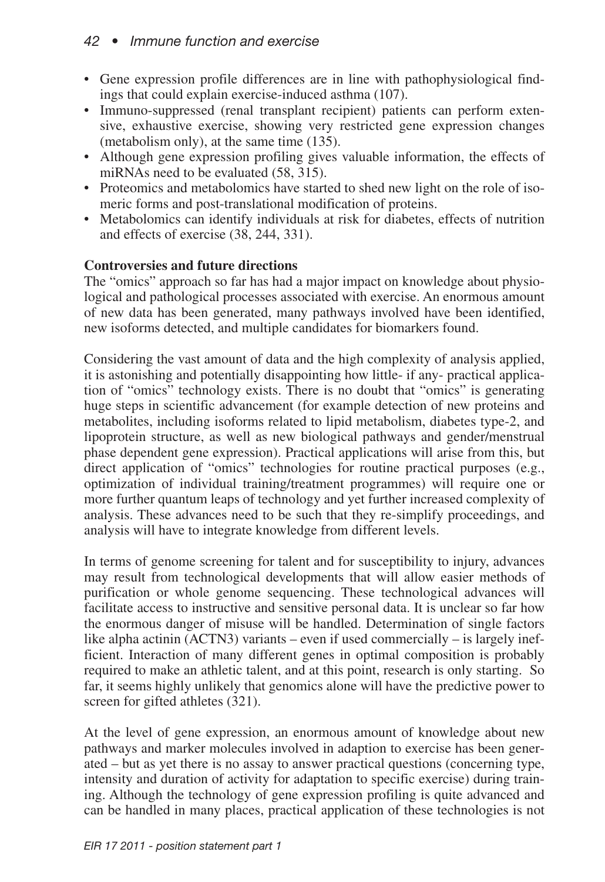- Gene expression profile differences are in line with pathophysiological findings that could explain exercise-induced asthma (107).
- Immuno-suppressed (renal transplant recipient) patients can perform extensive, exhaustive exercise, showing very restricted gene expression changes (metabolism only), at the same time (135).
- Although gene expression profiling gives valuable information, the effects of miRNAs need to be evaluated (58, 315).
- Proteomics and metabolomics have started to shed new light on the role of isomeric forms and post-translational modification of proteins.
- Metabolomics can identify individuals at risk for diabetes, effects of nutrition and effects of exercise (38, 244, 331).

**Controversies and future directions**

The "omics" approach so far has had a major impact on knowledge about physiological and pathological processes associated with exercise. An enormous amount of new data has been generated, many pathways involved have been identified, new isoforms detected, and multiple candidates for biomarkers found.

Considering the vast amount of data and the high complexity of analysis applied, it is astonishing and potentially disappointing how little- if any- practical application of "omics" technology exists. There is no doubt that "omics" is generating huge steps in scientific advancement (for example detection of new proteins and metabolites, including isoforms related to lipid metabolism, diabetes type-2, and lipoprotein structure, as well as new biological pathways and gender/menstrual phase dependent gene expression). Practical applications will arise from this, but direct application of "omics" technologies for routine practical purposes (e.g., optimization of individual training/treatment programmes) will require one or more further quantum leaps of technology and yet further increased complexity of analysis. These advances need to be such that they re-simplify proceedings, and analysis will have to integrate knowledge from different levels.

In terms of genome screening for talent and for susceptibility to injury, advances may result from technological developments that will allow easier methods of purification or whole genome sequencing. These technological advances will facilitate access to instructive and sensitive personal data. It is unclear so far how the enormous danger of misuse will be handled. Determination of single factors like alpha actinin (ACTN3) variants – even if used commercially – is largely inefficient. Interaction of many different genes in optimal composition is probably required to make an athletic talent, and at this point, research is only starting. So far, it seems highly unlikely that genomics alone will have the predictive power to screen for gifted athletes (321).

At the level of gene expression, an enormous amount of knowledge about new pathways and marker molecules involved in adaption to exercise has been generated – but as yet there is no assay to answer practical questions (concerning type, intensity and duration of activity for adaptation to specific exercise) during training. Although the technology of gene expression profiling is quite advanced and can be handled in many places, practical application of these technologies is not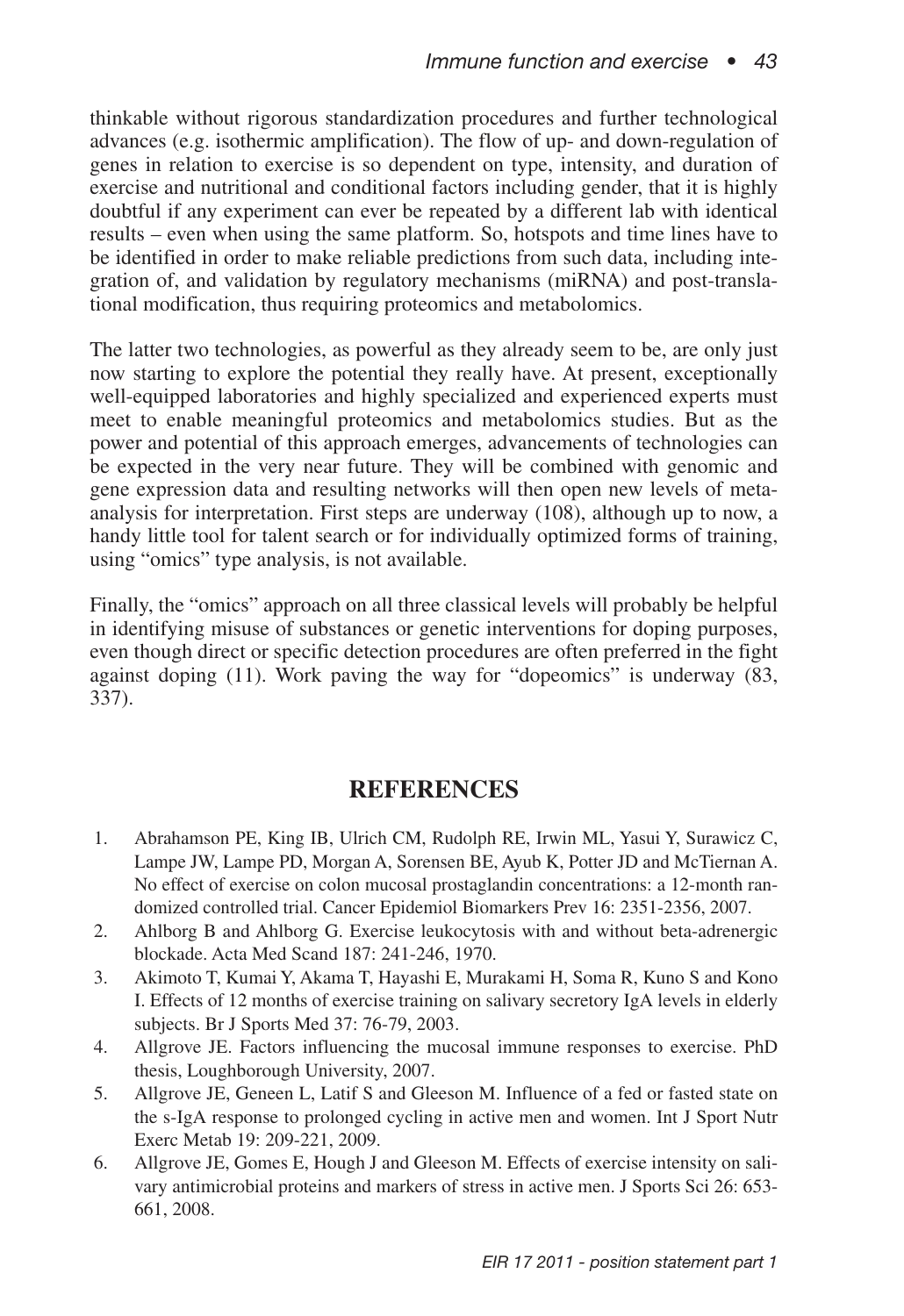thinkable without rigorous standardization procedures and further technological advances (e.g. isothermic amplification). The flow of up- and down-regulation of genes in relation to exercise is so dependent on type, intensity, and duration of exercise and nutritional and conditional factors including gender, that it is highly doubtful if any experiment can ever be repeated by a different lab with identical results – even when using the same platform. So, hotspots and time lines have to be identified in order to make reliable predictions from such data, including integration of, and validation by regulatory mechanisms (miRNA) and post-translational modification, thus requiring proteomics and metabolomics.

The latter two technologies, as powerful as they already seem to be, are only just now starting to explore the potential they really have. At present, exceptionally well-equipped laboratories and highly specialized and experienced experts must meet to enable meaningful proteomics and metabolomics studies. But as the power and potential of this approach emerges, advancements of technologies can be expected in the very near future. They will be combined with genomic and gene expression data and resulting networks will then open new levels of meta-analysis for interpretation. First steps are underway (108), although up to now, a handy little tool for talent search or for individually optimized forms of training, using "omics" type analysis, is not available.

Finally, the "omics" approach on all three classical levels will probably be helpful in identifying misuse of substances or genetic interventions for doping purposes, even though direct or specific detection procedures are often preferred in the fight against doping (11). Work paving the way for "dopeomics" is underway (83, 337).

## REFERENCES

1. Abrahamson PE, King IB, Ulrich CM, Rudolph RE, Irwin ML, Yasui Y, Surawicz C, Lampe JW, Lampe PD, Morgan A, Sorensen BE, Ayub K, Potter JD and McTiernan A. No effect of exercise on colon mucosal prostaglandin concentrations: a 12-month randomized controlled trial. Cancer Epidemiol Biomarkers Prev 16: 2351-2356, 2007.
2. Ahlborg B and Ahlborg G. Exercise leukocytosis with and without beta-adrenergic blockade. Acta Med Scand 187: 241-246, 1970.
3. Akimoto T, Kumai Y, Akama T, Hayashi E, Murakami H, Soma R, Kuno S and Kono I. Effects of 12 months of exercise training on salivary secretory IgA levels in elderly subjects. Br J Sports Med 37: 76-79, 2003.
4. Allgrove JE. Factors influencing the mucosal immune responses to exercise. PhD thesis, Loughborough University, 2007.
5. Allgrove JE, Geneen L, Latif S and Gleeson M. Influence of a fed or fasted state on the s-IgA response to prolonged cycling in active men and women. Int J Sport Nutr Exerc Metab 19: 209-221, 2009.
6. Allgrove JE, Gomes E, Hough J and Gleeson M. Effects of exercise intensity on salivary antimicrobial proteins and markers of stress in active men. J Sports Sci 26: 653-661, 2008.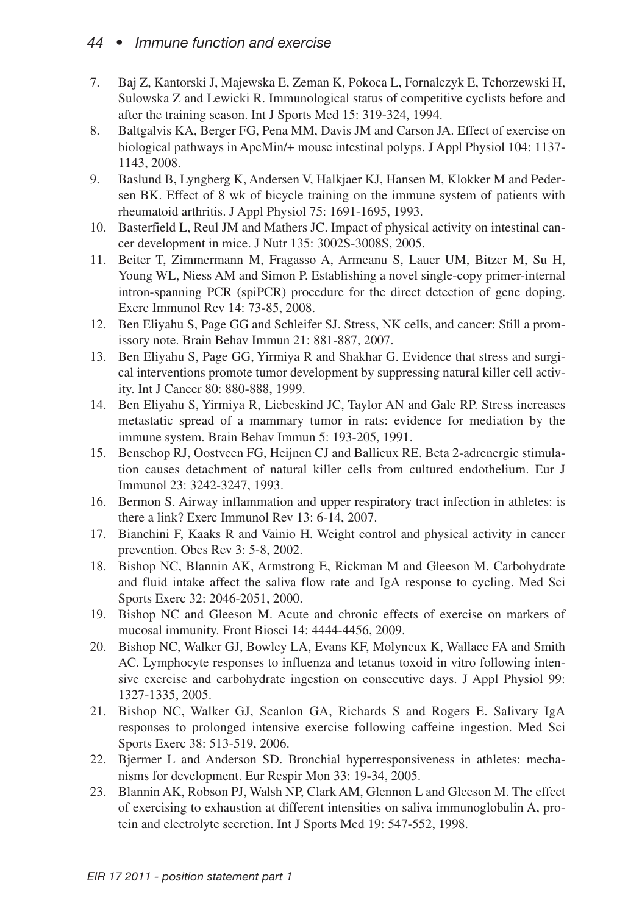7. Baj Z, Kantorski J, Majewska E, Zeman K, Pokoca L, Fornalczyk E, Tchorzewski H, Sulowska Z and Lewicki R. Immunological status of competitive cyclists before and after the training season. Int J Sports Med 15: 319-324, 1994.
8. Baltgalvis KA, Berger FG, Pena MM, Davis JM and Carson JA. Effect of exercise on biological pathways in ApcMin/+ mouse intestinal polyps. J Appl Physiol 104: 1137-1143, 2008.
9. Baslund B, Lyngberg K, Andersen V, Halkjaer KJ, Hansen M, Klokker M and Pedersen BK. Effect of 8 wk of bicycle training on the immune system of patients with rheumatoid arthritis. J Appl Physiol 75: 1691-1695, 1993.
10. Basterfield L, Reul JM and Mathers JC. Impact of physical activity on intestinal cancer development in mice. J Nutr 135: 3002S-3008S, 2005.
11. Beiter T, Zimmermann M, Fragasso A, Armeanu S, Lauer UM, Bitzer M, Su H, Young WL, Niess AM and Simon P. Establishing a novel single-copy primer-internal intron-spanning PCR (spiPCR) procedure for the direct detection of gene doping. Exerc Immunol Rev 14: 73-85, 2008.
12. Ben Eliyahu S, Page GG and Schleifer SJ. Stress, NK cells, and cancer: Still a promissory note. Brain Behav Immun 21: 881-887, 2007.
13. Ben Eliyahu S, Page GG, Yirmiya R and Shakhar G. Evidence that stress and surgical interventions promote tumor development by suppressing natural killer cell activity. Int J Cancer 80: 880-888, 1999.
14. Ben Eliyahu S, Yirmiya R, Liebeskind JC, Taylor AN and Gale RP. Stress increases metastatic spread of a mammary tumor in rats: evidence for mediation by the immune system. Brain Behav Immun 5: 193-205, 1991.
15. Benschop RJ, Oostveen FG, Heijnen CJ and Ballieux RE. Beta 2-adrenergic stimulation causes detachment of natural killer cells from cultured endothelium. Eur J Immunol 23: 3242-3247, 1993.
16. Bermon S. Airway inflammation and upper respiratory tract infection in athletes: is there a link? Exerc Immunol Rev 13: 6-14, 2007.
17. Bianchini F, Kaaks R and Vainio H. Weight control and physical activity in cancer prevention. Obes Rev 3: 5-8, 2002.
18. Bishop NC, Blannin AK, Armstrong E, Rickman M and Gleeson M. Carbohydrate and fluid intake affect the saliva flow rate and IgA response to cycling. Med Sci Sports Exerc 32: 2046-2051, 2000.
19. Bishop NC and Gleeson M. Acute and chronic effects of exercise on markers of mucosal immunity. Front Biosci 14: 4444-4456, 2009.
20. Bishop NC, Walker GJ, Bowley LA, Evans KF, Molyneux K, Wallace FA and Smith AC. Lymphocyte responses to influenza and tetanus toxoid in vitro following intensive exercise and carbohydrate ingestion on consecutive days. J Appl Physiol 99: 1327-1335, 2005.
21. Bishop NC, Walker GJ, Scanlon GA, Richards S and Rogers E. Salivary IgA responses to prolonged intensive exercise following caffeine ingestion. Med Sci Sports Exerc 38: 513-519, 2006.
22. Bjermer L and Anderson SD. Bronchial hyperresponsiveness in athletes: mechanisms for development. Eur Respir Mon 33: 19-34, 2005.
23. Blannin AK, Robson PJ, Walsh NP, Clark AM, Glennon L and Gleeson M. The effect of exercising to exhaustion at different intensities on saliva immunoglobulin A, protein and electrolyte secretion. Int J Sports Med 19: 547-552, 1998.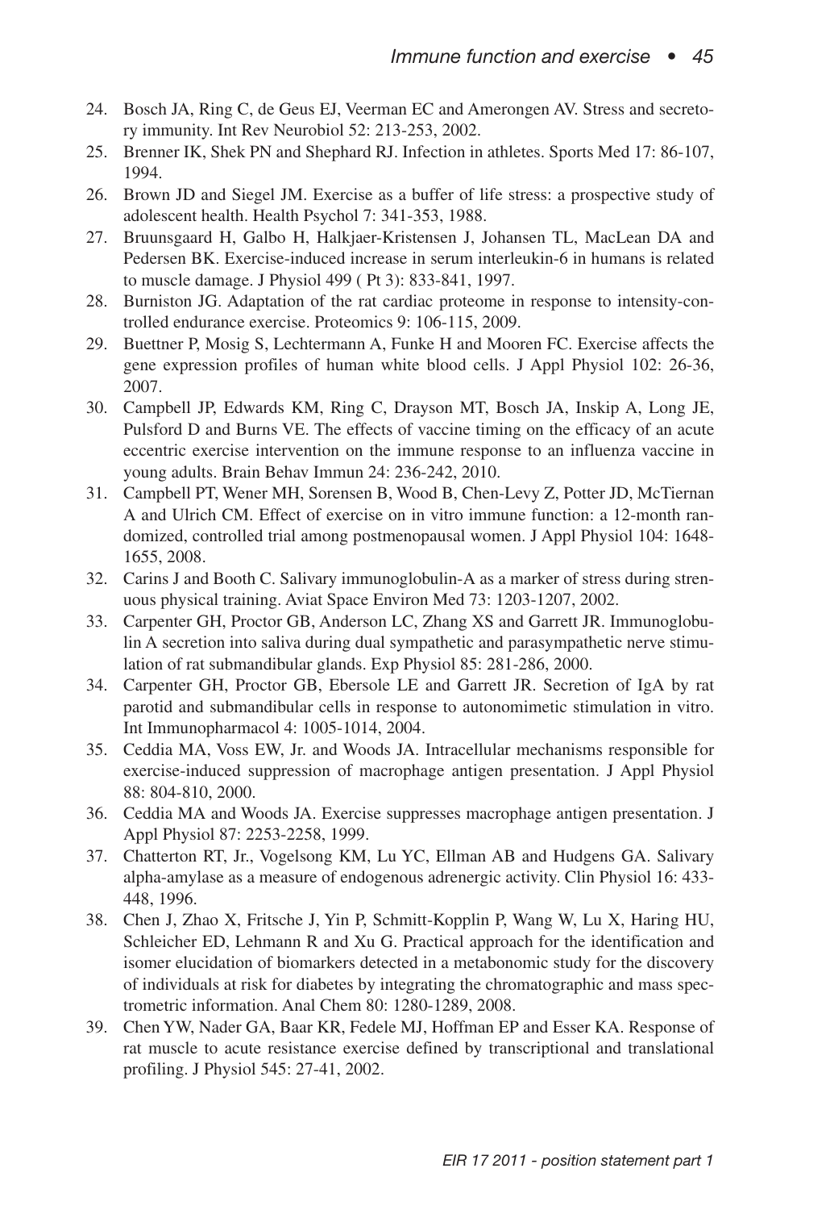24. Bosch JA, Ring C, de Geus EJ, Veerman EC and Amerongen AV. Stress and secretory immunity. Int Rev Neurobiol 52: 213-253, 2002.
25. Brenner IK, Shek PN and Shephard RJ. Infection in athletes. Sports Med 17: 86-107, 1994.
26. Brown JD and Siegel JM. Exercise as a buffer of life stress: a prospective study of adolescent health. Health Psychol 7: 341-353, 1988.
27. Bruunsgaard H, Galbo H, Halkjaer-Kristensen J, Johansen TL, MacLean DA and Pedersen BK. Exercise-induced increase in serum interleukin-6 in humans is related to muscle damage. J Physiol 499 ( Pt 3): 833-841, 1997.
28. Burniston JG. Adaptation of the rat cardiac proteome in response to intensity-controlled endurance exercise. Proteomics 9: 106-115, 2009.
29. Buettner P, Mosig S, Lechtermann A, Funke H and Mooren FC. Exercise affects the gene expression profiles of human white blood cells. J Appl Physiol 102: 26-36, 2007.
30. Campbell JP, Edwards KM, Ring C, Drayson MT, Bosch JA, Inskip A, Long JE, Pulsford D and Burns VE. The effects of vaccine timing on the efficacy of an acute eccentric exercise intervention on the immune response to an influenza vaccine in young adults. Brain Behav Immun 24: 236-242, 2010.
31. Campbell PT, Wener MH, Sorensen B, Wood B, Chen-Levy Z, Potter JD, McTiernan A and Ulrich CM. Effect of exercise on in vitro immune function: a 12-month randomized, controlled trial among postmenopausal women. J Appl Physiol 104: 1648-1655, 2008.
32. Carins J and Booth C. Salivary immunoglobulin-A as a marker of stress during strenuous physical training. Aviat Space Environ Med 73: 1203-1207, 2002.
33. Carpenter GH, Proctor GB, Anderson LC, Zhang XS and Garrett JR. Immunoglobulin A secretion into saliva during dual sympathetic and parasympathetic nerve stimulation of rat submandibular glands. Exp Physiol 85: 281-286, 2000.
34. Carpenter GH, Proctor GB, Ebersole LE and Garrett JR. Secretion of IgA by rat parotid and submandibular cells in response to autonomimetic stimulation in vitro. Int Immunopharmacol 4: 1005-1014, 2004.
35. Ceddia MA, Voss EW, Jr. and Woods JA. Intracellular mechanisms responsible for exercise-induced suppression of macrophage antigen presentation. J Appl Physiol 88: 804-810, 2000.
36. Ceddia MA and Woods JA. Exercise suppresses macrophage antigen presentation. J Appl Physiol 87: 2253-2258, 1999.
37. Chatterton RT, Jr., Vogelsong KM, Lu YC, Ellman AB and Hudgens GA. Salivary alpha-amylase as a measure of endogenous adrenergic activity. Clin Physiol 16: 433-448, 1996.
38. Chen J, Zhao X, Fritsche J, Yin P, Schmitt-Kopplin P, Wang W, Lu X, Haring HU, Schleicher ED, Lehmann R and Xu G. Practical approach for the identification and isomer elucidation of biomarkers detected in a metabonomic study for the discovery of individuals at risk for diabetes by integrating the chromatographic and mass spectrometric information. Anal Chem 80: 1280-1289, 2008.
39. Chen YW, Nader GA, Baar KR, Fedele MJ, Hoffman EP and Esser KA. Response of rat muscle to acute resistance exercise defined by transcriptional and translational profiling. J Physiol 545: 27-41, 2002.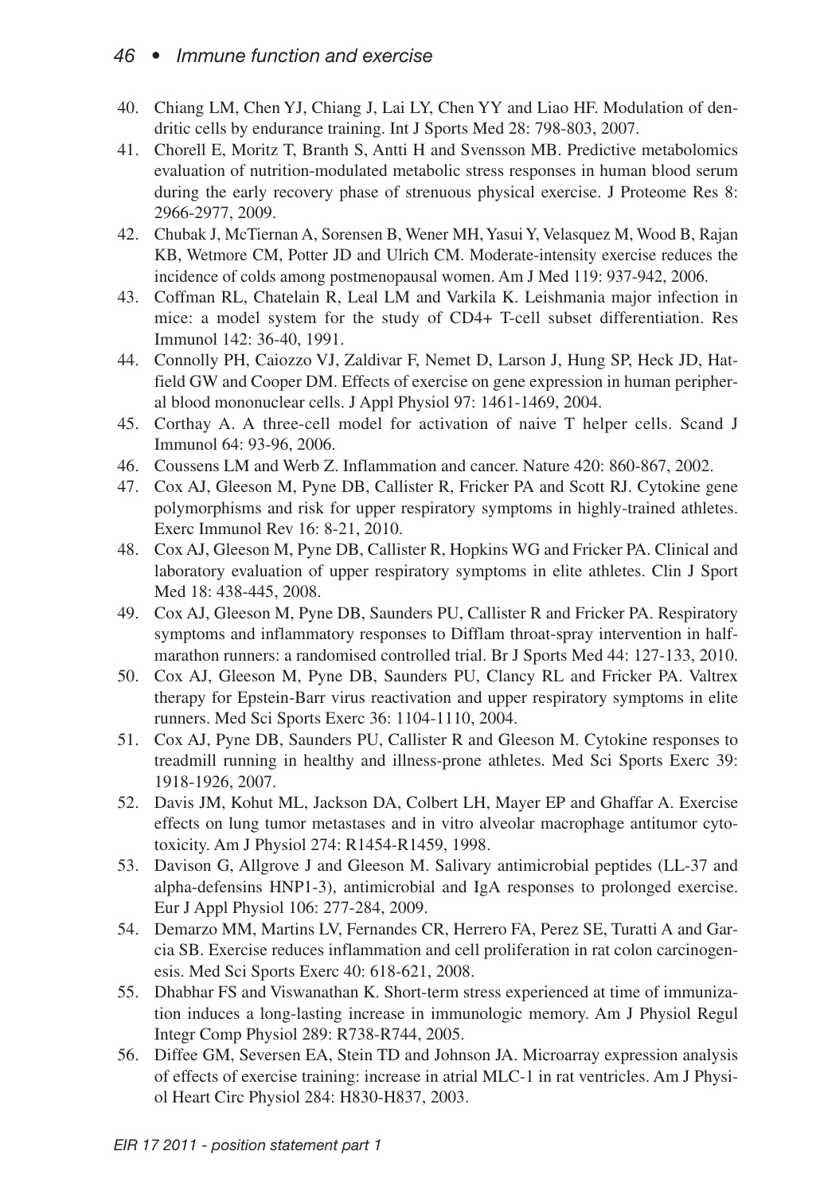40. Chiang LM, Chen YJ, Chiang J, Lai LY, Chen YY and Liao HF. Modulation of dendritic cells by endurance training. Int J Sports Med 28: 798-803, 2007.
41. Chorell E, Moritz T, Branth S, Antti H and Svensson MB. Predictive metabolomics evaluation of nutrition-modulated metabolic stress responses in human blood serum during the early recovery phase of strenuous physical exercise. J Proteome Res 8: 2966-2977, 2009.
42. Chubak J, McTiernan A, Sorensen B, Wener MH, Yasui Y, Velasquez M, Wood B, Rajan KB, Wetmore CM, Potter JD and Ulrich CM. Moderate-intensity exercise reduces the incidence of colds among postmenopausal women. Am J Med 119: 937-942, 2006.
43. Coffman RL, Chatelain R, Leal LM and Varkila K. Leishmania major infection in mice: a model system for the study of CD4+ T-cell subset differentiation. Res Immunol 142: 36-40, 1991.
44. Connolly PH, Caiozzo VJ, Zaldivar F, Nemet D, Larson J, Hung SP, Heck JD, Hatfield GW and Cooper DM. Effects of exercise on gene expression in human peripheral blood mononuclear cells. J Appl Physiol 97: 1461-1469, 2004.
45. Corthay A. A three-cell model for activation of naive T helper cells. Scand J Immunol 64: 93-96, 2006.
46. Coussens LM and Werb Z. Inflammation and cancer. Nature 420: 860-867, 2002.
47. Cox AJ, Gleeson M, Pyne DB, Callister R, Fricker PA and Scott RJ. Cytokine gene polymorphisms and risk for upper respiratory symptoms in highly-trained athletes. Exerc Immunol Rev 16: 8-21, 2010.
48. Cox AJ, Gleeson M, Pyne DB, Callister R, Hopkins WG and Fricker PA. Clinical and laboratory evaluation of upper respiratory symptoms in elite athletes. Clin J Sport Med 18: 438-445, 2008.
49. Cox AJ, Gleeson M, Pyne DB, Saunders PU, Callister R and Fricker PA. Respiratory symptoms and inflammatory responses to Difflam throat-spray intervention in half-marathon runners: a randomised controlled trial. Br J Sports Med 44: 127-133, 2010.
50. Cox AJ, Gleeson M, Pyne DB, Saunders PU, Clancy RL and Fricker PA. Valtrex therapy for Epstein-Barr virus reactivation and upper respiratory symptoms in elite runners. Med Sci Sports Exerc 36: 1104-1110, 2004.
51. Cox AJ, Pyne DB, Saunders PU, Callister R and Gleeson M. Cytokine responses to treadmill running in healthy and illness-prone athletes. Med Sci Sports Exerc 39: 1918-1926, 2007.
52. Davis JM, Kohut ML, Jackson DA, Colbert LH, Mayer EP and Ghaffar A. Exercise effects on lung tumor metastases and in vitro alveolar macrophage antitumor cytotoxicity. Am J Physiol 274: R1454-R1459, 1998.
53. Davison G, Allgrove J and Gleeson M. Salivary antimicrobial peptides (LL-37 and alpha-defensins HNP1-3), antimicrobial and IgA responses to prolonged exercise. Eur J Appl Physiol 106: 277-284, 2009.
54. Demarzo MM, Martins LV, Fernandes CR, Herrero FA, Perez SE, Turatti A and Garcia SB. Exercise reduces inflammation and cell proliferation in rat colon carcinogenesis. Med Sci Sports Exerc 40: 618-621, 2008.
55. Dhabhar FS and Viswanathan K. Short-term stress experienced at time of immunization induces a long-lasting increase in immunologic memory. Am J Physiol Regul Integr Comp Physiol 289: R738-R744, 2005.
56. Diffee GM, Seversen EA, Stein TD and Johnson JA. Microarray expression analysis of effects of exercise training: increase in atrial MLC-1 in rat ventricles. Am J Physiol Heart Circ Physiol 284: H830-H837, 2003.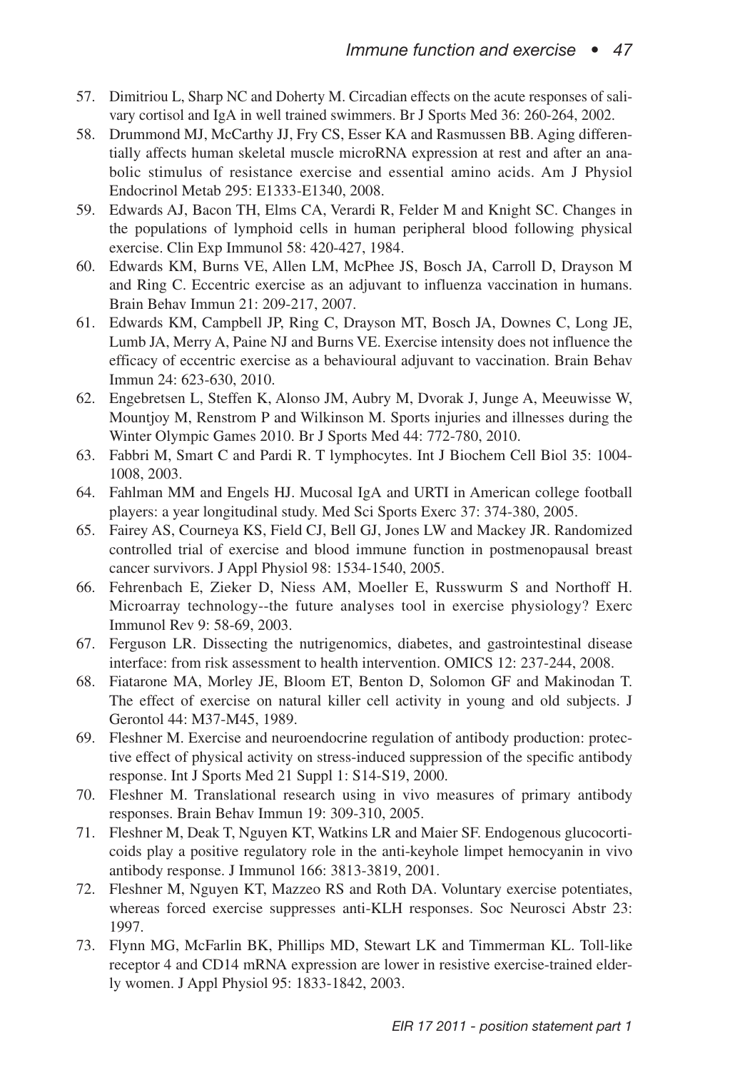57. Dimitriou L, Sharp NC and Doherty M. Circadian effects on the acute responses of salivary cortisol and IgA in well trained swimmers. Br J Sports Med 36: 260-264, 2002.
58. Drummond MJ, McCarthy JJ, Fry CS, Esser KA and Rasmussen BB. Aging differentially affects human skeletal muscle microRNA expression at rest and after an anabolic stimulus of resistance exercise and essential amino acids. Am J Physiol Endocrinol Metab 295: E1333-E1340, 2008.
59. Edwards AJ, Bacon TH, Elms CA, Verardi R, Felder M and Knight SC. Changes in the populations of lymphoid cells in human peripheral blood following physical exercise. Clin Exp Immunol 58: 420-427, 1984.
60. Edwards KM, Burns VE, Allen LM, McPhee JS, Bosch JA, Carroll D, Drayson M and Ring C. Eccentric exercise as an adjuvant to influenza vaccination in humans. Brain Behav Immun 21: 209-217, 2007.
61. Edwards KM, Campbell JP, Ring C, Drayson MT, Bosch JA, Downes C, Long JE, Lumb JA, Merry A, Paine NJ and Burns VE. Exercise intensity does not influence the efficacy of eccentric exercise as a behavioural adjuvant to vaccination. Brain Behav Immun 24: 623-630, 2010.
62. Engebretsen L, Steffen K, Alonso JM, Aubry M, Dvorak J, Junge A, Meeuwisse W, Mountjoy M, Renstrom P and Wilkinson M. Sports injuries and illnesses during the Winter Olympic Games 2010. Br J Sports Med 44: 772-780, 2010.
63. Fabbri M, Smart C and Pardi R. T lymphocytes. Int J Biochem Cell Biol 35: 1004-1008, 2003.
64. Fahlman MM and Engels HJ. Mucosal IgA and URTI in American college football players: a year longitudinal study. Med Sci Sports Exerc 37: 374-380, 2005.
65. Fairey AS, Courneya KS, Field CJ, Bell GJ, Jones LW and Mackey JR. Randomized controlled trial of exercise and blood immune function in postmenopausal breast cancer survivors. J Appl Physiol 98: 1534-1540, 2005.
66. Fehrenbach E, Zieker D, Niess AM, Moeller E, Russwurm S and Northoff H. Microarray technology--the future analyses tool in exercise physiology? Exerc Immunol Rev 9: 58-69, 2003.
67. Ferguson LR. Dissecting the nutrigenomics, diabetes, and gastrointestinal disease interface: from risk assessment to health intervention. OMICS 12: 237-244, 2008.
68. Fiatarone MA, Morley JE, Bloom ET, Benton D, Solomon GF and Makinodan T. The effect of exercise on natural killer cell activity in young and old subjects. J Gerontol 44: M37-M45, 1989.
69. Fleshner M. Exercise and neuroendocrine regulation of antibody production: protective effect of physical activity on stress-induced suppression of the specific antibody response. Int J Sports Med 21 Suppl 1: S14-S19, 2000.
70. Fleshner M. Translational research using in vivo measures of primary antibody responses. Brain Behav Immun 19: 309-310, 2005.
71. Fleshner M, Deak T, Nguyen KT, Watkins LR and Maier SF. Endogenous glucocorticoids play a positive regulatory role in the anti-keyhole limpet hemocyanin in vivo antibody response. J Immunol 166: 3813-3819, 2001.
72. Fleshner M, Nguyen KT, Mazzeo RS and Roth DA. Voluntary exercise potentiates, whereas forced exercise suppresses anti-KLH responses. Soc Neurosci Abstr 23: 1997.
73. Flynn MG, McFarlin BK, Phillips MD, Stewart LK and Timmerman KL. Toll-like receptor 4 and CD14 mRNA expression are lower in resistive exercise-trained elderly women. J Appl Physiol 95: 1833-1842, 2003.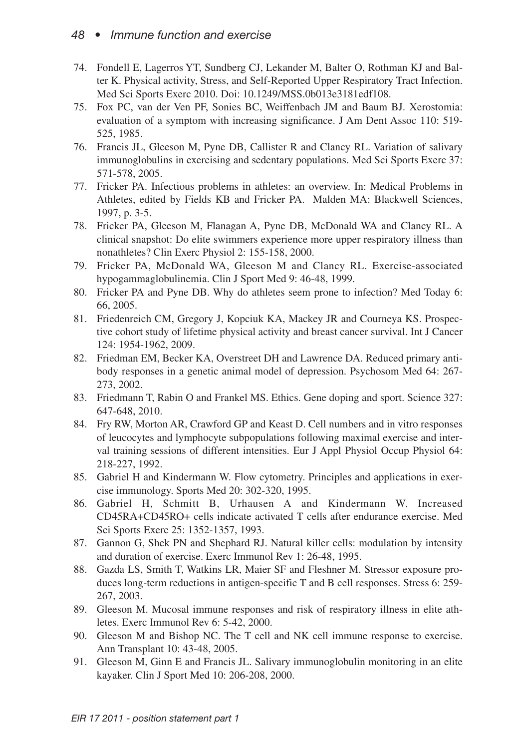74. Fondell E, Lagerros YT, Sundberg CJ, Lekander M, Balter O, Rothman KJ and Balter K. Physical activity, Stress, and Self-Reported Upper Respiratory Tract Infection. Med Sci Sports Exerc 2010. Doi: 10.1249/MSS.0b013e3181edf108.
75. Fox PC, van der Ven PF, Sonies BC, Weiffenbach JM and Baum BJ. Xerostomia: evaluation of a symptom with increasing significance. J Am Dent Assoc 110: 519-525, 1985.
76. Francis JL, Gleeson M, Pyne DB, Callister R and Clancy RL. Variation of salivary immunoglobulins in exercising and sedentary populations. Med Sci Sports Exerc 37: 571-578, 2005.
77. Fricker PA. Infectious problems in athletes: an overview. In: Medical Problems in Athletes, edited by Fields KB and Fricker PA. Malden MA: Blackwell Sciences, 1997, p. 3-5.
78. Fricker PA, Gleeson M, Flanagan A, Pyne DB, McDonald WA and Clancy RL. A clinical snapshot: Do elite swimmers experience more upper respiratory illness than nonathletes? Clin Exerc Physiol 2: 155-158, 2000.
79. Fricker PA, McDonald WA, Gleeson M and Clancy RL. Exercise-associated hypogammaglobulinemia. Clin J Sport Med 9: 46-48, 1999.
80. Fricker PA and Pyne DB. Why do athletes seem prone to infection? Med Today 6: 66, 2005.
81. Friedenreich CM, Gregory J, Kopciuk KA, Mackey JR and Courneya KS. Prospective cohort study of lifetime physical activity and breast cancer survival. Int J Cancer 124: 1954-1962, 2009.
82. Friedman EM, Becker KA, Overstreet DH and Lawrence DA. Reduced primary antibody responses in a genetic animal model of depression. Psychosom Med 64: 267-273, 2002.
83. Friedmann T, Rabin O and Frankel MS. Ethics. Gene doping and sport. Science 327: 647-648, 2010.
84. Fry RW, Morton AR, Crawford GP and Keast D. Cell numbers and in vitro responses of leucocytes and lymphocyte subpopulations following maximal exercise and interval training sessions of different intensities. Eur J Appl Physiol Occup Physiol 64: 218-227, 1992.
85. Gabriel H and Kindermann W. Flow cytometry. Principles and applications in exercise immunology. Sports Med 20: 302-320, 1995.
86. Gabriel H, Schmitt B, Urhausen A and Kindermann W. Increased CD45RA+CD45RO+ cells indicate activated T cells after endurance exercise. Med Sci Sports Exerc 25: 1352-1357, 1993.
87. Gannon G, Shek PN and Shephard RJ. Natural killer cells: modulation by intensity and duration of exercise. Exerc Immunol Rev 1: 26-48, 1995.
88. Gazda LS, Smith T, Watkins LR, Maier SF and Fleshner M. Stressor exposure produces long-term reductions in antigen-specific T and B cell responses. Stress 6: 259-267, 2003.
89. Gleeson M. Mucosal immune responses and risk of respiratory illness in elite athletes. Exerc Immunol Rev 6: 5-42, 2000.
90. Gleeson M and Bishop NC. The T cell and NK cell immune response to exercise. Ann Transplant 10: 43-48, 2005.
91. Gleeson M, Ginn E and Francis JL. Salivary immunoglobulin monitoring in an elite kayaker. Clin J Sport Med 10: 206-208, 2000.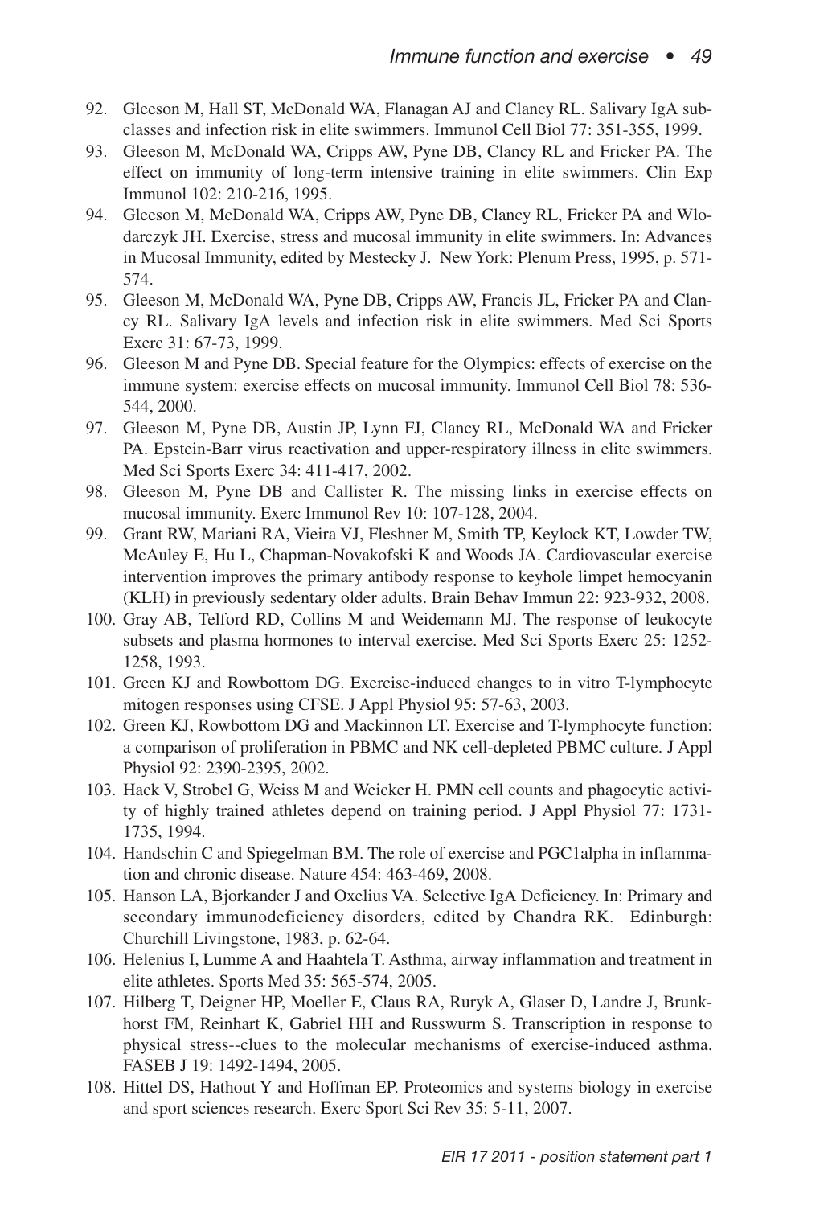92. Gleeson M, Hall ST, McDonald WA, Flanagan AJ and Clancy RL. Salivary IgA subclasses and infection risk in elite swimmers. Immunol Cell Biol 77: 351-355, 1999.
93. Gleeson M, McDonald WA, Cripps AW, Pyne DB, Clancy RL and Fricker PA. The effect on immunity of long-term intensive training in elite swimmers. Clin Exp Immunol 102: 210-216, 1995.
94. Gleeson M, McDonald WA, Cripps AW, Pyne DB, Clancy RL, Fricker PA and Wlodarczyk JH. Exercise, stress and mucosal immunity in elite swimmers. In: Advances in Mucosal Immunity, edited by Mestecky J. New York: Plenum Press, 1995, p. 571-574.
95. Gleeson M, McDonald WA, Pyne DB, Cripps AW, Francis JL, Fricker PA and Clancy RL. Salivary IgA levels and infection risk in elite swimmers. Med Sci Sports Exerc 31: 67-73, 1999.
96. Gleeson M and Pyne DB. Special feature for the Olympics: effects of exercise on the immune system: exercise effects on mucosal immunity. Immunol Cell Biol 78: 536-544, 2000.
97. Gleeson M, Pyne DB, Austin JP, Lynn FJ, Clancy RL, McDonald WA and Fricker PA. Epstein-Barr virus reactivation and upper-respiratory illness in elite swimmers. Med Sci Sports Exerc 34: 411-417, 2002.
98. Gleeson M, Pyne DB and Callister R. The missing links in exercise effects on mucosal immunity. Exerc Immunol Rev 10: 107-128, 2004.
99. Grant RW, Mariani RA, Vieira VJ, Fleshner M, Smith TP, Keylock KT, Lowder TW, McAuley E, Hu L, Chapman-Novakofski K and Woods JA. Cardiovascular exercise intervention improves the primary antibody response to keyhole limpet hemocyanin (KLH) in previously sedentary older adults. Brain Behav Immun 22: 923-932, 2008.
100. Gray AB, Telford RD, Collins M and Weidemann MJ. The response of leukocyte subsets and plasma hormones to interval exercise. Med Sci Sports Exerc 25: 1252-1258, 1993.
101. Green KJ and Rowbottom DG. Exercise-induced changes to in vitro T-lymphocyte mitogen responses using CFSE. J Appl Physiol 95: 57-63, 2003.
102. Green KJ, Rowbottom DG and Mackinnon LT. Exercise and T-lymphocyte function: a comparison of proliferation in PBMC and NK cell-depleted PBMC culture. J Appl Physiol 92: 2390-2395, 2002.
103. Hack V, Strobel G, Weiss M and Weicker H. PMN cell counts and phagocytic activity of highly trained athletes depend on training period. J Appl Physiol 77: 1731-1735, 1994.
104. Handschin C and Spiegelman BM. The role of exercise and PGC1alpha in inflammation and chronic disease. Nature 454: 463-469, 2008.
105. Hanson LA, Bjorkander J and Oxelius VA. Selective IgA Deficiency. In: Primary and secondary immunodeficiency disorders, edited by Chandra RK. Edinburgh: Churchill Livingstone, 1983, p. 62-64.
106. Helenius I, Lumme A and Haahtela T. Asthma, airway inflammation and treatment in elite athletes. Sports Med 35: 565-574, 2005.
107. Hilberg T, Deigner HP, Moeller E, Claus RA, Ruryk A, Glaser D, Landre J, Brunkhorst FM, Reinhart K, Gabriel HH and Russwurm S. Transcription in response to physical stress--clues to the molecular mechanisms of exercise-induced asthma. FASEB J 19: 1492-1494, 2005.
108. Hittel DS, Hathout Y and Hoffman EP. Proteomics and systems biology in exercise and sport sciences research. Exerc Sport Sci Rev 35: 5-11, 2007.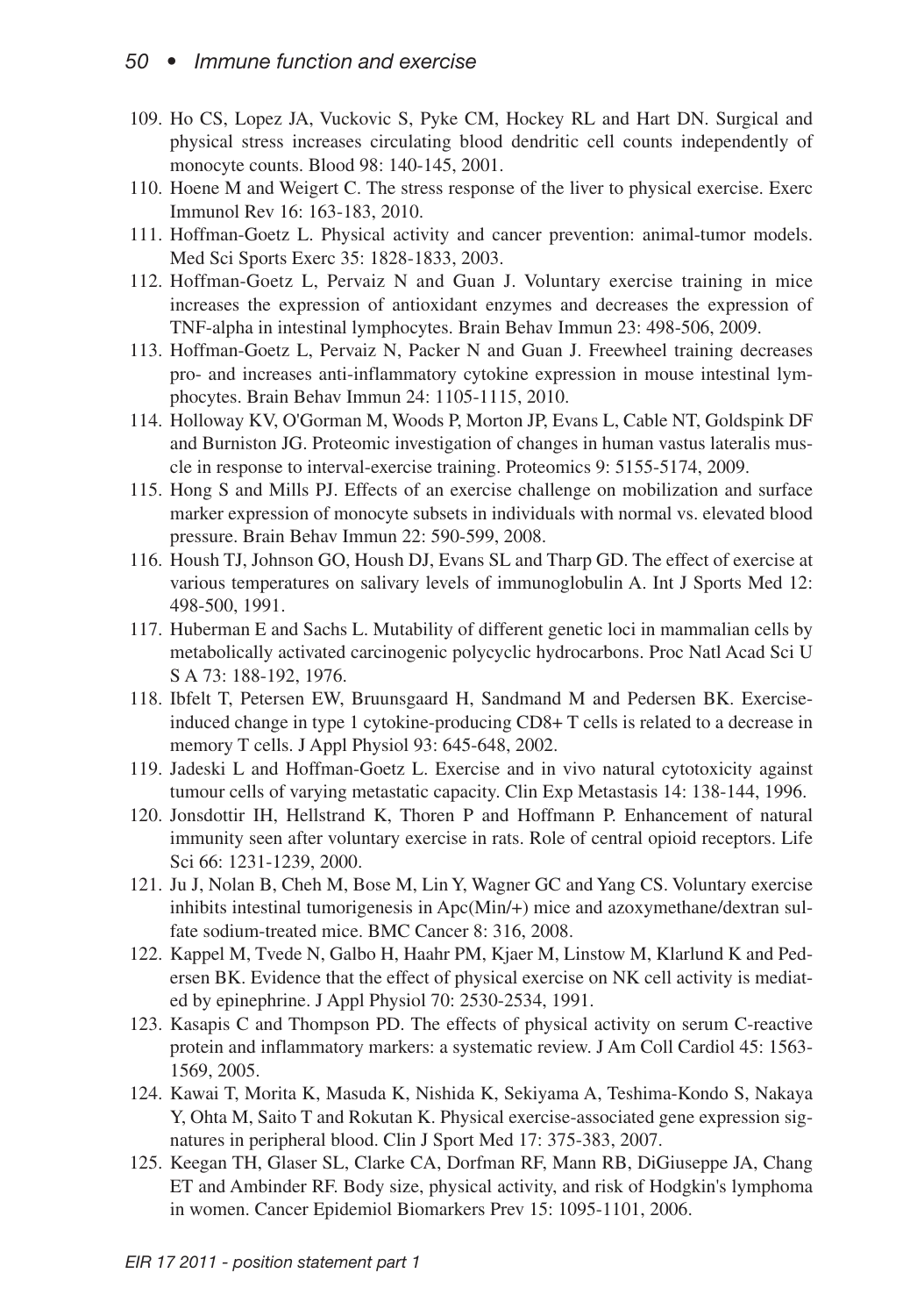109. Ho CS, Lopez JA, Vuckovic S, Pyke CM, Hockey RL and Hart DN. Surgical and physical stress increases circulating blood dendritic cell counts independently of monocyte counts. Blood 98: 140-145, 2001.
110. Hoene M and Weigert C. The stress response of the liver to physical exercise. Exerc Immunol Rev 16: 163-183, 2010.
111. Hoffman-Goetz L. Physical activity and cancer prevention: animal-tumor models. Med Sci Sports Exerc 35: 1828-1833, 2003.
112. Hoffman-Goetz L, Pervaiz N and Guan J. Voluntary exercise training in mice increases the expression of antioxidant enzymes and decreases the expression of TNF-alpha in intestinal lymphocytes. Brain Behav Immun 23: 498-506, 2009.
113. Hoffman-Goetz L, Pervaiz N, Packer N and Guan J. Freewheel training decreases pro- and increases anti-inflammatory cytokine expression in mouse intestinal lymphocytes. Brain Behav Immun 24: 1105-1115, 2010.
114. Holloway KV, O'Gorman M, Woods P, Morton JP, Evans L, Cable NT, Goldspink DF and Burniston JG. Proteomic investigation of changes in human vastus lateralis muscle in response to interval-exercise training. Proteomics 9: 5155-5174, 2009.
115. Hong S and Mills PJ. Effects of an exercise challenge on mobilization and surface marker expression of monocyte subsets in individuals with normal vs. elevated blood pressure. Brain Behav Immun 22: 590-599, 2008.
116. Housh TJ, Johnson GO, Housh DJ, Evans SL and Tharp GD. The effect of exercise at various temperatures on salivary levels of immunoglobulin A. Int J Sports Med 12: 498-500, 1991.
117. Huberman E and Sachs L. Mutability of different genetic loci in mammalian cells by metabolically activated carcinogenic polycyclic hydrocarbons. Proc Natl Acad Sci U S A 73: 188-192, 1976.
118. Ibfelt T, Petersen EW, Bruunsgaard H, Sandmand M and Pedersen BK. Exercise-induced change in type 1 cytokine-producing CD8+ T cells is related to a decrease in memory T cells. J Appl Physiol 93: 645-648, 2002.
119. Jadeski L and Hoffman-Goetz L. Exercise and in vivo natural cytotoxicity against tumour cells of varying metastatic capacity. Clin Exp Metastasis 14: 138-144, 1996.
120. Jonsdottir IH, Hellstrand K, Thoren P and Hoffmann P. Enhancement of natural immunity seen after voluntary exercise in rats. Role of central opioid receptors. Life Sci 66: 1231-1239, 2000.
121. Ju J, Nolan B, Cheh M, Bose M, Lin Y, Wagner GC and Yang CS. Voluntary exercise inhibits intestinal tumorigenesis in Apc(Min/+) mice and azoxymethane/dextran sulfate sodium-treated mice. BMC Cancer 8: 316, 2008.
122. Kappel M, Tvede N, Galbo H, Haahr PM, Kjaer M, Linstow M, Klarlund K and Pedersen BK. Evidence that the effect of physical exercise on NK cell activity is mediated by epinephrine. J Appl Physiol 70: 2530-2534, 1991.
123. Kasapis C and Thompson PD. The effects of physical activity on serum C-reactive protein and inflammatory markers: a systematic review. J Am Coll Cardiol 45: 1563-1569, 2005.
124. Kawai T, Morita K, Masuda K, Nishida K, Sekiyama A, Teshima-Kondo S, Nakaya Y, Ohta M, Saito T and Rokutan K. Physical exercise-associated gene expression signatures in peripheral blood. Clin J Sport Med 17: 375-383, 2007.
125. Keegan TH, Glaser SL, Clarke CA, Dorfman RF, Mann RB, DiGiuseppe JA, Chang ET and Ambinder RF. Body size, physical activity, and risk of Hodgkin's lymphoma in women. Cancer Epidemiol Biomarkers Prev 15: 1095-1101, 2006.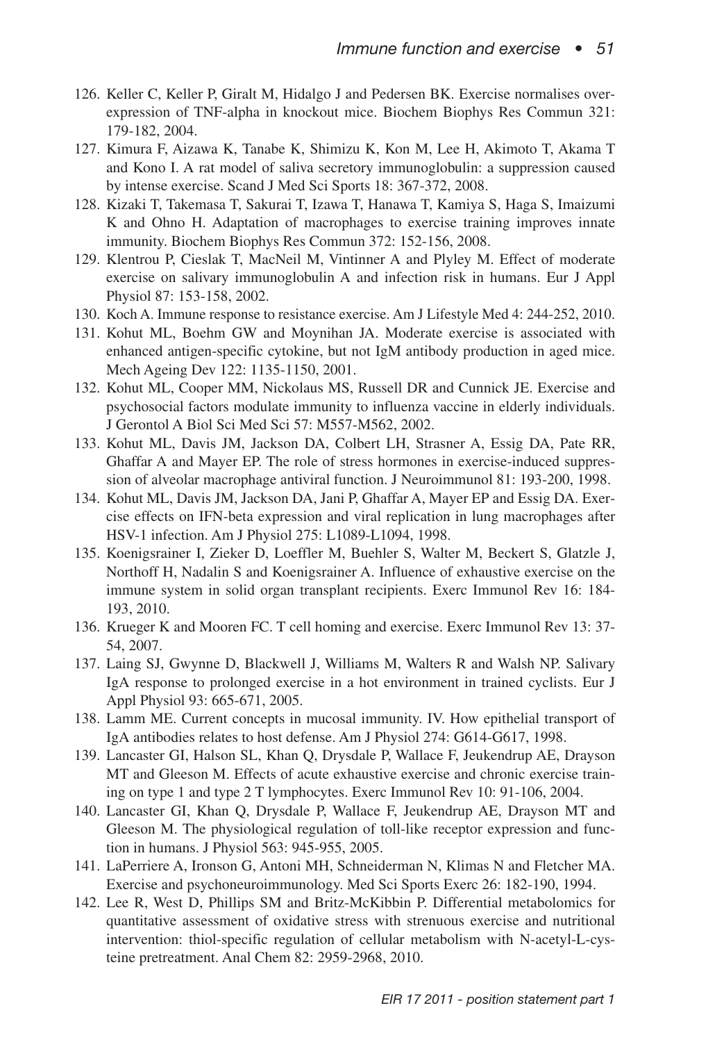126. Keller C, Keller P, Giralt M, Hidalgo J and Pedersen BK. Exercise normalises overexpression of TNF-alpha in knockout mice. Biochem Biophys Res Commun 321: 179-182, 2004.
127. Kimura F, Aizawa K, Tanabe K, Shimizu K, Kon M, Lee H, Akimoto T, Akama T and Kono I. A rat model of saliva secretory immunoglobulin: a suppression caused by intense exercise. Scand J Med Sci Sports 18: 367-372, 2008.
128. Kizaki T, Takemasa T, Sakurai T, Izawa T, Hanawa T, Kamiya S, Haga S, Imaizumi K and Ohno H. Adaptation of macrophages to exercise training improves innate immunity. Biochem Biophys Res Commun 372: 152-156, 2008.
129. Klentrou P, Cieslak T, MacNeil M, Vintinner A and Plyley M. Effect of moderate exercise on salivary immunoglobulin A and infection risk in humans. Eur J Appl Physiol 87: 153-158, 2002.
130. Koch A. Immune response to resistance exercise. Am J Lifestyle Med 4: 244-252, 2010.
131. Kohut ML, Boehm GW and Moynihan JA. Moderate exercise is associated with enhanced antigen-specific cytokine, but not IgM antibody production in aged mice. Mech Ageing Dev 122: 1135-1150, 2001.
132. Kohut ML, Cooper MM, Nickolaus MS, Russell DR and Cunnick JE. Exercise and psychosocial factors modulate immunity to influenza vaccine in elderly individuals. J Gerontol A Biol Sci Med Sci 57: M557-M562, 2002.
133. Kohut ML, Davis JM, Jackson DA, Colbert LH, Strasner A, Essig DA, Pate RR, Ghaffar A and Mayer EP. The role of stress hormones in exercise-induced suppression of alveolar macrophage antiviral function. J Neuroimmunol 81: 193-200, 1998.
134. Kohut ML, Davis JM, Jackson DA, Jani P, Ghaffar A, Mayer EP and Essig DA. Exercise effects on IFN-beta expression and viral replication in lung macrophages after HSV-1 infection. Am J Physiol 275: L1089-L1094, 1998.
135. Koenigsrainer I, Zieker D, Loeffler M, Buehler S, Walter M, Beckert S, Glatzle J, Northoff H, Nadalin S and Koenigsrainer A. Influence of exhaustive exercise on the immune system in solid organ transplant recipients. Exerc Immunol Rev 16: 184-193, 2010.
136. Krueger K and Mooren FC. T cell homing and exercise. Exerc Immunol Rev 13: 37-54, 2007.
137. Laing SJ, Gwynne D, Blackwell J, Williams M, Walters R and Walsh NP. Salivary IgA response to prolonged exercise in a hot environment in trained cyclists. Eur J Appl Physiol 93: 665-671, 2005.
138. Lamm ME. Current concepts in mucosal immunity. IV. How epithelial transport of IgA antibodies relates to host defense. Am J Physiol 274: G614-G617, 1998.
139. Lancaster GI, Halson SL, Khan Q, Drysdale P, Wallace F, Jeukendrup AE, Drayson MT and Gleeson M. Effects of acute exhaustive exercise and chronic exercise training on type 1 and type 2 T lymphocytes. Exerc Immunol Rev 10: 91-106, 2004.
140. Lancaster GI, Khan Q, Drysdale P, Wallace F, Jeukendrup AE, Drayson MT and Gleeson M. The physiological regulation of toll-like receptor expression and function in humans. J Physiol 563: 945-955, 2005.
141. LaPerriere A, Ironson G, Antoni MH, Schneiderman N, Klimas N and Fletcher MA. Exercise and psychoneuroimmunology. Med Sci Sports Exerc 26: 182-190, 1994.
142. Lee R, West D, Phillips SM and Britz-McKibbin P. Differential metabolomics for quantitative assessment of oxidative stress with strenuous exercise and nutritional intervention: thiol-specific regulation of cellular metabolism with N-acetyl-L-cysteine pretreatment. Anal Chem 82: 2959-2968, 2010.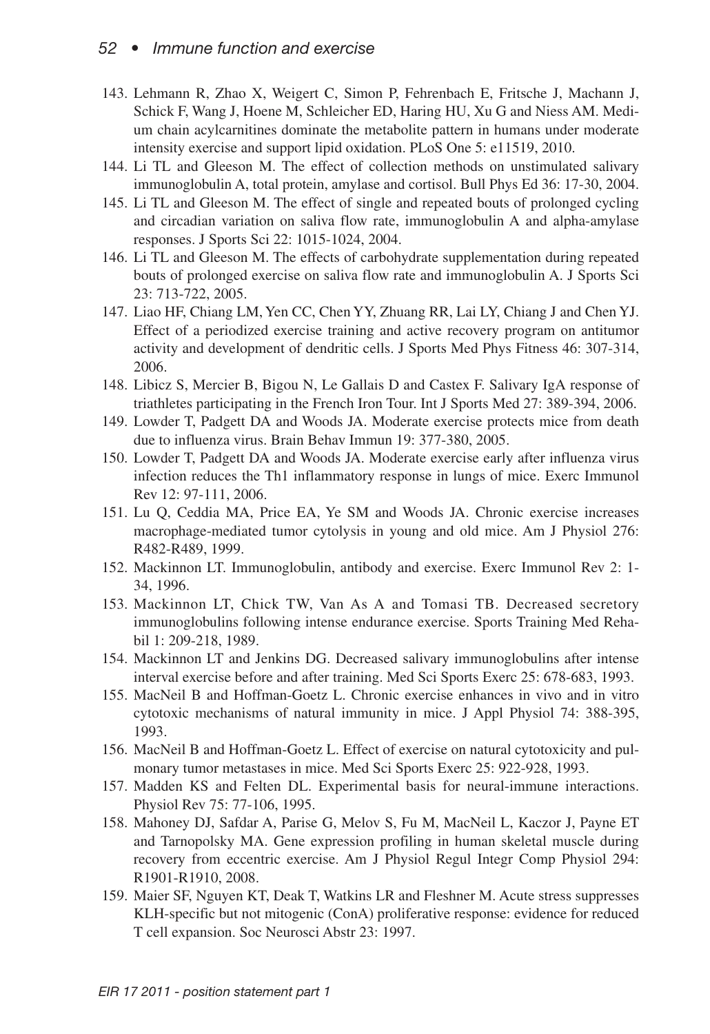143. Lehmann R, Zhao X, Weigert C, Simon P, Fehrenbach E, Fritsche J, Machann J, Schick F, Wang J, Hoene M, Schleicher ED, Haring HU, Xu G and Niess AM. Medium chain acylcarnitines dominate the metabolite pattern in humans under moderate intensity exercise and support lipid oxidation. PLoS One 5: e11519, 2010.
144. Li TL and Gleeson M. The effect of collection methods on unstimulated salivary immunoglobulin A, total protein, amylase and cortisol. Bull Phys Ed 36: 17-30, 2004.
145. Li TL and Gleeson M. The effect of single and repeated bouts of prolonged cycling and circadian variation on saliva flow rate, immunoglobulin A and alpha-amylase responses. J Sports Sci 22: 1015-1024, 2004.
146. Li TL and Gleeson M. The effects of carbohydrate supplementation during repeated bouts of prolonged exercise on saliva flow rate and immunoglobulin A. J Sports Sci 23: 713-722, 2005.
147. Liao HF, Chiang LM, Yen CC, Chen YY, Zhuang RR, Lai LY, Chiang J and Chen YJ. Effect of a periodized exercise training and active recovery program on antitumor activity and development of dendritic cells. J Sports Med Phys Fitness 46: 307-314, 2006.
148. Libicz S, Mercier B, Bigou N, Le Gallais D and Castex F. Salivary IgA response of triathletes participating in the French Iron Tour. Int J Sports Med 27: 389-394, 2006.
149. Lowder T, Padgett DA and Woods JA. Moderate exercise protects mice from death due to influenza virus. Brain Behav Immun 19: 377-380, 2005.
150. Lowder T, Padgett DA and Woods JA. Moderate exercise early after influenza virus infection reduces the Th1 inflammatory response in lungs of mice. Exerc Immunol Rev 12: 97-111, 2006.
151. Lu Q, Ceddia MA, Price EA, Ye SM and Woods JA. Chronic exercise increases macrophage-mediated tumor cytolysis in young and old mice. Am J Physiol 276: R482-R489, 1999.
152. Mackinnon LT. Immunoglobulin, antibody and exercise. Exerc Immunol Rev 2: 1-34, 1996.
153. Mackinnon LT, Chick TW, Van As A and Tomasi TB. Decreased secretory immunoglobulins following intense endurance exercise. Sports Training Med Rehabil 1: 209-218, 1989.
154. Mackinnon LT and Jenkins DG. Decreased salivary immunoglobulins after intense interval exercise before and after training. Med Sci Sports Exerc 25: 678-683, 1993.
155. MacNeil B and Hoffman-Goetz L. Chronic exercise enhances in vivo and in vitro cytotoxic mechanisms of natural immunity in mice. J Appl Physiol 74: 388-395, 1993.
156. MacNeil B and Hoffman-Goetz L. Effect of exercise on natural cytotoxicity and pulmonary tumor metastases in mice. Med Sci Sports Exerc 25: 922-928, 1993.
157. Madden KS and Felten DL. Experimental basis for neural-immune interactions. Physiol Rev 75: 77-106, 1995.
158. Mahoney DJ, Safdar A, Parise G, Melov S, Fu M, MacNeil L, Kaczor J, Payne ET and Tarnopolsky MA. Gene expression profiling in human skeletal muscle during recovery from eccentric exercise. Am J Physiol Regul Integr Comp Physiol 294: R1901-R1910, 2008.
159. Maier SF, Nguyen KT, Deak T, Watkins LR and Fleshner M. Acute stress suppresses KLH-specific but not mitogenic (ConA) proliferative response: evidence for reduced T cell expansion. Soc Neurosci Abstr 23: 1997.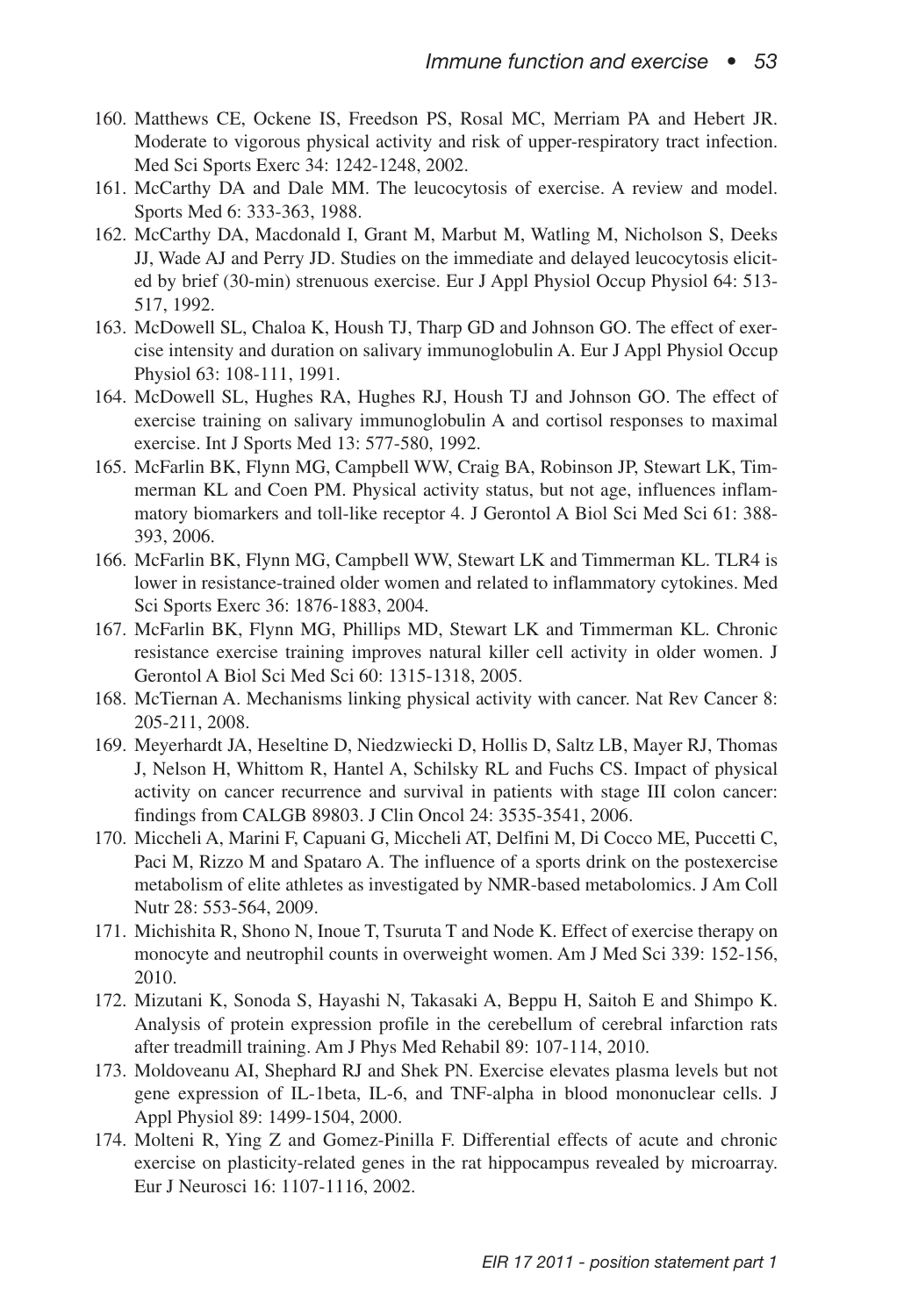160. Matthews CE, Ockene IS, Freedson PS, Rosal MC, Merriam PA and Hebert JR. Moderate to vigorous physical activity and risk of upper-respiratory tract infection. Med Sci Sports Exerc 34: 1242-1248, 2002.
161. McCarthy DA and Dale MM. The leucocytosis of exercise. A review and model. Sports Med 6: 333-363, 1988.
162. McCarthy DA, Macdonald I, Grant M, Marbut M, Watling M, Nicholson S, Deeks JJ, Wade AJ and Perry JD. Studies on the immediate and delayed leucocytosis elicited by brief (30-min) strenuous exercise. Eur J Appl Physiol Occup Physiol 64: 513-517, 1992.
163. McDowell SL, Chaloa K, Housh TJ, Tharp GD and Johnson GO. The effect of exercise intensity and duration on salivary immunoglobulin A. Eur J Appl Physiol Occup Physiol 63: 108-111, 1991.
164. McDowell SL, Hughes RA, Hughes RJ, Housh TJ and Johnson GO. The effect of exercise training on salivary immunoglobulin A and cortisol responses to maximal exercise. Int J Sports Med 13: 577-580, 1992.
165. McFarlin BK, Flynn MG, Campbell WW, Craig BA, Robinson JP, Stewart LK, Timmerman KL and Coen PM. Physical activity status, but not age, influences inflammatory biomarkers and toll-like receptor 4. J Gerontol A Biol Sci Med Sci 61: 388-393, 2006.
166. McFarlin BK, Flynn MG, Campbell WW, Stewart LK and Timmerman KL. TLR4 is lower in resistance-trained older women and related to inflammatory cytokines. Med Sci Sports Exerc 36: 1876-1883, 2004.
167. McFarlin BK, Flynn MG, Phillips MD, Stewart LK and Timmerman KL. Chronic resistance exercise training improves natural killer cell activity in older women. J Gerontol A Biol Sci Med Sci 60: 1315-1318, 2005.
168. McTiernan A. Mechanisms linking physical activity with cancer. Nat Rev Cancer 8: 205-211, 2008.
169. Meyerhardt JA, Heseltine D, Niedzwiecki D, Hollis D, Saltz LB, Mayer RJ, Thomas J, Nelson H, Whittom R, Hantel A, Schilsky RL and Fuchs CS. Impact of physical activity on cancer recurrence and survival in patients with stage III colon cancer: findings from CALGB 89803. J Clin Oncol 24: 3535-3541, 2006.
170. Miccheli A, Marini F, Capuani G, Miccheli AT, Delfini M, Di Cocco ME, Puccetti C, Paci M, Rizzo M and Spataro A. The influence of a sports drink on the postexercise metabolism of elite athletes as investigated by NMR-based metabolomics. J Am Coll Nutr 28: 553-564, 2009.
171. Michishita R, Shono N, Inoue T, Tsuruta T and Node K. Effect of exercise therapy on monocyte and neutrophil counts in overweight women. Am J Med Sci 339: 152-156, 2010.
172. Mizutani K, Sonoda S, Hayashi N, Takasaki A, Beppu H, Saitoh E and Shimpo K. Analysis of protein expression profile in the cerebellum of cerebral infarction rats after treadmill training. Am J Phys Med Rehabil 89: 107-114, 2010.
173. Moldoveanu AI, Shephard RJ and Shek PN. Exercise elevates plasma levels but not gene expression of IL-1beta, IL-6, and TNF-alpha in blood mononuclear cells. J Appl Physiol 89: 1499-1504, 2000.
174. Molteni R, Ying Z and Gomez-Pinilla F. Differential effects of acute and chronic exercise on plasticity-related genes in the rat hippocampus revealed by microarray. Eur J Neurosci 16: 1107-1116, 2002.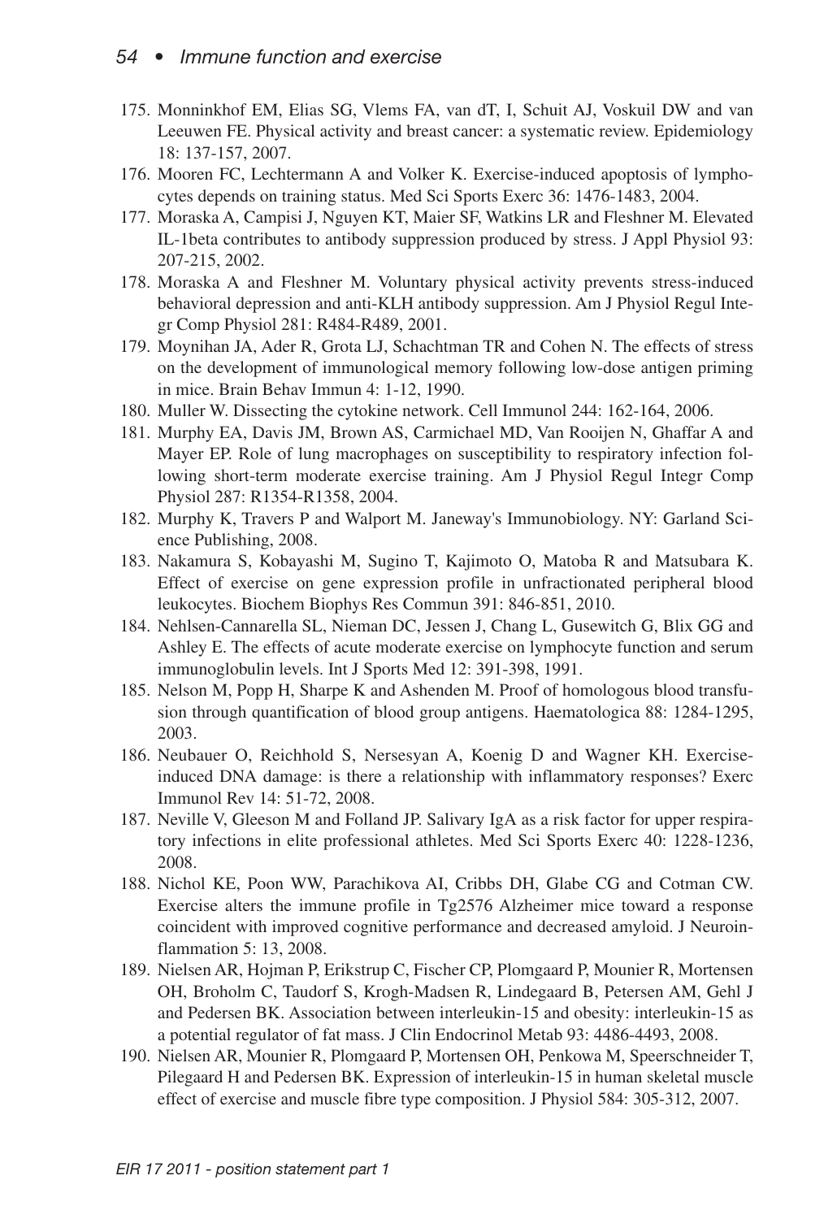175. Monninkhof EM, Elias SG, Vlems FA, van dT, I, Schuit AJ, Voskuil DW and van Leeuwen FE. Physical activity and breast cancer: a systematic review. Epidemiology 18: 137-157, 2007.
176. Mooren FC, Lechtermann A and Volker K. Exercise-induced apoptosis of lymphocytes depends on training status. Med Sci Sports Exerc 36: 1476-1483, 2004.
177. Moraska A, Campisi J, Nguyen KT, Maier SF, Watkins LR and Fleshner M. Elevated IL-1beta contributes to antibody suppression produced by stress. J Appl Physiol 93: 207-215, 2002.
178. Moraska A and Fleshner M. Voluntary physical activity prevents stress-induced behavioral depression and anti-KLH antibody suppression. Am J Physiol Regul Integr Comp Physiol 281: R484-R489, 2001.
179. Moynihan JA, Ader R, Grota LJ, Schachtman TR and Cohen N. The effects of stress on the development of immunological memory following low-dose antigen priming in mice. Brain Behav Immun 4: 1-12, 1990.
180. Muller W. Dissecting the cytokine network. Cell Immunol 244: 162-164, 2006.
181. Murphy EA, Davis JM, Brown AS, Carmichael MD, Van Rooijen N, Ghaffar A and Mayer EP. Role of lung macrophages on susceptibility to respiratory infection following short-term moderate exercise training. Am J Physiol Regul Integr Comp Physiol 287: R1354-R1358, 2004.
182. Murphy K, Travers P and Walport M. Janeway's Immunobiology. NY: Garland Science Publishing, 2008.
183. Nakamura S, Kobayashi M, Sugino T, Kajimoto O, Matoba R and Matsubara K. Effect of exercise on gene expression profile in unfractionated peripheral blood leukocytes. Biochem Biophys Res Commun 391: 846-851, 2010.
184. Nehlsen-Cannarella SL, Nieman DC, Jessen J, Chang L, Gusewitch G, Blix GG and Ashley E. The effects of acute moderate exercise on lymphocyte function and serum immunoglobulin levels. Int J Sports Med 12: 391-398, 1991.
185. Nelson M, Popp H, Sharpe K and Ashenden M. Proof of homologous blood transfusion through quantification of blood group antigens. Haematologica 88: 1284-1295, 2003.
186. Neubauer O, Reichhold S, Nersesyan A, Koenig D and Wagner KH. Exercise-induced DNA damage: is there a relationship with inflammatory responses? Exerc Immunol Rev 14: 51-72, 2008.
187. Neville V, Gleeson M and Folland JP. Salivary IgA as a risk factor for upper respiratory infections in elite professional athletes. Med Sci Sports Exerc 40: 1228-1236, 2008.
188. Nichol KE, Poon WW, Parachikova AI, Cribbs DH, Glabe CG and Cotman CW. Exercise alters the immune profile in Tg2576 Alzheimer mice toward a response coincident with improved cognitive performance and decreased amyloid. J Neuroinflammation 5: 13, 2008.
189. Nielsen AR, Hojman P, Erikstrup C, Fischer CP, Plomgaard P, Mounier R, Mortensen OH, Broholm C, Taudorf S, Krogh-Madsen R, Lindegaard B, Petersen AM, Gehl J and Pedersen BK. Association between interleukin-15 and obesity: interleukin-15 as a potential regulator of fat mass. J Clin Endocrinol Metab 93: 4486-4493, 2008.
190. Nielsen AR, Mounier R, Plomgaard P, Mortensen OH, Penkowa M, Speerschneider T, Pilegaard H and Pedersen BK. Expression of interleukin-15 in human skeletal muscle effect of exercise and muscle fibre type composition. J Physiol 584: 305-312, 2007.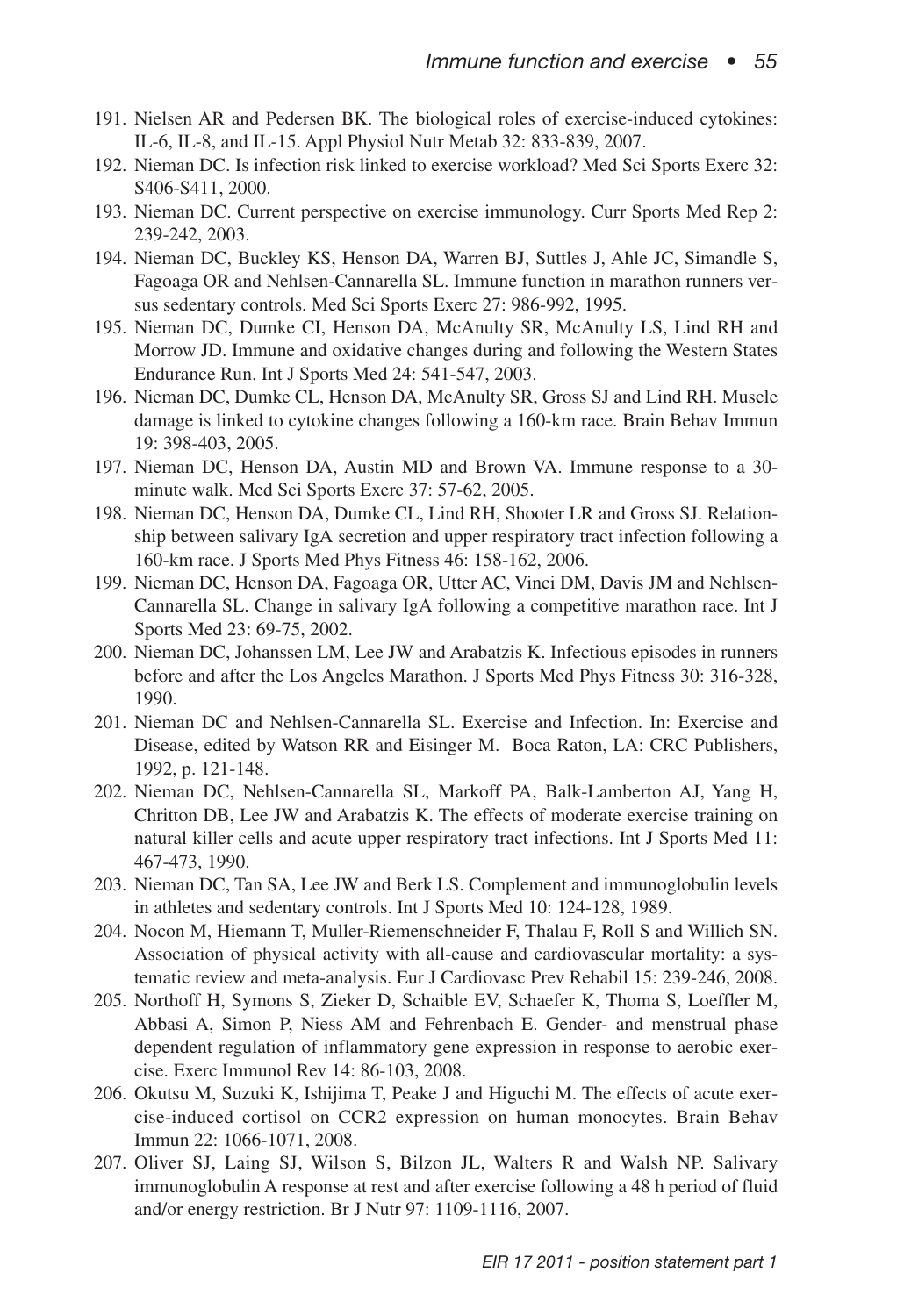191. Nielsen AR and Pedersen BK. The biological roles of exercise-induced cytokines: IL-6, IL-8, and IL-15. Appl Physiol Nutr Metab 32: 833-839, 2007.
192. Nieman DC. Is infection risk linked to exercise workload? Med Sci Sports Exerc 32: S406-S411, 2000.
193. Nieman DC. Current perspective on exercise immunology. Curr Sports Med Rep 2: 239-242, 2003.
194. Nieman DC, Buckley KS, Henson DA, Warren BJ, Suttles J, Ahle JC, Simandle S, Fagoaga OR and Nehlsen-Cannarella SL. Immune function in marathon runners versus sedentary controls. Med Sci Sports Exerc 27: 986-992, 1995.
195. Nieman DC, Dumke CI, Henson DA, McAnulty SR, McAnulty LS, Lind RH and Morrow JD. Immune and oxidative changes during and following the Western States Endurance Run. Int J Sports Med 24: 541-547, 2003.
196. Nieman DC, Dumke CL, Henson DA, McAnulty SR, Gross SJ and Lind RH. Muscle damage is linked to cytokine changes following a 160-km race. Brain Behav Immun 19: 398-403, 2005.
197. Nieman DC, Henson DA, Austin MD and Brown VA. Immune response to a 30-minute walk. Med Sci Sports Exerc 37: 57-62, 2005.
198. Nieman DC, Henson DA, Dumke CL, Lind RH, Shooter LR and Gross SJ. Relationship between salivary IgA secretion and upper respiratory tract infection following a 160-km race. J Sports Med Phys Fitness 46: 158-162, 2006.
199. Nieman DC, Henson DA, Fagoaga OR, Utter AC, Vinci DM, Davis JM and Nehlsen-Cannarella SL. Change in salivary IgA following a competitive marathon race. Int J Sports Med 23: 69-75, 2002.
200. Nieman DC, Johanssen LM, Lee JW and Arabatzis K. Infectious episodes in runners before and after the Los Angeles Marathon. J Sports Med Phys Fitness 30: 316-328, 1990.
201. Nieman DC and Nehlsen-Cannarella SL. Exercise and Infection. In: Exercise and Disease, edited by Watson RR and Eisinger M. Boca Raton, LA: CRC Publishers, 1992, p. 121-148.
202. Nieman DC, Nehlsen-Cannarella SL, Markoff PA, Balk-Lamberton AJ, Yang H, Chritton DB, Lee JW and Arabatzis K. The effects of moderate exercise training on natural killer cells and acute upper respiratory tract infections. Int J Sports Med 11: 467-473, 1990.
203. Nieman DC, Tan SA, Lee JW and Berk LS. Complement and immunoglobulin levels in athletes and sedentary controls. Int J Sports Med 10: 124-128, 1989.
204. Nocon M, Hiemann T, Muller-Riemenschneider F, Thalau F, Roll S and Willich SN. Association of physical activity with all-cause and cardiovascular mortality: a systematic review and meta-analysis. Eur J Cardiovasc Prev Rehabil 15: 239-246, 2008.
205. Northoff H, Symons S, Zieker D, Schaible EV, Schaefer K, Thoma S, Loeffler M, Abbasi A, Simon P, Niess AM and Fehrenbach E. Gender- and menstrual phase dependent regulation of inflammatory gene expression in response to aerobic exercise. Exerc Immunol Rev 14: 86-103, 2008.
206. Okutsu M, Suzuki K, Ishijima T, Peake J and Higuchi M. The effects of acute exercise-induced cortisol on CCR2 expression on human monocytes. Brain Behav Immun 22: 1066-1071, 2008.
207. Oliver SJ, Laing SJ, Wilson S, Bilzon JL, Walters R and Walsh NP. Salivary immunoglobulin A response at rest and after exercise following a 48 h period of fluid and/or energy restriction. Br J Nutr 97: 1109-1116, 2007.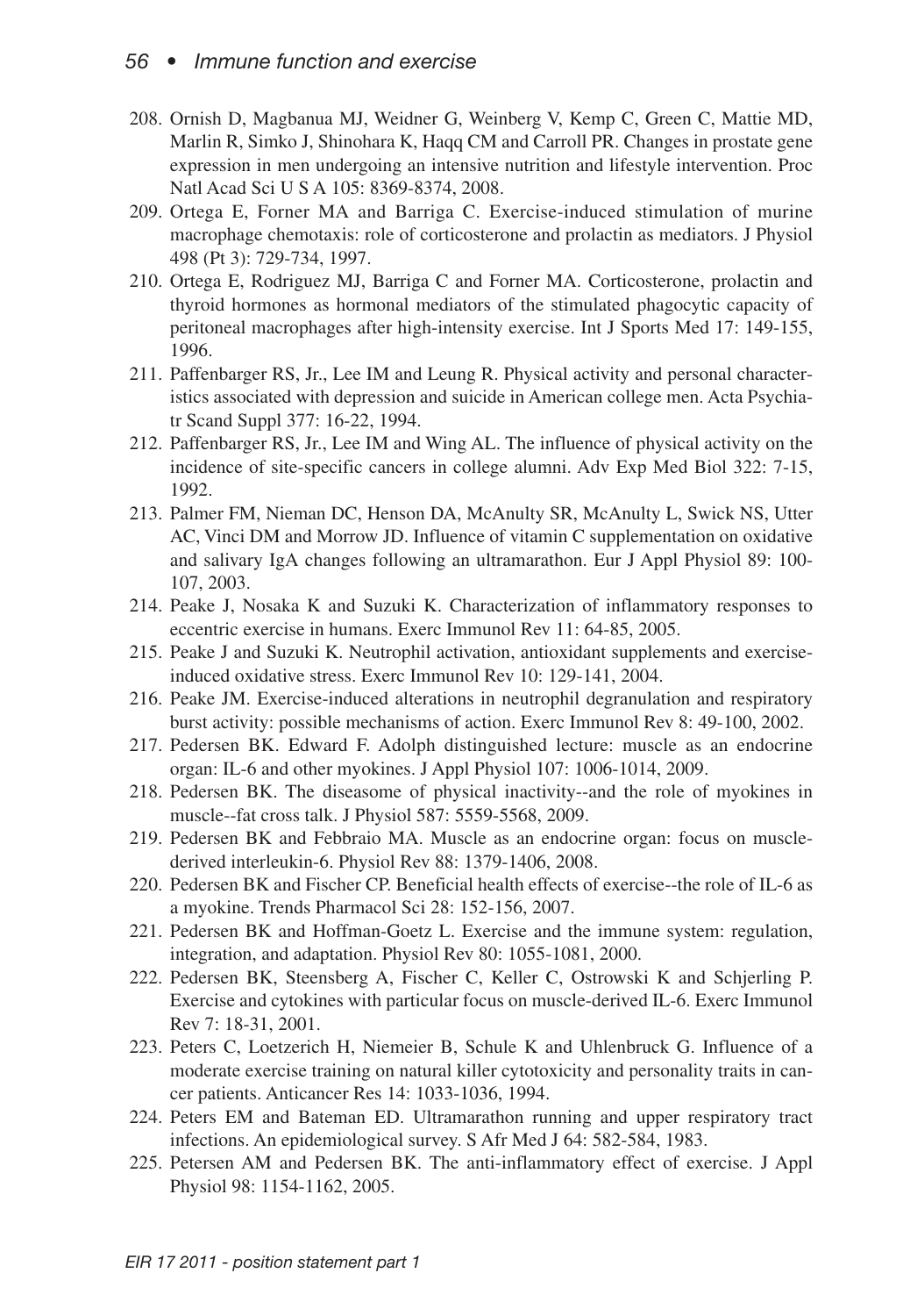208. Ornish D, Magbanua MJ, Weidner G, Weinberg V, Kemp C, Green C, Mattie MD, Marlin R, Simko J, Shinohara K, Haqq CM and Carroll PR. Changes in prostate gene expression in men undergoing an intensive nutrition and lifestyle intervention. Proc Natl Acad Sci U S A 105: 8369-8374, 2008.
209. Ortega E, Forner MA and Barriga C. Exercise-induced stimulation of murine macrophage chemotaxis: role of corticosterone and prolactin as mediators. J Physiol 498 (Pt 3): 729-734, 1997.
210. Ortega E, Rodriguez MJ, Barriga C and Forner MA. Corticosterone, prolactin and thyroid hormones as hormonal mediators of the stimulated phagocytic capacity of peritoneal macrophages after high-intensity exercise. Int J Sports Med 17: 149-155, 1996.
211. Paffenbarger RS, Jr., Lee IM and Leung R. Physical activity and personal characteristics associated with depression and suicide in American college men. Acta Psychiatr Scand Suppl 377: 16-22, 1994.
212. Paffenbarger RS, Jr., Lee IM and Wing AL. The influence of physical activity on the incidence of site-specific cancers in college alumni. Adv Exp Med Biol 322: 7-15, 1992.
213. Palmer FM, Nieman DC, Henson DA, McAnulty SR, McAnulty L, Swick NS, Utter AC, Vinci DM and Morrow JD. Influence of vitamin C supplementation on oxidative and salivary IgA changes following an ultramarathon. Eur J Appl Physiol 89: 100-107, 2003.
214. Peake J, Nosaka K and Suzuki K. Characterization of inflammatory responses to eccentric exercise in humans. Exerc Immunol Rev 11: 64-85, 2005.
215. Peake J and Suzuki K. Neutrophil activation, antioxidant supplements and exercise-induced oxidative stress. Exerc Immunol Rev 10: 129-141, 2004.
216. Peake JM. Exercise-induced alterations in neutrophil degranulation and respiratory burst activity: possible mechanisms of action. Exerc Immunol Rev 8: 49-100, 2002.
217. Pedersen BK. Edward F. Adolph distinguished lecture: muscle as an endocrine organ: IL-6 and other myokines. J Appl Physiol 107: 1006-1014, 2009.
218. Pedersen BK. The diseasome of physical inactivity--and the role of myokines in muscle--fat cross talk. J Physiol 587: 5559-5568, 2009.
219. Pedersen BK and Febbraio MA. Muscle as an endocrine organ: focus on muscle-derived interleukin-6. Physiol Rev 88: 1379-1406, 2008.
220. Pedersen BK and Fischer CP. Beneficial health effects of exercise--the role of IL-6 as a myokine. Trends Pharmacol Sci 28: 152-156, 2007.
221. Pedersen BK and Hoffman-Goetz L. Exercise and the immune system: regulation, integration, and adaptation. Physiol Rev 80: 1055-1081, 2000.
222. Pedersen BK, Steensberg A, Fischer C, Keller C, Ostrowski K and Schjerling P. Exercise and cytokines with particular focus on muscle-derived IL-6. Exerc Immunol Rev 7: 18-31, 2001.
223. Peters C, Loetzerich H, Niemeier B, Schule K and Uhlenbruck G. Influence of a moderate exercise training on natural killer cytotoxicity and personality traits in cancer patients. Anticancer Res 14: 1033-1036, 1994.
224. Peters EM and Bateman ED. Ultramarathon running and upper respiratory tract infections. An epidemiological survey. S Afr Med J 64: 582-584, 1983.
225. Petersen AM and Pedersen BK. The anti-inflammatory effect of exercise. J Appl Physiol 98: 1154-1162, 2005.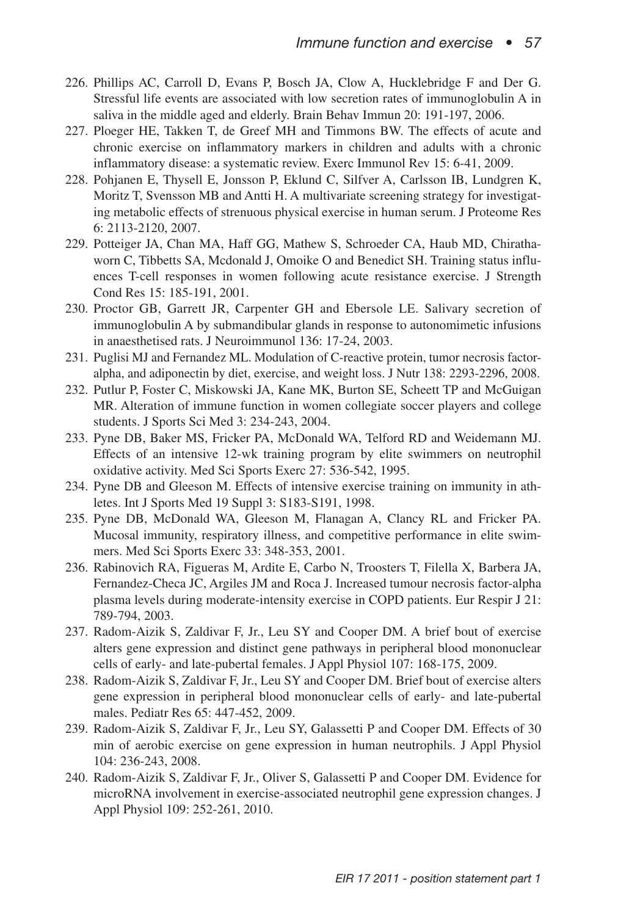226. Phillips AC, Carroll D, Evans P, Bosch JA, Clow A, Hucklebridge F and Der G. Stressful life events are associated with low secretion rates of immunoglobulin A in saliva in the middle aged and elderly. Brain Behav Immun 20: 191-197, 2006.
227. Ploeger HE, Takken T, de Greef MH and Timmons BW. The effects of acute and chronic exercise on inflammatory markers in children and adults with a chronic inflammatory disease: a systematic review. Exerc Immunol Rev 15: 6-41, 2009.
228. Pohjanen E, Thysell E, Jonsson P, Eklund C, Silfver A, Carlsson IB, Lundgren K, Moritz T, Svensson MB and Antti H. A multivariate screening strategy for investigating metabolic effects of strenuous physical exercise in human serum. J Proteome Res 6: 2113-2120, 2007.
229. Potteiger JA, Chan MA, Haff GG, Mathew S, Schroeder CA, Haub MD, Chirathaworn C, Tibbetts SA, Mcdonald J, Omoike O and Benedict SH. Training status influences T-cell responses in women following acute resistance exercise. J Strength Cond Res 15: 185-191, 2001.
230. Proctor GB, Garrett JR, Carpenter GH and Ebersole LE. Salivary secretion of immunoglobulin A by submandibular glands in response to autonomimetic infusions in anaesthetised rats. J Neuroimmunol 136: 17-24, 2003.
231. Puglisi MJ and Fernandez ML. Modulation of C-reactive protein, tumor necrosis factor-alpha, and adiponectin by diet, exercise, and weight loss. J Nutr 138: 2293-2296, 2008.
232. Putlur P, Foster C, Miskowski JA, Kane MK, Burton SE, Scheett TP and McGuigan MR. Alteration of immune function in women collegiate soccer players and college students. J Sports Sci Med 3: 234-243, 2004.
233. Pyne DB, Baker MS, Fricker PA, McDonald WA, Telford RD and Weidemann MJ. Effects of an intensive 12-wk training program by elite swimmers on neutrophil oxidative activity. Med Sci Sports Exerc 27: 536-542, 1995.
234. Pyne DB and Gleeson M. Effects of intensive exercise training on immunity in athletes. Int J Sports Med 19 Suppl 3: S183-S191, 1998.
235. Pyne DB, McDonald WA, Gleeson M, Flanagan A, Clancy RL and Fricker PA. Mucosal immunity, respiratory illness, and competitive performance in elite swimmers. Med Sci Sports Exerc 33: 348-353, 2001.
236. Rabinovich RA, Figueras M, Ardite E, Carbo N, Troosters T, Filella X, Barbera JA, Fernandez-Checa JC, Argiles JM and Roca J. Increased tumour necrosis factor-alpha plasma levels during moderate-intensity exercise in COPD patients. Eur Respir J 21: 789-794, 2003.
237. Radom-Aizik S, Zaldivar F, Jr., Leu SY and Cooper DM. A brief bout of exercise alters gene expression and distinct gene pathways in peripheral blood mononuclear cells of early- and late-pubertal females. J Appl Physiol 107: 168-175, 2009.
238. Radom-Aizik S, Zaldivar F, Jr., Leu SY and Cooper DM. Brief bout of exercise alters gene expression in peripheral blood mononuclear cells of early- and late-pubertal males. Pediatr Res 65: 447-452, 2009.
239. Radom-Aizik S, Zaldivar F, Jr., Leu SY, Galassetti P and Cooper DM. Effects of 30 min of aerobic exercise on gene expression in human neutrophils. J Appl Physiol 104: 236-243, 2008.
240. Radom-Aizik S, Zaldivar F, Jr., Oliver S, Galassetti P and Cooper DM. Evidence for microRNA involvement in exercise-associated neutrophil gene expression changes. J Appl Physiol 109: 252-261, 2010.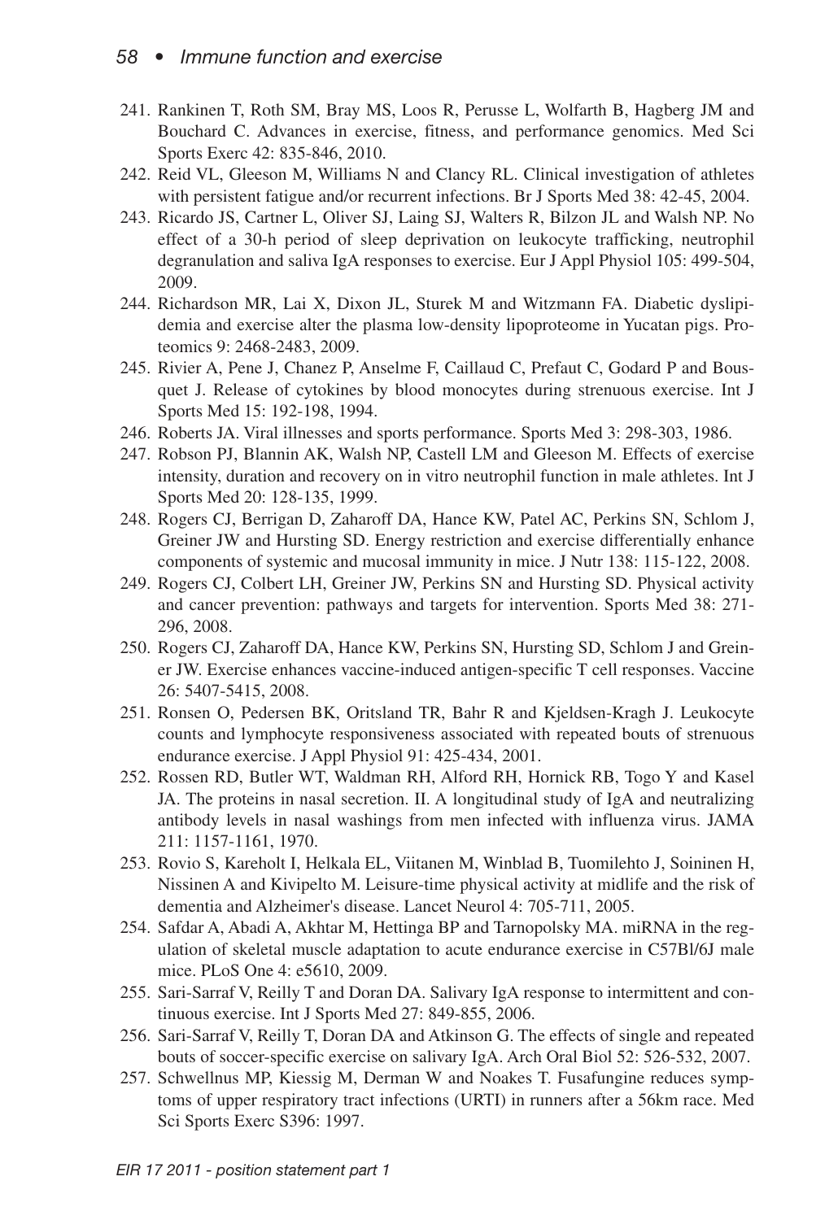241. Rankinen T, Roth SM, Bray MS, Loos R, Perusse L, Wolfarth B, Hagberg JM and Bouchard C. Advances in exercise, fitness, and performance genomics. Med Sci Sports Exerc 42: 835-846, 2010.
242. Reid VL, Gleeson M, Williams N and Clancy RL. Clinical investigation of athletes with persistent fatigue and/or recurrent infections. Br J Sports Med 38: 42-45, 2004.
243. Ricardo JS, Cartner L, Oliver SJ, Laing SJ, Walters R, Bilzon JL and Walsh NP. No effect of a 30-h period of sleep deprivation on leukocyte trafficking, neutrophil degranulation and saliva IgA responses to exercise. Eur J Appl Physiol 105: 499-504, 2009.
244. Richardson MR, Lai X, Dixon JL, Sturek M and Witzmann FA. Diabetic dyslipidemia and exercise alter the plasma low-density lipoproteome in Yucatan pigs. Proteomics 9: 2468-2483, 2009.
245. Rivier A, Pene J, Chanez P, Anselme F, Caillaud C, Prefaut C, Godard P and Bousquet J. Release of cytokines by blood monocytes during strenuous exercise. Int J Sports Med 15: 192-198, 1994.
246. Roberts JA. Viral illnesses and sports performance. Sports Med 3: 298-303, 1986.
247. Robson PJ, Blannin AK, Walsh NP, Castell LM and Gleeson M. Effects of exercise intensity, duration and recovery on in vitro neutrophil function in male athletes. Int J Sports Med 20: 128-135, 1999.
248. Rogers CJ, Berrigan D, Zaharoff DA, Hance KW, Patel AC, Perkins SN, Schlom J, Greiner JW and Hursting SD. Energy restriction and exercise differentially enhance components of systemic and mucosal immunity in mice. J Nutr 138: 115-122, 2008.
249. Rogers CJ, Colbert LH, Greiner JW, Perkins SN and Hursting SD. Physical activity and cancer prevention: pathways and targets for intervention. Sports Med 38: 271-296, 2008.
250. Rogers CJ, Zaharoff DA, Hance KW, Perkins SN, Hursting SD, Schlom J and Greiner JW. Exercise enhances vaccine-induced antigen-specific T cell responses. Vaccine 26: 5407-5415, 2008.
251. Ronsen O, Pedersen BK, Oritsland TR, Bahr R and Kjeldsen-Kragh J. Leukocyte counts and lymphocyte responsiveness associated with repeated bouts of strenuous endurance exercise. J Appl Physiol 91: 425-434, 2001.
252. Rossen RD, Butler WT, Waldman RH, Alford RH, Hornick RB, Togo Y and Kasel JA. The proteins in nasal secretion. II. A longitudinal study of IgA and neutralizing antibody levels in nasal washings from men infected with influenza virus. JAMA 211: 1157-1161, 1970.
253. Rovio S, Kareholt I, Helkala EL, Viitanen M, Winblad B, Tuomilehto J, Soininen H, Nissinen A and Kivipelto M. Leisure-time physical activity at midlife and the risk of dementia and Alzheimer's disease. Lancet Neurol 4: 705-711, 2005.
254. Safdar A, Abadi A, Akhtar M, Hettinga BP and Tarnopolsky MA. miRNA in the regulation of skeletal muscle adaptation to acute endurance exercise in C57Bl/6J male mice. PLoS One 4: e5610, 2009.
255. Sari-Sarraf V, Reilly T and Doran DA. Salivary IgA response to intermittent and continuous exercise. Int J Sports Med 27: 849-855, 2006.
256. Sari-Sarraf V, Reilly T, Doran DA and Atkinson G. The effects of single and repeated bouts of soccer-specific exercise on salivary IgA. Arch Oral Biol 52: 526-532, 2007.
257. Schwellnus MP, Kiessig M, Derman W and Noakes T. Fusafungine reduces symptoms of upper respiratory tract infections (URTI) in runners after a 56km race. Med Sci Sports Exerc S396: 1997.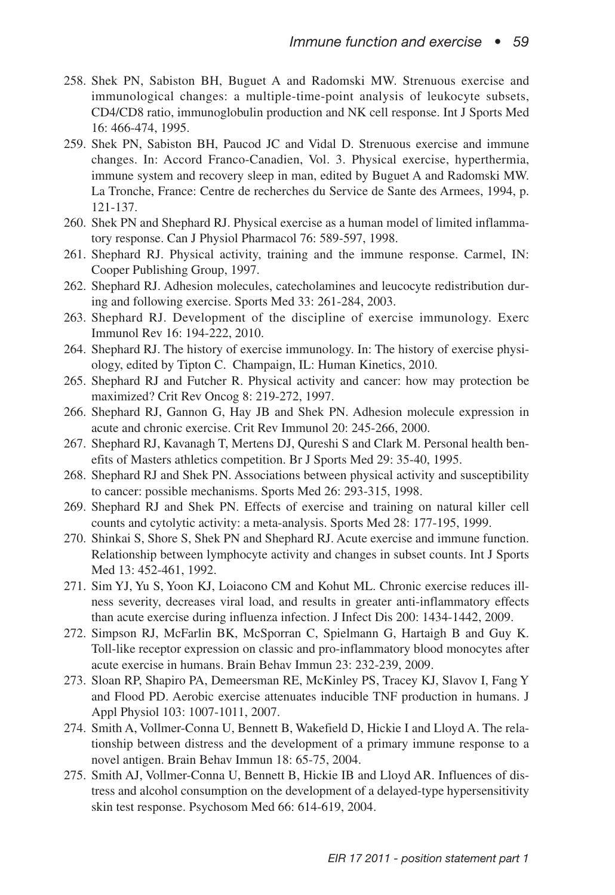258. Shek PN, Sabiston BH, Buguet A and Radomski MW. Strenuous exercise and immunological changes: a multiple-time-point analysis of leukocyte subsets, CD4/CD8 ratio, immunoglobulin production and NK cell response. Int J Sports Med 16: 466-474, 1995.
259. Shek PN, Sabiston BH, Paucod JC and Vidal D. Strenuous exercise and immune changes. In: Accord Franco-Canadien, Vol. 3. Physical exercise, hyperthermia, immune system and recovery sleep in man, edited by Buguet A and Radomski MW. La Tronche, France: Centre de recherches du Service de Sante des Armees, 1994, p. 121-137.
260. Shek PN and Shephard RJ. Physical exercise as a human model of limited inflammatory response. Can J Physiol Pharmacol 76: 589-597, 1998.
261. Shephard RJ. Physical activity, training and the immune response. Carmel, IN: Cooper Publishing Group, 1997.
262. Shephard RJ. Adhesion molecules, catecholamines and leucocyte redistribution during and following exercise. Sports Med 33: 261-284, 2003.
263. Shephard RJ. Development of the discipline of exercise immunology. Exerc Immunol Rev 16: 194-222, 2010.
264. Shephard RJ. The history of exercise immunology. In: The history of exercise physiology, edited by Tipton C. Champaign, IL: Human Kinetics, 2010.
265. Shephard RJ and Futcher R. Physical activity and cancer: how may protection be maximized? Crit Rev Oncog 8: 219-272, 1997.
266. Shephard RJ, Gannon G, Hay JB and Shek PN. Adhesion molecule expression in acute and chronic exercise. Crit Rev Immunol 20: 245-266, 2000.
267. Shephard RJ, Kavanagh T, Mertens DJ, Qureshi S and Clark M. Personal health benefits of Masters athletics competition. Br J Sports Med 29: 35-40, 1995.
268. Shephard RJ and Shek PN. Associations between physical activity and susceptibility to cancer: possible mechanisms. Sports Med 26: 293-315, 1998.
269. Shephard RJ and Shek PN. Effects of exercise and training on natural killer cell counts and cytolytic activity: a meta-analysis. Sports Med 28: 177-195, 1999.
270. Shinkai S, Shore S, Shek PN and Shephard RJ. Acute exercise and immune function. Relationship between lymphocyte activity and changes in subset counts. Int J Sports Med 13: 452-461, 1992.
271. Sim YJ, Yu S, Yoon KJ, Loiacono CM and Kohut ML. Chronic exercise reduces illness severity, decreases viral load, and results in greater anti-inflammatory effects than acute exercise during influenza infection. J Infect Dis 200: 1434-1442, 2009.
272. Simpson RJ, McFarlin BK, McSporran C, Spielmann G, Hartaigh B and Guy K. Toll-like receptor expression on classic and pro-inflammatory blood monocytes after acute exercise in humans. Brain Behav Immun 23: 232-239, 2009.
273. Sloan RP, Shapiro PA, Demeersman RE, McKinley PS, Tracey KJ, Slavov I, Fang Y and Flood PD. Aerobic exercise attenuates inducible TNF production in humans. J Appl Physiol 103: 1007-1011, 2007.
274. Smith A, Vollmer-Conna U, Bennett B, Wakefield D, Hickie I and Lloyd A. The relationship between distress and the development of a primary immune response to a novel antigen. Brain Behav Immun 18: 65-75, 2004.
275. Smith AJ, Vollmer-Conna U, Bennett B, Hickie IB and Lloyd AR. Influences of distress and alcohol consumption on the development of a delayed-type hypersensitivity skin test response. Psychosom Med 66: 614-619, 2004.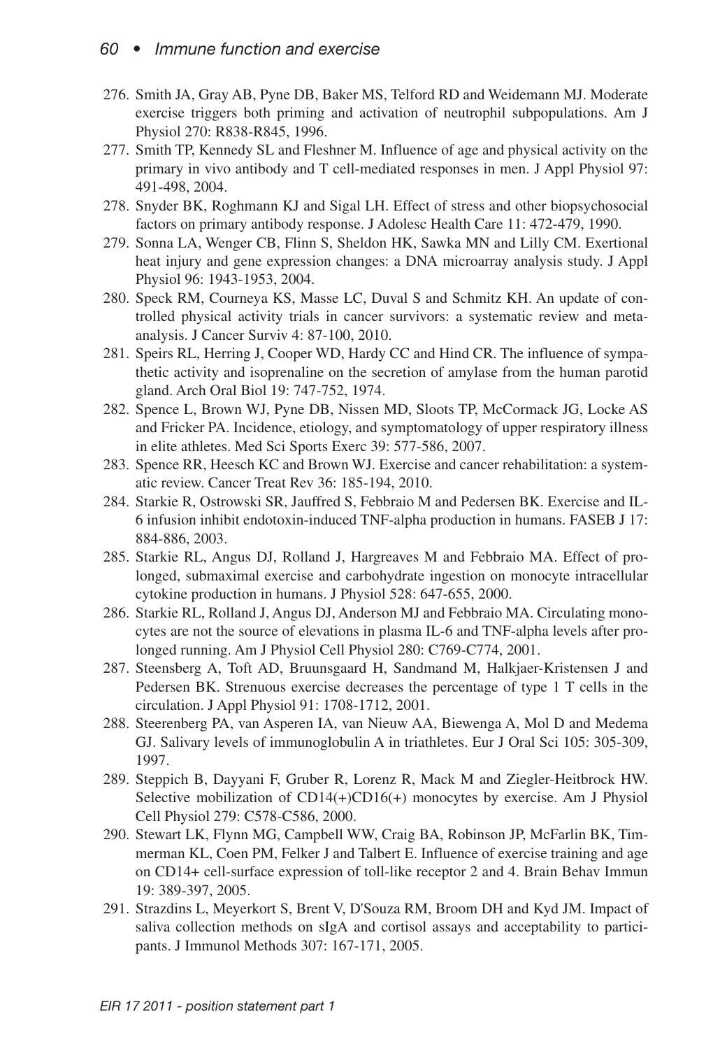276. Smith JA, Gray AB, Pyne DB, Baker MS, Telford RD and Weidemann MJ. Moderate exercise triggers both priming and activation of neutrophil subpopulations. Am J Physiol 270: R838-R845, 1996.
277. Smith TP, Kennedy SL and Fleshner M. Influence of age and physical activity on the primary in vivo antibody and T cell-mediated responses in men. J Appl Physiol 97: 491-498, 2004.
278. Snyder BK, Roghmann KJ and Sigal LH. Effect of stress and other biopsychosocial factors on primary antibody response. J Adolesc Health Care 11: 472-479, 1990.
279. Sonna LA, Wenger CB, Flinn S, Sheldon HK, Sawka MN and Lilly CM. Exertional heat injury and gene expression changes: a DNA microarray analysis study. J Appl Physiol 96: 1943-1953, 2004.
280. Speck RM, Courneya KS, Masse LC, Duval S and Schmitz KH. An update of controlled physical activity trials in cancer survivors: a systematic review and meta-analysis. J Cancer Surviv 4: 87-100, 2010.
281. Speirs RL, Herring J, Cooper WD, Hardy CC and Hind CR. The influence of sympathetic activity and isoprenaline on the secretion of amylase from the human parotid gland. Arch Oral Biol 19: 747-752, 1974.
282. Spence L, Brown WJ, Pyne DB, Nissen MD, Sloots TP, McCormack JG, Locke AS and Fricker PA. Incidence, etiology, and symptomatology of upper respiratory illness in elite athletes. Med Sci Sports Exerc 39: 577-586, 2007.
283. Spence RR, Heesch KC and Brown WJ. Exercise and cancer rehabilitation: a systematic review. Cancer Treat Rev 36: 185-194, 2010.
284. Starkie R, Ostrowski SR, Jauffred S, Febbraio M and Pedersen BK. Exercise and IL-6 infusion inhibit endotoxin-induced TNF-alpha production in humans. FASEB J 17: 884-886, 2003.
285. Starkie RL, Angus DJ, Rolland J, Hargreaves M and Febbraio MA. Effect of prolonged, submaximal exercise and carbohydrate ingestion on monocyte intracellular cytokine production in humans. J Physiol 528: 647-655, 2000.
286. Starkie RL, Rolland J, Angus DJ, Anderson MJ and Febbraio MA. Circulating monocytes are not the source of elevations in plasma IL-6 and TNF-alpha levels after prolonged running. Am J Physiol Cell Physiol 280: C769-C774, 2001.
287. Steensberg A, Toft AD, Bruunsgaard H, Sandmand M, Halkjaer-Kristensen J and Pedersen BK. Strenuous exercise decreases the percentage of type 1 T cells in the circulation. J Appl Physiol 91: 1708-1712, 2001.
288. Steerenberg PA, van Asperen IA, van Nieuw AA, Biewenga A, Mol D and Medema GJ. Salivary levels of immunoglobulin A in triathletes. Eur J Oral Sci 105: 305-309, 1997.
289. Steppich B, Dayyani F, Gruber R, Lorenz R, Mack M and Ziegler-Heitbrock HW. Selective mobilization of CD14(+)CD16(+) monocytes by exercise. Am J Physiol Cell Physiol 279: C578-C586, 2000.
290. Stewart LK, Flynn MG, Campbell WW, Craig BA, Robinson JP, McFarlin BK, Timmerman KL, Coen PM, Felker J and Talbert E. Influence of exercise training and age on CD14+ cell-surface expression of toll-like receptor 2 and 4. Brain Behav Immun 19: 389-397, 2005.
291. Strazdins L, Meyerkort S, Brent V, D'Souza RM, Broom DH and Kyd JM. Impact of saliva collection methods on sIgA and cortisol assays and acceptability to participants. J Immunol Methods 307: 167-171, 2005.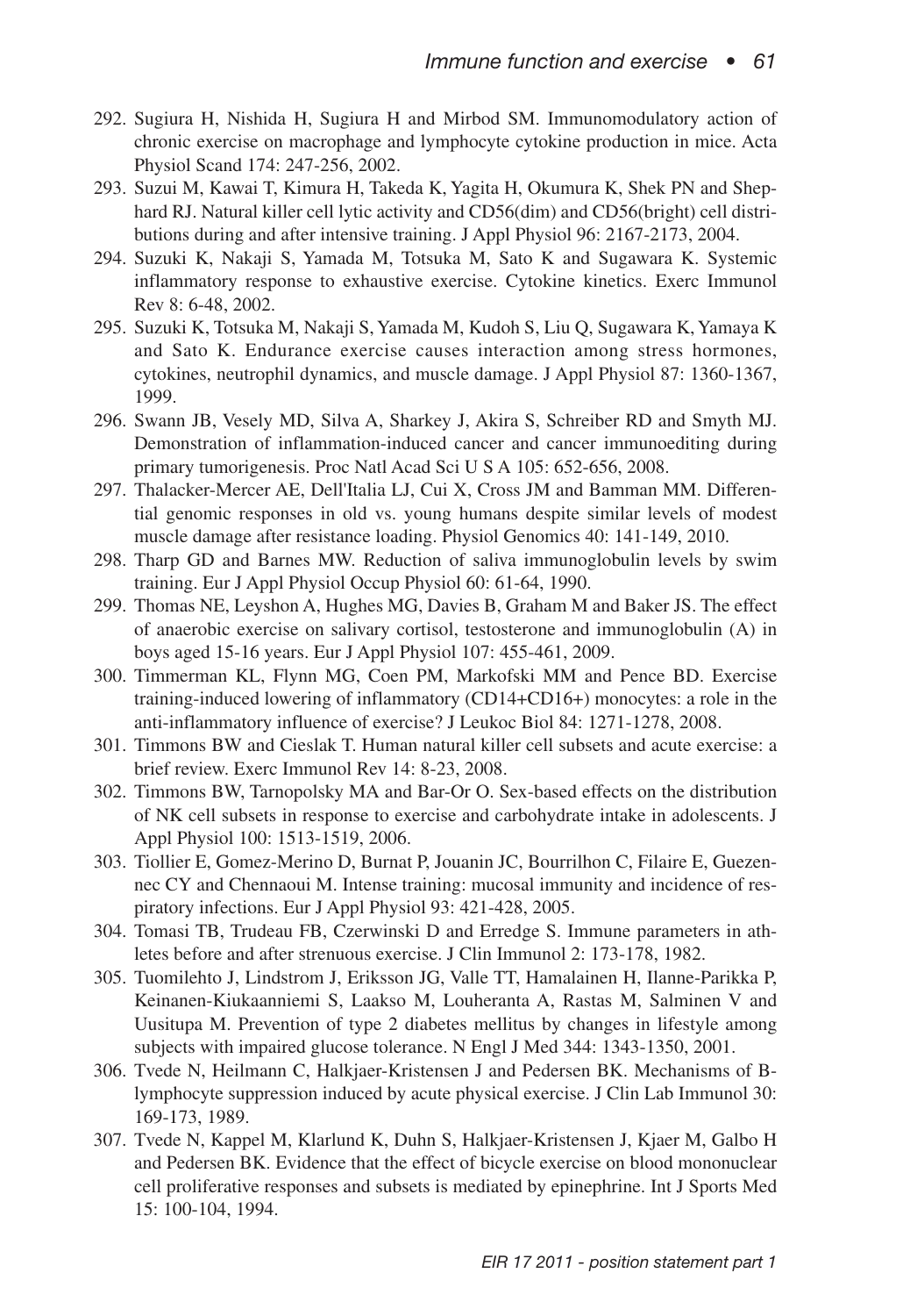292. Sugiura H, Nishida H, Sugiura H and Mirbod SM. Immunomodulatory action of chronic exercise on macrophage and lymphocyte cytokine production in mice. Acta Physiol Scand 174: 247-256, 2002.
293. Suzui M, Kawai T, Kimura H, Takeda K, Yagita H, Okumura K, Shek PN and Shephard RJ. Natural killer cell lytic activity and CD56(dim) and CD56(bright) cell distributions during and after intensive training. J Appl Physiol 96: 2167-2173, 2004.
294. Suzuki K, Nakaji S, Yamada M, Totsuka M, Sato K and Sugawara K. Systemic inflammatory response to exhaustive exercise. Cytokine kinetics. Exerc Immunol Rev 8: 6-48, 2002.
295. Suzuki K, Totsuka M, Nakaji S, Yamada M, Kudoh S, Liu Q, Sugawara K, Yamaya K and Sato K. Endurance exercise causes interaction among stress hormones, cytokines, neutrophil dynamics, and muscle damage. J Appl Physiol 87: 1360-1367, 1999.
296. Swann JB, Vesely MD, Silva A, Sharkey J, Akira S, Schreiber RD and Smyth MJ. Demonstration of inflammation-induced cancer and cancer immunoediting during primary tumorigenesis. Proc Natl Acad Sci U S A 105: 652-656, 2008.
297. Thalacker-Mercer AE, Dell'Italia LJ, Cui X, Cross JM and Bamman MM. Differential genomic responses in old vs. young humans despite similar levels of modest muscle damage after resistance loading. Physiol Genomics 40: 141-149, 2010.
298. Tharp GD and Barnes MW. Reduction of saliva immunoglobulin levels by swim training. Eur J Appl Physiol Occup Physiol 60: 61-64, 1990.
299. Thomas NE, Leyshon A, Hughes MG, Davies B, Graham M and Baker JS. The effect of anaerobic exercise on salivary cortisol, testosterone and immunoglobulin (A) in boys aged 15-16 years. Eur J Appl Physiol 107: 455-461, 2009.
300. Timmerman KL, Flynn MG, Coen PM, Markofski MM and Pence BD. Exercise training-induced lowering of inflammatory (CD14+CD16+) monocytes: a role in the anti-inflammatory influence of exercise? J Leukoc Biol 84: 1271-1278, 2008.
301. Timmons BW and Cieslak T. Human natural killer cell subsets and acute exercise: a brief review. Exerc Immunol Rev 14: 8-23, 2008.
302. Timmons BW, Tarnopolsky MA and Bar-Or O. Sex-based effects on the distribution of NK cell subsets in response to exercise and carbohydrate intake in adolescents. J Appl Physiol 100: 1513-1519, 2006.
303. Tiollier E, Gomez-Merino D, Burnat P, Jouanin JC, Bourrilhon C, Filaire E, Guezennec CY and Chennaoui M. Intense training: mucosal immunity and incidence of respiratory infections. Eur J Appl Physiol 93: 421-428, 2005.
304. Tomasi TB, Trudeau FB, Czerwinski D and Erredge S. Immune parameters in athletes before and after strenuous exercise. J Clin Immunol 2: 173-178, 1982.
305. Tuomilehto J, Lindstrom J, Eriksson JG, Valle TT, Hamalainen H, Ilanne-Parikka P, Keinanen-Kiukaanniemi S, Laakso M, Louheranta A, Rastas M, Salminen V and Uusitupa M. Prevention of type 2 diabetes mellitus by changes in lifestyle among subjects with impaired glucose tolerance. N Engl J Med 344: 1343-1350, 2001.
306. Tvede N, Heilmann C, Halkjaer-Kristensen J and Pedersen BK. Mechanisms of B-lymphocyte suppression induced by acute physical exercise. J Clin Lab Immunol 30: 169-173, 1989.
307. Tvede N, Kappel M, Klarlund K, Duhn S, Halkjaer-Kristensen J, Kjaer M, Galbo H and Pedersen BK. Evidence that the effect of bicycle exercise on blood mononuclear cell proliferative responses and subsets is mediated by epinephrine. Int J Sports Med 15: 100-104, 1994.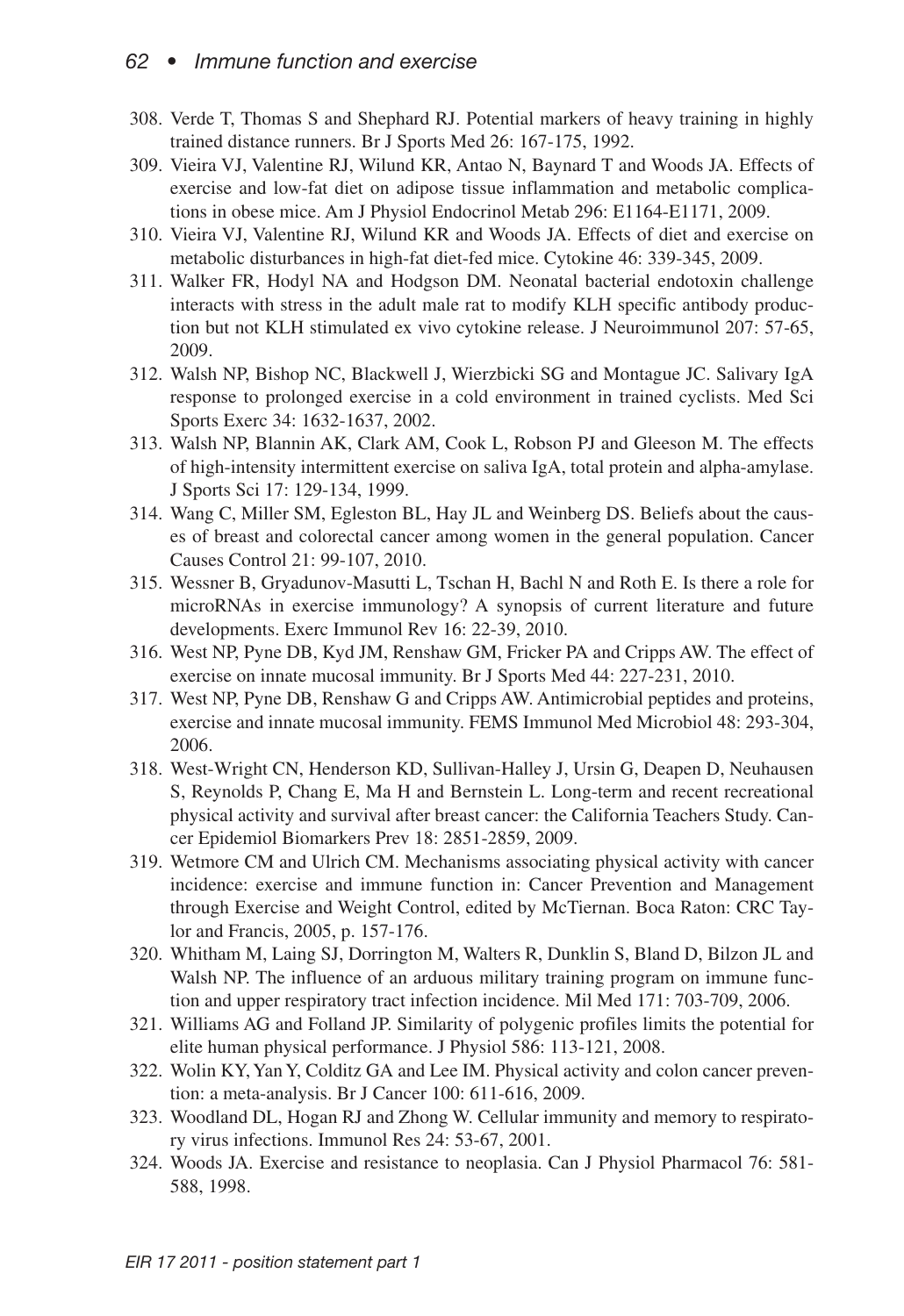308. Verde T, Thomas S and Shephard RJ. Potential markers of heavy training in highly trained distance runners. Br J Sports Med 26: 167-175, 1992.
309. Vieira VJ, Valentine RJ, Wilund KR, Antao N, Baynard T and Woods JA. Effects of exercise and low-fat diet on adipose tissue inflammation and metabolic complications in obese mice. Am J Physiol Endocrinol Metab 296: E1164-E1171, 2009.
310. Vieira VJ, Valentine RJ, Wilund KR and Woods JA. Effects of diet and exercise on metabolic disturbances in high-fat diet-fed mice. Cytokine 46: 339-345, 2009.
311. Walker FR, Hodyl NA and Hodgson DM. Neonatal bacterial endotoxin challenge interacts with stress in the adult male rat to modify KLH specific antibody production but not KLH stimulated ex vivo cytokine release. J Neuroimmunol 207: 57-65, 2009.
312. Walsh NP, Bishop NC, Blackwell J, Wierzbicki SG and Montague JC. Salivary IgA response to prolonged exercise in a cold environment in trained cyclists. Med Sci Sports Exerc 34: 1632-1637, 2002.
313. Walsh NP, Blannin AK, Clark AM, Cook L, Robson PJ and Gleeson M. The effects of high-intensity intermittent exercise on saliva IgA, total protein and alpha-amylase. J Sports Sci 17: 129-134, 1999.
314. Wang C, Miller SM, Egleston BL, Hay JL and Weinberg DS. Beliefs about the causes of breast and colorectal cancer among women in the general population. Cancer Causes Control 21: 99-107, 2010.
315. Wessner B, Gryadunov-Masutti L, Tschan H, Bachl N and Roth E. Is there a role for microRNAs in exercise immunology? A synopsis of current literature and future developments. Exerc Immunol Rev 16: 22-39, 2010.
316. West NP, Pyne DB, Kyd JM, Renshaw GM, Fricker PA and Cripps AW. The effect of exercise on innate mucosal immunity. Br J Sports Med 44: 227-231, 2010.
317. West NP, Pyne DB, Renshaw G and Cripps AW. Antimicrobial peptides and proteins, exercise and innate mucosal immunity. FEMS Immunol Med Microbiol 48: 293-304, 2006.
318. West-Wright CN, Henderson KD, Sullivan-Halley J, Ursin G, Deapen D, Neuhausen S, Reynolds P, Chang E, Ma H and Bernstein L. Long-term and recent recreational physical activity and survival after breast cancer: the California Teachers Study. Cancer Epidemiol Biomarkers Prev 18: 2851-2859, 2009.
319. Wetmore CM and Ulrich CM. Mechanisms associating physical activity with cancer incidence: exercise and immune function in: Cancer Prevention and Management through Exercise and Weight Control, edited by McTiernan. Boca Raton: CRC Taylor and Francis, 2005, p. 157-176.
320. Whitham M, Laing SJ, Dorrington M, Walters R, Dunklin S, Bland D, Bilzon JL and Walsh NP. The influence of an arduous military training program on immune function and upper respiratory tract infection incidence. Mil Med 171: 703-709, 2006.
321. Williams AG and Folland JP. Similarity of polygenic profiles limits the potential for elite human physical performance. J Physiol 586: 113-121, 2008.
322. Wolin KY, Yan Y, Colditz GA and Lee IM. Physical activity and colon cancer prevention: a meta-analysis. Br J Cancer 100: 611-616, 2009.
323. Woodland DL, Hogan RJ and Zhong W. Cellular immunity and memory to respiratory virus infections. Immunol Res 24: 53-67, 2001.
324. Woods JA. Exercise and resistance to neoplasia. Can J Physiol Pharmacol 76: 581-588, 1998.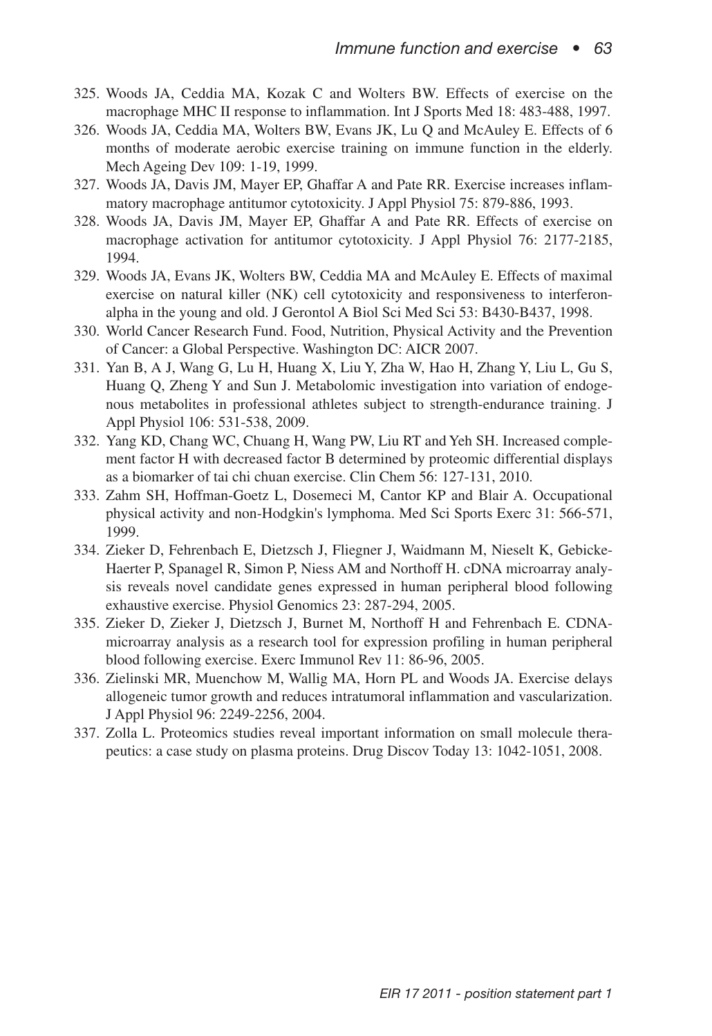325. Woods JA, Ceddia MA, Kozak C and Wolters BW. Effects of exercise on the macrophage MHC II response to inflammation. Int J Sports Med 18: 483-488, 1997.
326. Woods JA, Ceddia MA, Wolters BW, Evans JK, Lu Q and McAuley E. Effects of 6 months of moderate aerobic exercise training on immune function in the elderly. Mech Ageing Dev 109: 1-19, 1999.
327. Woods JA, Davis JM, Mayer EP, Ghaffar A and Pate RR. Exercise increases inflammatory macrophage antitumor cytotoxicity. J Appl Physiol 75: 879-886, 1993.
328. Woods JA, Davis JM, Mayer EP, Ghaffar A and Pate RR. Effects of exercise on macrophage activation for antitumor cytotoxicity. J Appl Physiol 76: 2177-2185, 1994.
329. Woods JA, Evans JK, Wolters BW, Ceddia MA and McAuley E. Effects of maximal exercise on natural killer (NK) cell cytotoxicity and responsiveness to interferon-alpha in the young and old. J Gerontol A Biol Sci Med Sci 53: B430-B437, 1998.
330. World Cancer Research Fund. Food, Nutrition, Physical Activity and the Prevention of Cancer: a Global Perspective. Washington DC: AICR 2007.
331. Yan B, A J, Wang G, Lu H, Huang X, Liu Y, Zha W, Hao H, Zhang Y, Liu L, Gu S, Huang Q, Zheng Y and Sun J. Metabolomic investigation into variation of endogenous metabolites in professional athletes subject to strength-endurance training. J Appl Physiol 106: 531-538, 2009.
332. Yang KD, Chang WC, Chuang H, Wang PW, Liu RT and Yeh SH. Increased complement factor H with decreased factor B determined by proteomic differential displays as a biomarker of tai chi chuan exercise. Clin Chem 56: 127-131, 2010.
333. Zahm SH, Hoffman-Goetz L, Dosemeci M, Cantor KP and Blair A. Occupational physical activity and non-Hodgkin's lymphoma. Med Sci Sports Exerc 31: 566-571, 1999.
334. Zieker D, Fehrenbach E, Dietzsch J, Fliegner J, Waidmann M, Nieselt K, Gebicke-Haerter P, Spanagel R, Simon P, Niess AM and Northoff H. cDNA microarray analysis reveals novel candidate genes expressed in human peripheral blood following exhaustive exercise. Physiol Genomics 23: 287-294, 2005.
335. Zieker D, Zieker J, Dietzsch J, Burnet M, Northoff H and Fehrenbach E. CDNA-microarray analysis as a research tool for expression profiling in human peripheral blood following exercise. Exerc Immunol Rev 11: 86-96, 2005.
336. Zielinski MR, Muenchow M, Wallig MA, Horn PL and Woods JA. Exercise delays allogeneic tumor growth and reduces intratumoral inflammation and vascularization. J Appl Physiol 96: 2249-2256, 2004.
337. Zolla L. Proteomics studies reveal important information on small molecule therapeutics: a case study on plasma proteins. Drug Discov Today 13: 1042-1051, 2008.